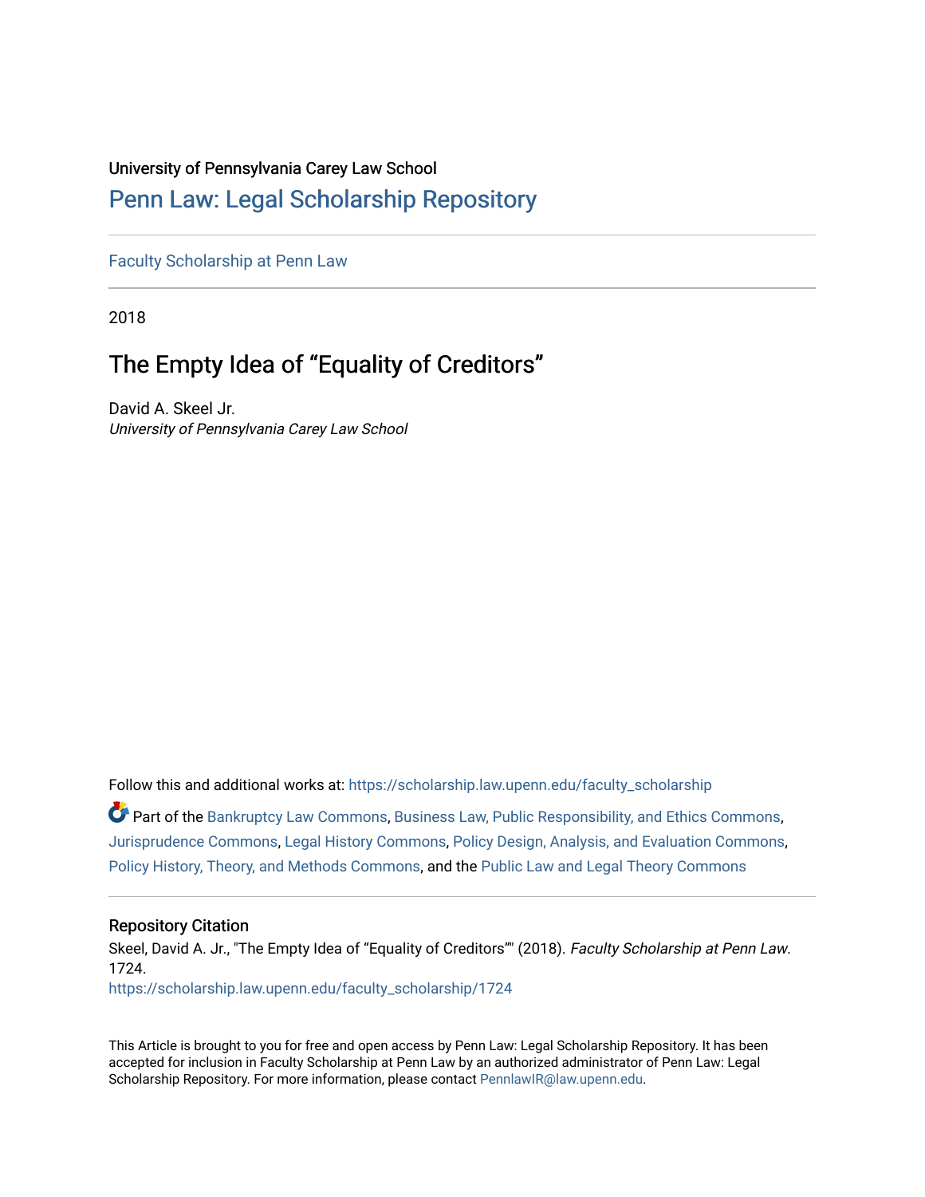University of Pennsylvania Carey Law School

# Penn Law: Legal Scholarship Repository

Faculty Scholarship at Penn Law

2018

## The Empty Idea of "Equality of Creditors"

David A. Skeel Jr.

*University of Pennsylvania Carey Law School*

Follow this and additional works at: https://scholarship.law.upenn.edu/faculty_scholarship

Part of the Bankruptcy Law Commons, Business Law, Public Responsibility, and Ethics Commons, Jurisprudence Commons, Legal History Commons, Policy Design, Analysis, and Evaluation Commons, Policy History, Theory, and Methods Commons, and the Public Law and Legal Theory Commons

### Repository Citation

Skeel, David A. Jr., "The Empty Idea of "Equality of Creditors"" (2018). *Faculty Scholarship at Penn Law*. 1724.

https://scholarship.law.upenn.edu/faculty_scholarship/1724

This Article is brought to you for free and open access by Penn Law: Legal Scholarship Repository. It has been accepted for inclusion in Faculty Scholarship at Penn Law by an authorized administrator of Penn Law: Legal Scholarship Repository. For more information, please contact PennlawIR@law.upenn.edu.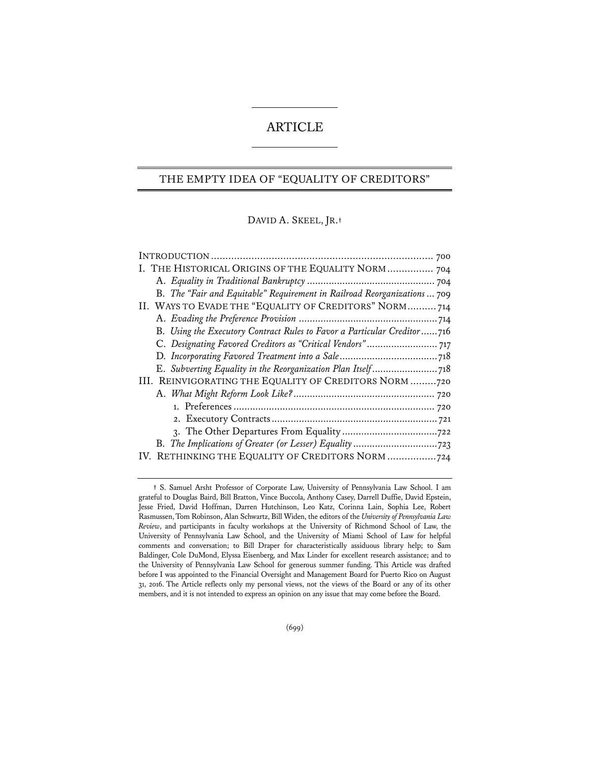# ARTICLE

## THE EMPTY IDEA OF "EQUALITY OF CREDITORS"

DAVID A. SKEEL, JR.†

| | |
|---|---|
| INTRODUCTION | 700 |
| I. THE HISTORICAL ORIGINS OF THE EQUALITY NORM | 704 |
| A. *Equality in Traditional Bankruptcy* | 704 |
| B. *The "Fair and Equitable" Requirement in Railroad Reorganizations* | 709 |
| II. WAYS TO EVADE THE "EQUALITY OF CREDITORS" NORM | 714 |
| A. *Evading the Preference Provision* | 714 |
| B. *Using the Executory Contract Rules to Favor a Particular Creditor* | 716 |
| C. *Designating Favored Creditors as "Critical Vendors"* | 717 |
| D. *Incorporating Favored Treatment into a Sale* | 718 |
| E. *Subverting Equality in the Reorganization Plan Itself* | 718 |
| III. REINVIGORATING THE EQUALITY OF CREDITORS NORM | 720 |
| A. *What Might Reform Look Like?* | 720 |
| 1. Preferences | 720 |
| 2. Executory Contracts | 721 |
| 3. The Other Departures From Equality | 722 |
| B. *The Implications of Greater (or Lesser) Equality* | 723 |
| IV. RETHINKING THE EQUALITY OF CREDITORS NORM | 724 |

† S. Samuel Arsht Professor of Corporate Law, University of Pennsylvania Law School. I am grateful to Douglas Baird, Bill Bratton, Vince Buccola, Anthony Casey, Darrell Duffie, David Epstein, Jesse Fried, David Hoffman, Darren Hutchinson, Leo Katz, Corinna Lain, Sophia Lee, Robert Rasmussen, Tom Robinson, Alan Schwartz, Bill Widen, the editors of the *University of Pennsylvania Law Review*, and participants in faculty workshops at the University of Richmond School of Law, the University of Pennsylvania Law School, and the University of Miami School of Law for helpful comments and conversation; to Bill Draper for characteristically assiduous library help; to Sam Baldinger, Cole DuMond, Elyssa Eisenberg, and Max Linder for excellent research assistance; and to the University of Pennsylvania Law School for generous summer funding. This Article was drafted before I was appointed to the Financial Oversight and Management Board for Puerto Rico on August 31, 2016. The Article reflects only my personal views, not the views of the Board or any of its other members, and it is not intended to express an opinion on any issue that may come before the Board.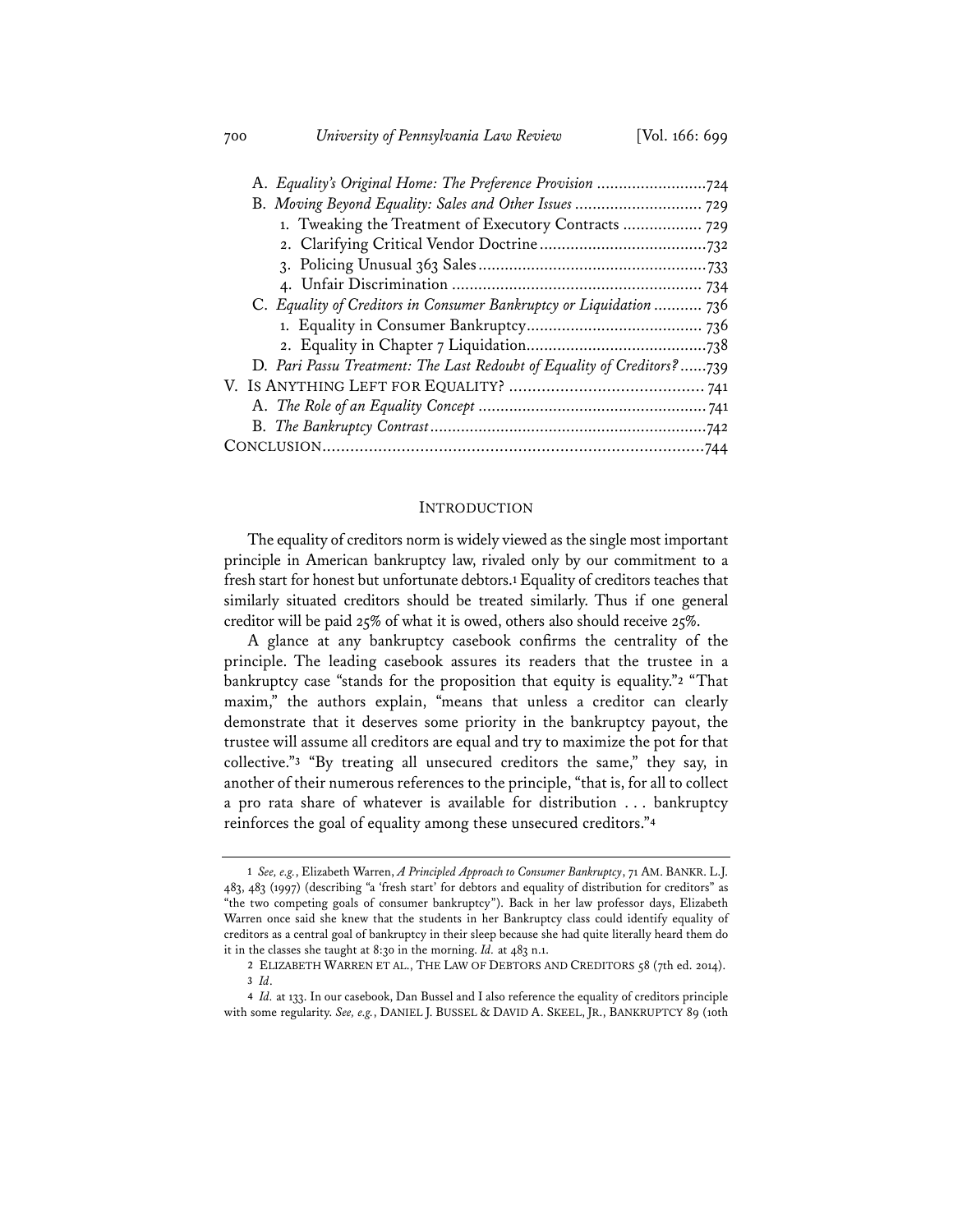A. *Equality's Original Home: The Preference Provision* .........................724
B. *Moving Beyond Equality: Sales and Other Issues* ............................ 729
1. Tweaking the Treatment of Executory Contracts .................. 729
2. Clarifying Critical Vendor Doctrine.....................................732
3. Policing Unusual 363 Sales...................................................733
4. Unfair Discrimination ........................................................ 734
C. *Equality of Creditors in Consumer Bankruptcy or Liquidation* ........... 736
1. Equality in Consumer Bankruptcy........................................ 736
2. Equality in Chapter 7 Liquidation.........................................738
D. *Pari Passu Treatment: The Last Redoubt of Equality of Creditors?*......739
V. IS ANYTHING LEFT FOR EQUALITY? .......................................... 741
A. *The Role of an Equality Concept* ................................................... 741
B. *The Bankruptcy Contrast*..............................................................742
CONCLUSION..................................................................................744

## INTRODUCTION

The equality of creditors norm is widely viewed as the single most important principle in American bankruptcy law, rivaled only by our commitment to a fresh start for honest but unfortunate debtors.[1] Equality of creditors teaches that similarly situated creditors should be treated similarly. Thus if one general creditor will be paid 25% of what it is owed, others also should receive 25%.

A glance at any bankruptcy casebook confirms the centrality of the principle. The leading casebook assures its readers that the trustee in a bankruptcy case "stands for the proposition that equity is equality."[2] "That maxim," the authors explain, "means that unless a creditor can clearly demonstrate that it deserves some priority in the bankruptcy payout, the trustee will assume all creditors are equal and try to maximize the pot for that collective."[3] "By treating all unsecured creditors the same," they say, in another of their numerous references to the principle, "that is, for all to collect a pro rata share of whatever is available for distribution . . . bankruptcy reinforces the goal of equality among these unsecured creditors."[4]

---

1 *See, e.g.*, Elizabeth Warren, *A Principled Approach to Consumer Bankruptcy*, 71 AM. BANKR. L.J. 483, 483 (1997) (describing "a 'fresh start' for debtors and equality of distribution for creditors" as "the two competing goals of consumer bankruptcy"). Back in her law professor days, Elizabeth Warren once said she knew that the students in her Bankruptcy class could identify equality of creditors as a central goal of bankruptcy in their sleep because she had quite literally heard them do it in the classes she taught at 8:30 in the morning. *Id.* at 483 n.1.

2 ELIZABETH WARREN ET AL., THE LAW OF DEBTORS AND CREDITORS 58 (7th ed. 2014).

3 *Id*.

4 *Id.* at 133. In our casebook, Dan Bussel and I also reference the equality of creditors principle with some regularity. *See, e.g.*, DANIEL J. BUSSEL & DAVID A. SKEEL, JR., BANKRUPTCY 89 (10th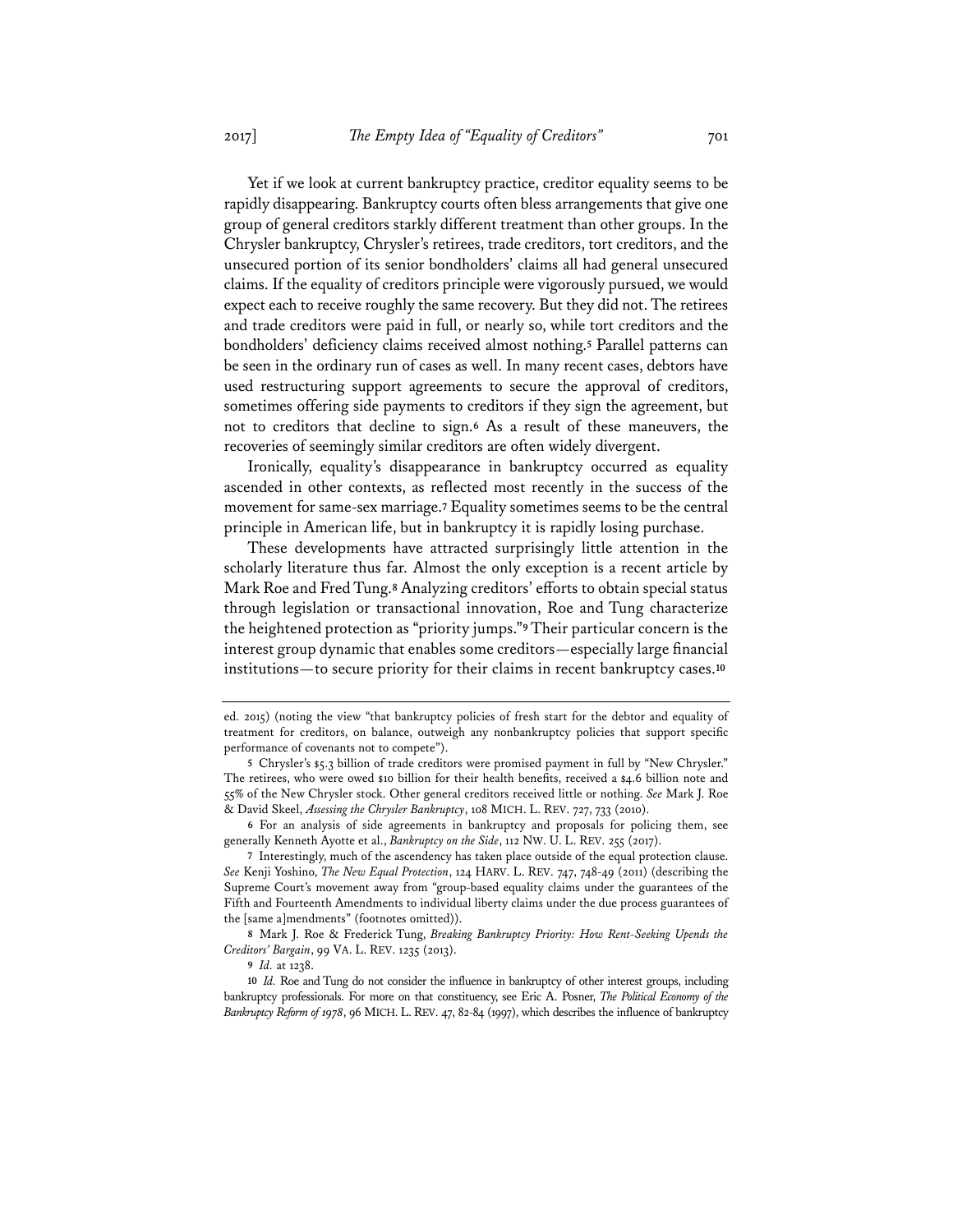Yet if we look at current bankruptcy practice, creditor equality seems to be rapidly disappearing. Bankruptcy courts often bless arrangements that give one group of general creditors starkly different treatment than other groups. In the Chrysler bankruptcy, Chrysler's retirees, trade creditors, tort creditors, and the unsecured portion of its senior bondholders' claims all had general unsecured claims. If the equality of creditors principle were vigorously pursued, we would expect each to receive roughly the same recovery. But they did not. The retirees and trade creditors were paid in full, or nearly so, while tort creditors and the bondholders' deficiency claims received almost nothing.[5] Parallel patterns can be seen in the ordinary run of cases as well. In many recent cases, debtors have used restructuring support agreements to secure the approval of creditors, sometimes offering side payments to creditors if they sign the agreement, but not to creditors that decline to sign.[6] As a result of these maneuvers, the recoveries of seemingly similar creditors are often widely divergent.

Ironically, equality's disappearance in bankruptcy occurred as equality ascended in other contexts, as reflected most recently in the success of the movement for same-sex marriage.[7] Equality sometimes seems to be the central principle in American life, but in bankruptcy it is rapidly losing purchase.

These developments have attracted surprisingly little attention in the scholarly literature thus far. Almost the only exception is a recent article by Mark Roe and Fred Tung.[8] Analyzing creditors' efforts to obtain special status through legislation or transactional innovation, Roe and Tung characterize the heightened protection as "priority jumps."[9] Their particular concern is the interest group dynamic that enables some creditors—especially large financial institutions—to secure priority for their claims in recent bankruptcy cases.[10]

---

ed. 2015) (noting the view "that bankruptcy policies of fresh start for the debtor and equality of treatment for creditors, on balance, outweigh any nonbankruptcy policies that support specific performance of covenants not to compete").

5 Chrysler's $5.3 billion of trade creditors were promised payment in full by "New Chrysler." The retirees, who were owed $10 billion for their health benefits, received a $4.6 billion note and 55% of the New Chrysler stock. Other general creditors received little or nothing. *See* Mark J. Roe & David Skeel, *Assessing the Chrysler Bankruptcy*, 108 MICH. L. REV. 727, 733 (2010).

6 For an analysis of side agreements in bankruptcy and proposals for policing them, see generally Kenneth Ayotte et al., *Bankruptcy on the Side*, 112 NW. U. L. REV. 255 (2017).

7 Interestingly, much of the ascendancy has taken place outside of the equal protection clause. *See* Kenji Yoshino, *The New Equal Protection*, 124 HARV. L. REV. 747, 748-49 (2011) (describing the Supreme Court's movement away from "group-based equality claims under the guarantees of the Fifth and Fourteenth Amendments to individual liberty claims under the due process guarantees of the [same a]mendments" (footnotes omitted)).

8 Mark J. Roe & Frederick Tung, *Breaking Bankruptcy Priority: How Rent-Seeking Upends the Creditors' Bargain*, 99 VA. L. REV. 1235 (2013).

9 *Id.* at 1238.

10 *Id.* Roe and Tung do not consider the influence in bankruptcy of other interest groups, including bankruptcy professionals. For more on that constituency, see Eric A. Posner, *The Political Economy of the Bankruptcy Reform of 1978*, 96 MICH. L. REV. 47, 82-84 (1997), which describes the influence of bankruptcy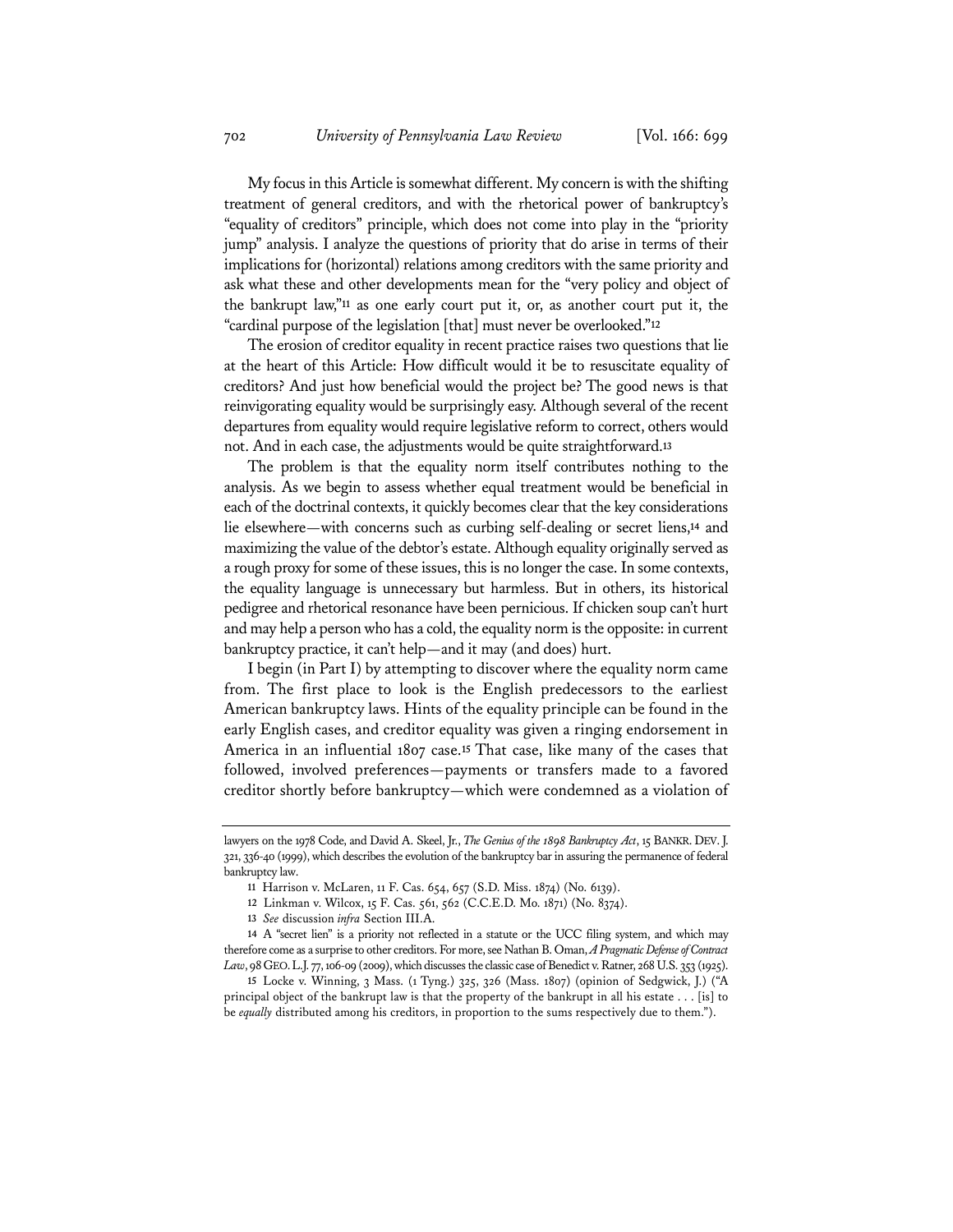My focus in this Article is somewhat different. My concern is with the shifting treatment of general creditors, and with the rhetorical power of bankruptcy's "equality of creditors" principle, which does not come into play in the "priority jump" analysis. I analyze the questions of priority that do arise in terms of their implications for (horizontal) relations among creditors with the same priority and ask what these and other developments mean for the "very policy and object of the bankrupt law,"[11] as one early court put it, or, as another court put it, the "cardinal purpose of the legislation [that] must never be overlooked."[12]

The erosion of creditor equality in recent practice raises two questions that lie at the heart of this Article: How difficult would it be to resuscitate equality of creditors? And just how beneficial would the project be? The good news is that reinvigorating equality would be surprisingly easy. Although several of the recent departures from equality would require legislative reform to correct, others would not. And in each case, the adjustments would be quite straightforward.[13]

The problem is that the equality norm itself contributes nothing to the analysis. As we begin to assess whether equal treatment would be beneficial in each of the doctrinal contexts, it quickly becomes clear that the key considerations lie elsewhere—with concerns such as curbing self-dealing or secret liens,[14] and maximizing the value of the debtor's estate. Although equality originally served as a rough proxy for some of these issues, this is no longer the case. In some contexts, the equality language is unnecessary but harmless. But in others, its historical pedigree and rhetorical resonance have been pernicious. If chicken soup can't hurt and may help a person who has a cold, the equality norm is the opposite: in current bankruptcy practice, it can't help—and it may (and does) hurt.

I begin (in Part I) by attempting to discover where the equality norm came from. The first place to look is the English predecessors to the earliest American bankruptcy laws. Hints of the equality principle can be found in the early English cases, and creditor equality was given a ringing endorsement in America in an influential 1807 case.[15] That case, like many of the cases that followed, involved preferences—payments or transfers made to a favored creditor shortly before bankruptcy—which were condemned as a violation of

---

lawyers on the 1978 Code, and David A. Skeel, Jr., *The Genius of the 1898 Bankruptcy Act*, 15 BANKR. DEV. J. 321, 336-40 (1999), which describes the evolution of the bankruptcy bar in assuring the permanence of federal bankruptcy law.

11 Harrison v. McLaren, 11 F. Cas. 654, 657 (S.D. Miss. 1874) (No. 6139).

12 Linkman v. Wilcox, 15 F. Cas. 561, 562 (C.C.E.D. Mo. 1871) (No. 8374).

13 *See* discussion *infra* Section III.A.

14 A "secret lien" is a priority not reflected in a statute or the UCC filing system, and which may therefore come as a surprise to other creditors. For more, see Nathan B. Oman, *A Pragmatic Defense of Contract Law*, 98 GEO. L.J. 77, 106-09 (2009), which discusses the classic case of Benedict v. Ratner, 268 U.S. 353 (1925).

15 Locke v. Winning, 3 Mass. (1 Tyng.) 325, 326 (Mass. 1807) (opinion of Sedgwick, J.) ("A principal object of the bankrupt law is that the property of the bankrupt in all his estate . . . [is] to be *equally* distributed among his creditors, in proportion to the sums respectively due to them.").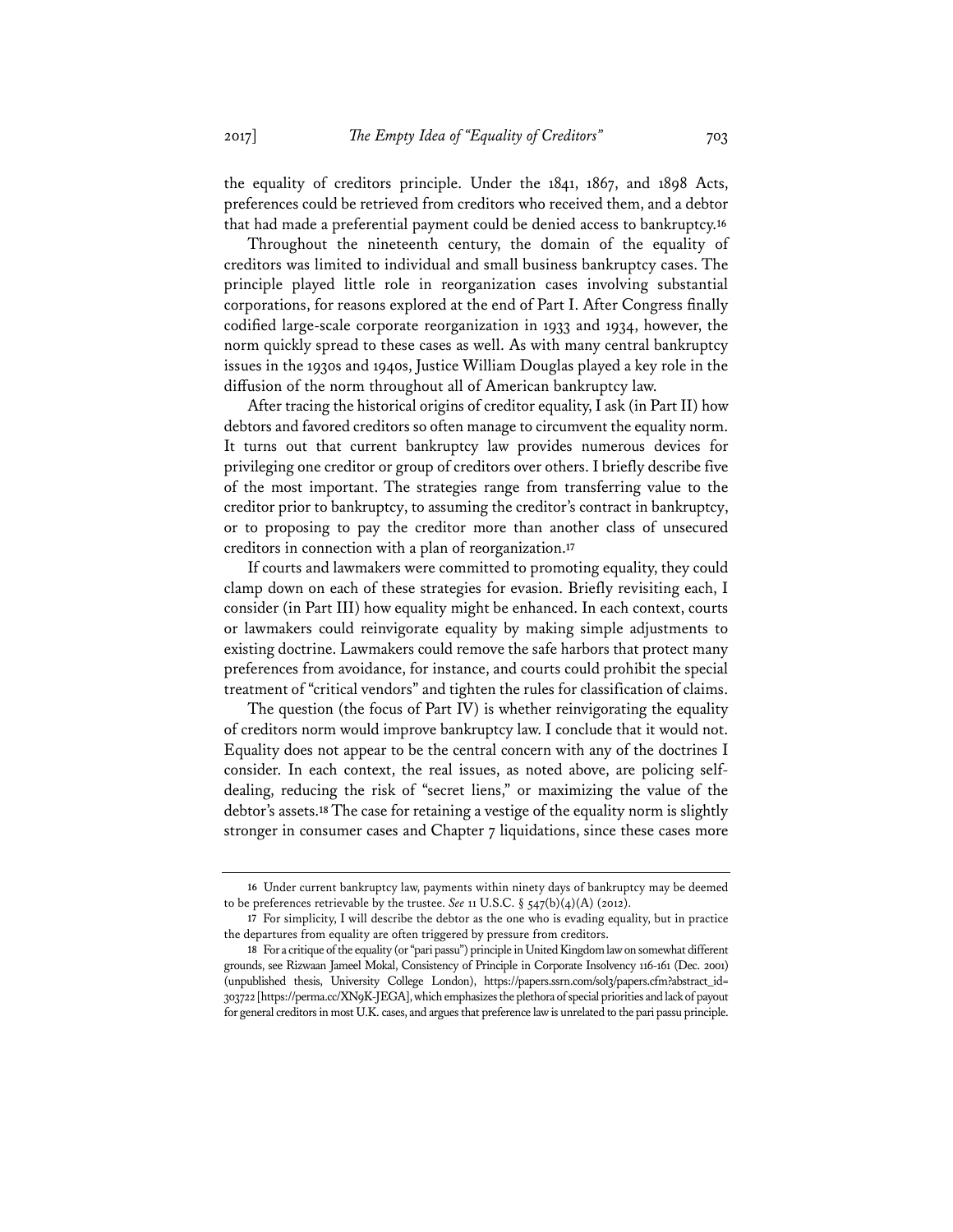the equality of creditors principle. Under the 1841, 1867, and 1898 Acts, preferences could be retrieved from creditors who received them, and a debtor that had made a preferential payment could be denied access to bankruptcy.[16]

Throughout the nineteenth century, the domain of the equality of creditors was limited to individual and small business bankruptcy cases. The principle played little role in reorganization cases involving substantial corporations, for reasons explored at the end of Part I. After Congress finally codified large-scale corporate reorganization in 1933 and 1934, however, the norm quickly spread to these cases as well. As with many central bankruptcy issues in the 1930s and 1940s, Justice William Douglas played a key role in the diffusion of the norm throughout all of American bankruptcy law.

After tracing the historical origins of creditor equality, I ask (in Part II) how debtors and favored creditors so often manage to circumvent the equality norm. It turns out that current bankruptcy law provides numerous devices for privileging one creditor or group of creditors over others. I briefly describe five of the most important. The strategies range from transferring value to the creditor prior to bankruptcy, to assuming the creditor's contract in bankruptcy, or to proposing to pay the creditor more than another class of unsecured creditors in connection with a plan of reorganization.[17]

If courts and lawmakers were committed to promoting equality, they could clamp down on each of these strategies for evasion. Briefly revisiting each, I consider (in Part III) how equality might be enhanced. In each context, courts or lawmakers could reinvigorate equality by making simple adjustments to existing doctrine. Lawmakers could remove the safe harbors that protect many preferences from avoidance, for instance, and courts could prohibit the special treatment of "critical vendors" and tighten the rules for classification of claims.

The question (the focus of Part IV) is whether reinvigorating the equality of creditors norm would improve bankruptcy law. I conclude that it would not. Equality does not appear to be the central concern with any of the doctrines I consider. In each context, the real issues, as noted above, are policing self-dealing, reducing the risk of "secret liens," or maximizing the value of the debtor's assets.[18] The case for retaining a vestige of the equality norm is slightly stronger in consumer cases and Chapter 7 liquidations, since these cases more

---

16 Under current bankruptcy law, payments within ninety days of bankruptcy may be deemed to be preferences retrievable by the trustee. *See* 11 U.S.C. § 547(b)(4)(A) (2012).

17 For simplicity, I will describe the debtor as the one who is evading equality, but in practice the departures from equality are often triggered by pressure from creditors.

18 For a critique of the equality (or "pari passu") principle in United Kingdom law on somewhat different grounds, see Rizwaan Jameel Mokal, Consistency of Principle in Corporate Insolvency 116-161 (Dec. 2001) (unpublished thesis, University College London), https://papers.ssrn.com/sol3/papers.cfm?abstract_id=303722 [https://perma.cc/XN9K-JEGA], which emphasizes the plethora of special priorities and lack of payout for general creditors in most U.K. cases, and argues that preference law is unrelated to the pari passu principle.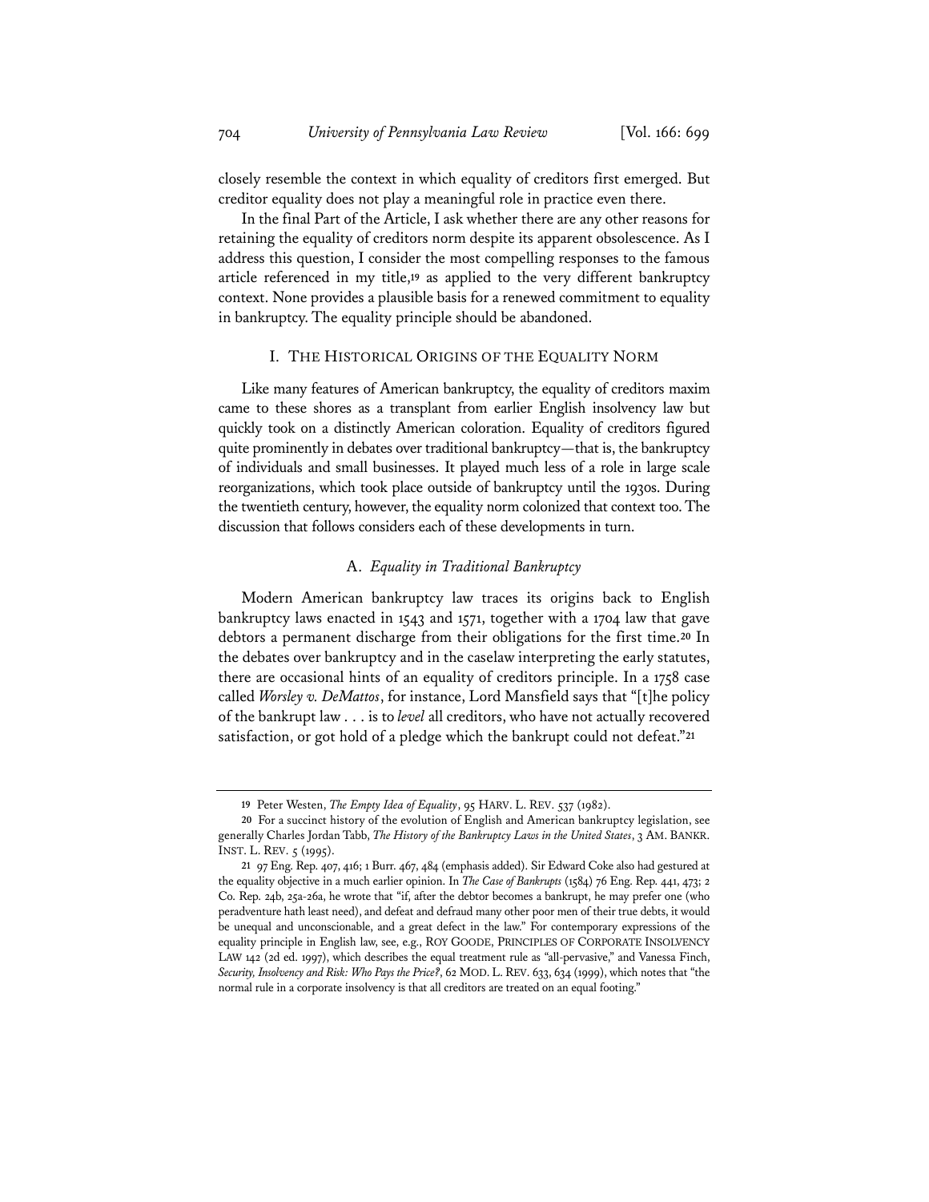closely resemble the context in which equality of creditors first emerged. But creditor equality does not play a meaningful role in practice even there.

In the final Part of the Article, I ask whether there are any other reasons for retaining the equality of creditors norm despite its apparent obsolescence. As I address this question, I consider the most compelling responses to the famous article referenced in my title,[19] as applied to the very different bankruptcy context. None provides a plausible basis for a renewed commitment to equality in bankruptcy. The equality principle should be abandoned.

## I. The Historical Origins of the Equality Norm

Like many features of American bankruptcy, the equality of creditors maxim came to these shores as a transplant from earlier English insolvency law but quickly took on a distinctly American coloration. Equality of creditors figured quite prominently in debates over traditional bankruptcy—that is, the bankruptcy of individuals and small businesses. It played much less of a role in large scale reorganizations, which took place outside of bankruptcy until the 1930s. During the twentieth century, however, the equality norm colonized that context too. The discussion that follows considers each of these developments in turn.

### A. *Equality in Traditional Bankruptcy*

Modern American bankruptcy law traces its origins back to English bankruptcy laws enacted in 1543 and 1571, together with a 1704 law that gave debtors a permanent discharge from their obligations for the first time.[20] In the debates over bankruptcy and in the caselaw interpreting the early statutes, there are occasional hints of an equality of creditors principle. In a 1758 case called *Worsley v. DeMattos*, for instance, Lord Mansfield says that "[t]he policy of the bankrupt law . . . is to *level* all creditors, who have not actually recovered satisfaction, or got hold of a pledge which the bankrupt could not defeat."[21]

---

19 Peter Westen, *The Empty Idea of Equality*, 95 HARV. L. REV. 537 (1982).

20 For a succinct history of the evolution of English and American bankruptcy legislation, see generally Charles Jordan Tabb, *The History of the Bankruptcy Laws in the United States*, 3 AM. BANKR. INST. L. REV. 5 (1995).

21 97 Eng. Rep. 407, 416; 1 Burr. 467, 484 (emphasis added). Sir Edward Coke also had gestured at the equality objective in a much earlier opinion. In *The Case of Bankrupts* (1584) 76 Eng. Rep. 441, 473; 2 Co. Rep. 24b, 25a-26a, he wrote that "if, after the debtor becomes a bankrupt, he may prefer one (who peradventure hath least need), and defeat and defraud many other poor men of their true debts, it would be unequal and unconscionable, and a great defect in the law." For contemporary expressions of the equality principle in English law, see, e.g., ROY GOODE, PRINCIPLES OF CORPORATE INSOLVENCY LAW 142 (2d ed. 1997), which describes the equal treatment rule as "all-pervasive," and Vanessa Finch, *Security, Insolvency and Risk: Who Pays the Price?*, 62 MOD. L. REV. 633, 634 (1999), which notes that "the normal rule in a corporate insolvency is that all creditors are treated on an equal footing."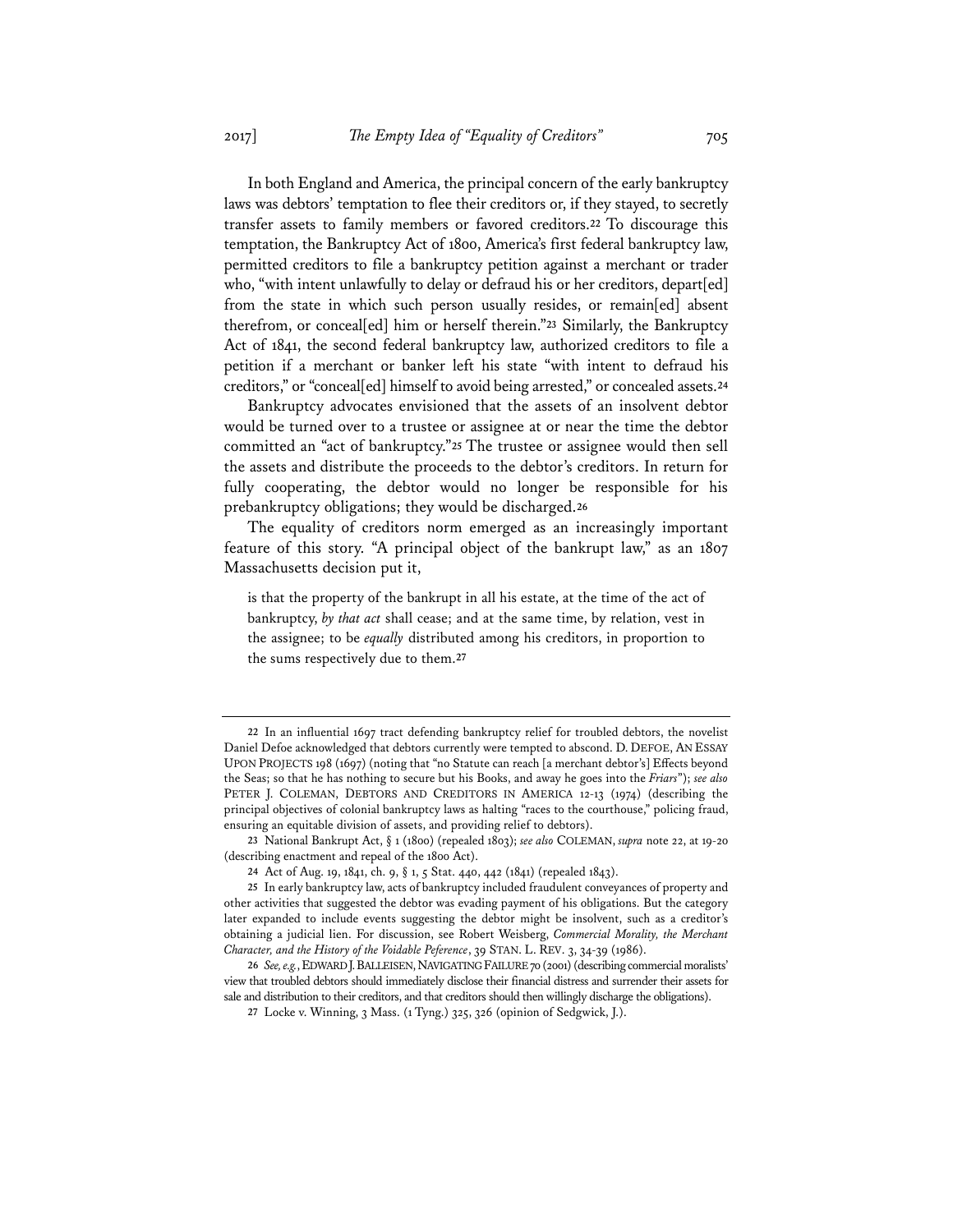In both England and America, the principal concern of the early bankruptcy laws was debtors' temptation to flee their creditors or, if they stayed, to secretly transfer assets to family members or favored creditors.[22] To discourage this temptation, the Bankruptcy Act of 1800, America's first federal bankruptcy law, permitted creditors to file a bankruptcy petition against a merchant or trader who, "with intent unlawfully to delay or defraud his or her creditors, depart[ed] from the state in which such person usually resides, or remain[ed] absent therefrom, or conceal[ed] him or herself therein."[23] Similarly, the Bankruptcy Act of 1841, the second federal bankruptcy law, authorized creditors to file a petition if a merchant or banker left his state "with intent to defraud his creditors," or "conceal[ed] himself to avoid being arrested," or concealed assets.[24]

Bankruptcy advocates envisioned that the assets of an insolvent debtor would be turned over to a trustee or assignee at or near the time the debtor committed an "act of bankruptcy."[25] The trustee or assignee would then sell the assets and distribute the proceeds to the debtor's creditors. In return for fully cooperating, the debtor would no longer be responsible for his prebankruptcy obligations; they would be discharged.[26]

The equality of creditors norm emerged as an increasingly important feature of this story. "A principal object of the bankrupt law," as an 1807 Massachusetts decision put it,

> is that the property of the bankrupt in all his estate, at the time of the act of bankruptcy, *by that act* shall cease; and at the same time, by relation, vest in the assignee; to be *equally* distributed among his creditors, in proportion to the sums respectively due to them.[27]

---

22 In an influential 1697 tract defending bankruptcy relief for troubled debtors, the novelist Daniel Defoe acknowledged that debtors currently were tempted to abscond. D. DEFOE, AN ESSAY UPON PROJECTS 198 (1697) (noting that "no Statute can reach [a merchant debtor's] Effects beyond the Seas; so that he has nothing to secure but his Books, and away he goes into the *Friars*"); *see also* PETER J. COLEMAN, DEBTORS AND CREDITORS IN AMERICA 12-13 (1974) (describing the principal objectives of colonial bankruptcy laws as halting "races to the courthouse," policing fraud, ensuring an equitable division of assets, and providing relief to debtors).

23 National Bankrupt Act, § 1 (1800) (repealed 1803); *see also* COLEMAN, *supra* note 22, at 19-20 (describing enactment and repeal of the 1800 Act).

24 Act of Aug. 19, 1841, ch. 9, § 1, 5 Stat. 440, 442 (1841) (repealed 1843).

25 In early bankruptcy law, acts of bankruptcy included fraudulent conveyances of property and other activities that suggested the debtor was evading payment of his obligations. But the category later expanded to include events suggesting the debtor might be insolvent, such as a creditor's obtaining a judicial lien. For discussion, see Robert Weisberg, *Commercial Morality, the Merchant Character, and the History of the Voidable Peference*, 39 STAN. L. REV. 3, 34-39 (1986).

26 *See, e.g.*, EDWARD J. BALLEISEN, NAVIGATING FAILURE 70 (2001) (describing commercial moralists' view that troubled debtors should immediately disclose their financial distress and surrender their assets for sale and distribution to their creditors, and that creditors should then willingly discharge the obligations).

27 Locke v. Winning, 3 Mass. (1 Tyng.) 325, 326 (opinion of Sedgwick, J.).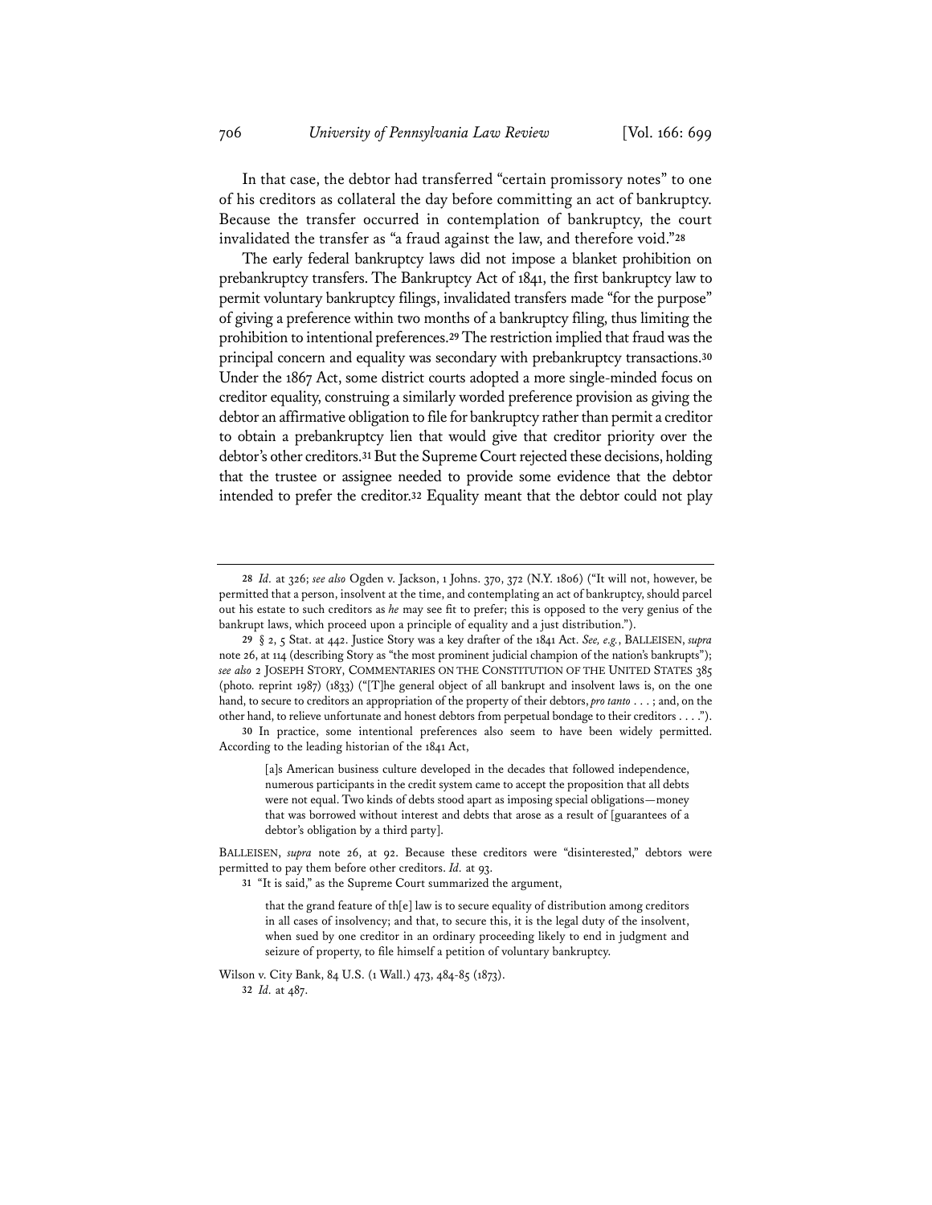In that case, the debtor had transferred "certain promissory notes" to one of his creditors as collateral the day before committing an act of bankruptcy. Because the transfer occurred in contemplation of bankruptcy, the court invalidated the transfer as "a fraud against the law, and therefore void."[28]

The early federal bankruptcy laws did not impose a blanket prohibition on prebankruptcy transfers. The Bankruptcy Act of 1841, the first bankruptcy law to permit voluntary bankruptcy filings, invalidated transfers made "for the purpose" of giving a preference within two months of a bankruptcy filing, thus limiting the prohibition to intentional preferences.[29] The restriction implied that fraud was the principal concern and equality was secondary with prebankruptcy transactions.[30] Under the 1867 Act, some district courts adopted a more single-minded focus on creditor equality, construing a similarly worded preference provision as giving the debtor an affirmative obligation to file for bankruptcy rather than permit a creditor to obtain a prebankruptcy lien that would give that creditor priority over the debtor's other creditors.[31] But the Supreme Court rejected these decisions, holding that the trustee or assignee needed to provide some evidence that the debtor intended to prefer the creditor.[32] Equality meant that the debtor could not play

---

[28] *Id.* at 326; *see also* Ogden v. Jackson, 1 Johns. 370, 372 (N.Y. 1806) ("It will not, however, be permitted that a person, insolvent at the time, and contemplating an act of bankruptcy, should parcel out his estate to such creditors as *he* may see fit to prefer; this is opposed to the very genius of the bankrupt laws, which proceed upon a principle of equality and a just distribution.").

[29] § 2, 5 Stat. at 442. Justice Story was a key drafter of the 1841 Act. *See, e.g.*, BALLEISEN, *supra* note 26, at 114 (describing Story as "the most prominent judicial champion of the nation's bankrupts"); *see also* 2 JOSEPH STORY, COMMENTARIES ON THE CONSTITUTION OF THE UNITED STATES 385 (photo. reprint 1987) (1833) ("[T]he general object of all bankrupt and insolvent laws is, on the one hand, to secure to creditors an appropriation of the property of their debtors, *pro tanto* . . . ; and, on the other hand, to relieve unfortunate and honest debtors from perpetual bondage to their creditors . . . .").

[30] In practice, some intentional preferences also seem to have been widely permitted. According to the leading historian of the 1841 Act,

> [a]s American business culture developed in the decades that followed independence, numerous participants in the credit system came to accept the proposition that all debts were not equal. Two kinds of debts stood apart as imposing special obligations—money that was borrowed without interest and debts that arose as a result of [guarantees of a debtor's obligation by a third party].

BALLEISEN, *supra* note 26, at 92. Because these creditors were "disinterested," debtors were permitted to pay them before other creditors. *Id.* at 93.

[31] "It is said," as the Supreme Court summarized the argument,

> that the grand feature of th[e] law is to secure equality of distribution among creditors in all cases of insolvency; and that, to secure this, it is the legal duty of the insolvent, when sued by one creditor in an ordinary proceeding likely to end in judgment and seizure of property, to file himself a petition of voluntary bankruptcy.

Wilson v. City Bank, 84 U.S. (1 Wall.) 473, 484-85 (1873).

[32] *Id.* at 487.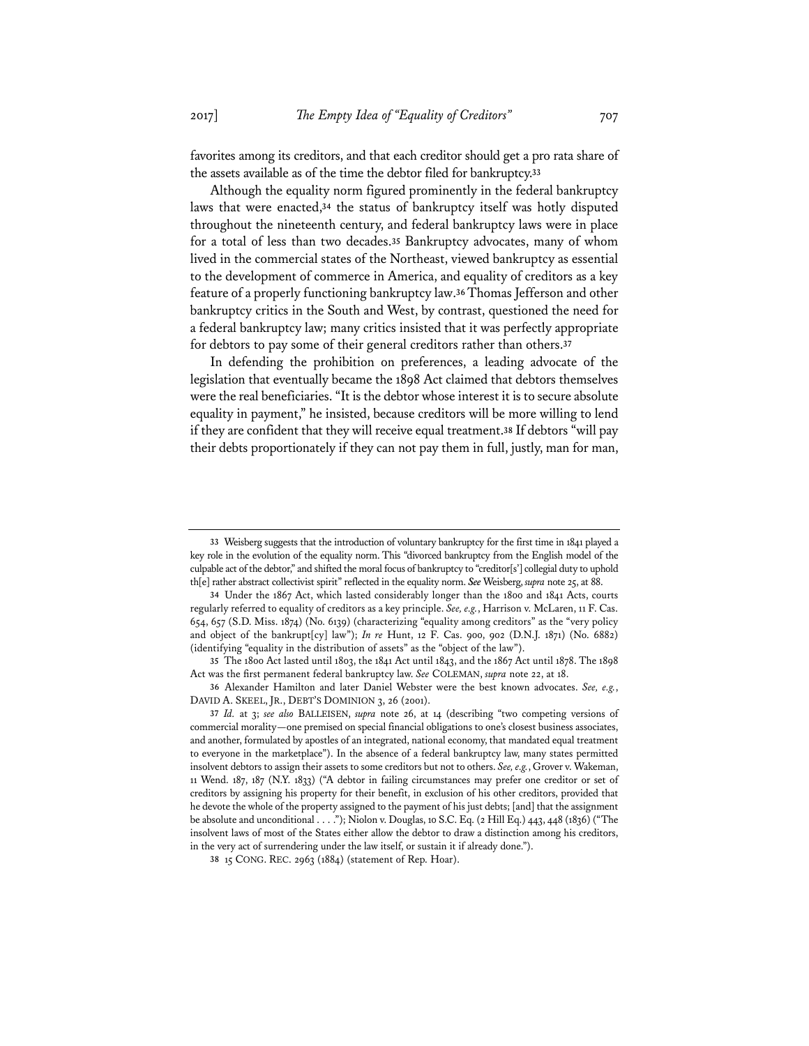favorites among its creditors, and that each creditor should get a pro rata share of the assets available as of the time the debtor filed for bankruptcy.[33]

Although the equality norm figured prominently in the federal bankruptcy laws that were enacted,[34] the status of bankruptcy itself was hotly disputed throughout the nineteenth century, and federal bankruptcy laws were in place for a total of less than two decades.[35] Bankruptcy advocates, many of whom lived in the commercial states of the Northeast, viewed bankruptcy as essential to the development of commerce in America, and equality of creditors as a key feature of a properly functioning bankruptcy law.[36] Thomas Jefferson and other bankruptcy critics in the South and West, by contrast, questioned the need for a federal bankruptcy law; many critics insisted that it was perfectly appropriate for debtors to pay some of their general creditors rather than others.[37]

In defending the prohibition on preferences, a leading advocate of the legislation that eventually became the 1898 Act claimed that debtors themselves were the real beneficiaries. "It is the debtor whose interest it is to secure absolute equality in payment," he insisted, because creditors will be more willing to lend if they are confident that they will receive equal treatment.[38] If debtors "will pay their debts proportionately if they can not pay them in full, justly, man for man,

---

33 Weisberg suggests that the introduction of voluntary bankruptcy for the first time in 1841 played a key role in the evolution of the equality norm. This "divorced bankruptcy from the English model of the culpable act of the debtor," and shifted the moral focus of bankruptcy to "creditor[s'] collegial duty to uphold th[e] rather abstract collectivist spirit" reflected in the equality norm. ***See*** Weisberg, *supra* note 25, at 88.

34 Under the 1867 Act, which lasted considerably longer than the 1800 and 1841 Acts, courts regularly referred to equality of creditors as a key principle. *See, e.g.*, Harrison v. McLaren, 11 F. Cas. 654, 657 (S.D. Miss. 1874) (No. 6139) (characterizing "equality among creditors" as the "very policy and object of the bankrupt[cy] law"); *In re* Hunt, 12 F. Cas. 900, 902 (D.N.J. 1871) (No. 6882) (identifying "equality in the distribution of assets" as the "object of the law").

35 The 1800 Act lasted until 1803, the 1841 Act until 1843, and the 1867 Act until 1878. The 1898 Act was the first permanent federal bankruptcy law. *See* COLEMAN, *supra* note 22, at 18.

36 Alexander Hamilton and later Daniel Webster were the best known advocates. *See, e.g.*, DAVID A. SKEEL, JR., DEBT'S DOMINION 3, 26 (2001).

37 *Id.* at 3; *see also* BALLEISEN, *supra* note 26, at 14 (describing "two competing versions of commercial morality—one premised on special financial obligations to one's closest business associates, and another, formulated by apostles of an integrated, national economy, that mandated equal treatment to everyone in the marketplace"). In the absence of a federal bankruptcy law, many states permitted insolvent debtors to assign their assets to some creditors but not to others. *See, e.g.*, Grover v. Wakeman, 11 Wend. 187, 187 (N.Y. 1833) ("A debtor in failing circumstances may prefer one creditor or set of creditors by assigning his property for their benefit, in exclusion of his other creditors, provided that he devote the whole of the property assigned to the payment of his just debts; [and] that the assignment be absolute and unconditional . . . ."); Niolon v. Douglas, 10 S.C. Eq. (2 Hill Eq.) 443, 448 (1836) ("The insolvent laws of most of the States either allow the debtor to draw a distinction among his creditors, in the very act of surrendering under the law itself, or sustain it if already done.").

38 15 CONG. REC. 2963 (1884) (statement of Rep. Hoar).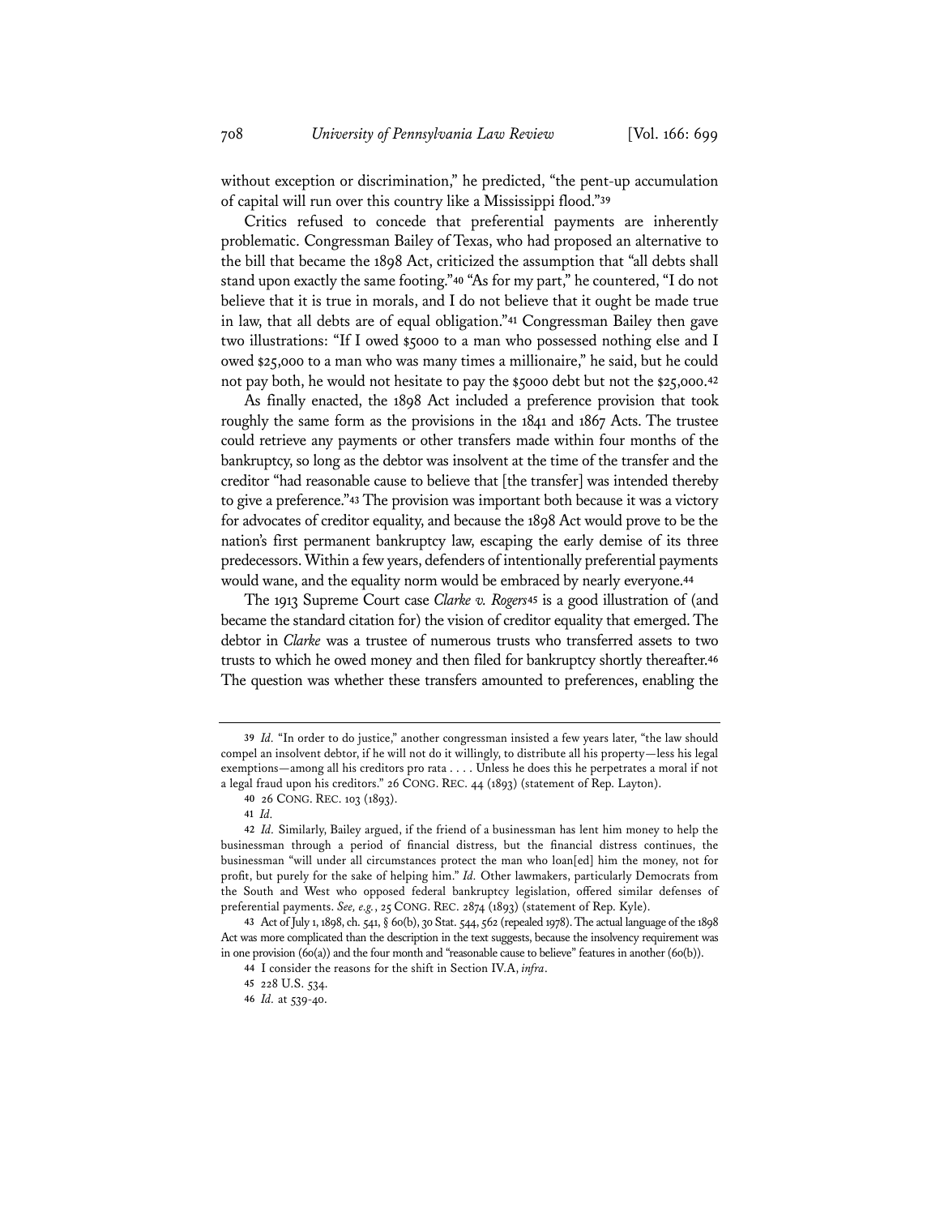without exception or discrimination," he predicted, "the pent-up accumulation of capital will run over this country like a Mississippi flood."[39]

Critics refused to concede that preferential payments are inherently problematic. Congressman Bailey of Texas, who had proposed an alternative to the bill that became the 1898 Act, criticized the assumption that "all debts shall stand upon exactly the same footing."[40] "As for my part," he countered, "I do not believe that it is true in morals, and I do not believe that it ought be made true in law, that all debts are of equal obligation."[41] Congressman Bailey then gave two illustrations: "If I owed $5000 to a man who possessed nothing else and I owed $25,000 to a man who was many times a millionaire," he said, but he could not pay both, he would not hesitate to pay the $5000 debt but not the $25,000.[42]

As finally enacted, the 1898 Act included a preference provision that took roughly the same form as the provisions in the 1841 and 1867 Acts. The trustee could retrieve any payments or other transfers made within four months of the bankruptcy, so long as the debtor was insolvent at the time of the transfer and the creditor "had reasonable cause to believe that [the transfer] was intended thereby to give a preference."[43] The provision was important both because it was a victory for advocates of creditor equality, and because the 1898 Act would prove to be the nation's first permanent bankruptcy law, escaping the early demise of its three predecessors. Within a few years, defenders of intentionally preferential payments would wane, and the equality norm would be embraced by nearly everyone.[44]

The 1913 Supreme Court case *Clarke v. Rogers*[45] is a good illustration of (and became the standard citation for) the vision of creditor equality that emerged. The debtor in *Clarke* was a trustee of numerous trusts who transferred assets to two trusts to which he owed money and then filed for bankruptcy shortly thereafter.[46] The question was whether these transfers amounted to preferences, enabling the

---

39 *Id.* "In order to do justice," another congressman insisted a few years later, "the law should compel an insolvent debtor, if he will not do it willingly, to distribute all his property—less his legal exemptions—among all his creditors pro rata . . . . Unless he does this he perpetrates a moral if not a legal fraud upon his creditors." 26 CONG. REC. 44 (1893) (statement of Rep. Layton).

40 26 CONG. REC. 103 (1893).

41 *Id.*

42 *Id.* Similarly, Bailey argued, if the friend of a businessman has lent him money to help the businessman through a period of financial distress, but the financial distress continues, the businessman "will under all circumstances protect the man who loan[ed] him the money, not for profit, but purely for the sake of helping him." *Id.* Other lawmakers, particularly Democrats from the South and West who opposed federal bankruptcy legislation, offered similar defenses of preferential payments. *See, e.g.*, 25 CONG. REC. 2874 (1893) (statement of Rep. Kyle).

43 Act of July 1, 1898, ch. 541, § 60(b), 30 Stat. 544, 562 (repealed 1978). The actual language of the 1898 Act was more complicated than the description in the text suggests, because the insolvency requirement was in one provision (60(a)) and the four month and "reasonable cause to believe" features in another (60(b)).

44 I consider the reasons for the shift in Section IV.A, *infra*.

45 228 U.S. 534.

46 *Id.* at 539-40.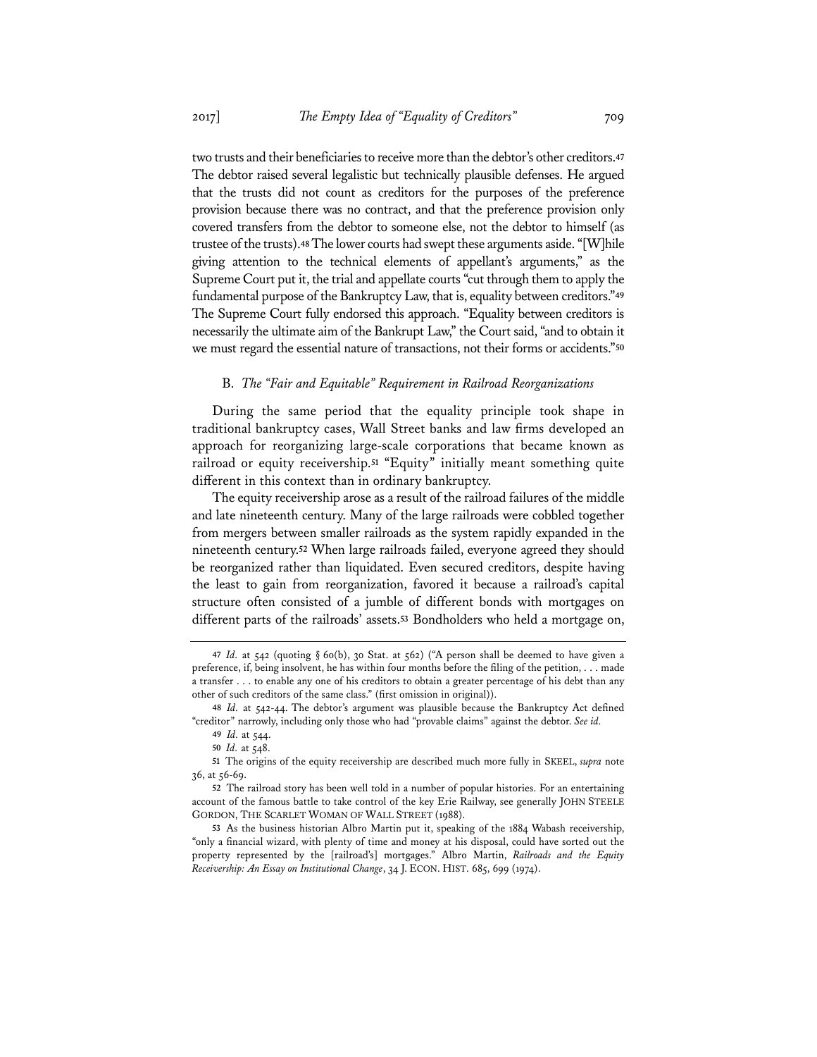two trusts and their beneficiaries to receive more than the debtor's other creditors.[47] The debtor raised several legalistic but technically plausible defenses. He argued that the trusts did not count as creditors for the purposes of the preference provision because there was no contract, and that the preference provision only covered transfers from the debtor to someone else, not the debtor to himself (as trustee of the trusts).[48] The lower courts had swept these arguments aside. "[W]hile giving attention to the technical elements of appellant's arguments," as the Supreme Court put it, the trial and appellate courts "cut through them to apply the fundamental purpose of the Bankruptcy Law, that is, equality between creditors."[49] The Supreme Court fully endorsed this approach. "Equality between creditors is necessarily the ultimate aim of the Bankrupt Law," the Court said, "and to obtain it we must regard the essential nature of transactions, not their forms or accidents."[50]

### B. *The "Fair and Equitable" Requirement in Railroad Reorganizations*

During the same period that the equality principle took shape in traditional bankruptcy cases, Wall Street banks and law firms developed an approach for reorganizing large-scale corporations that became known as railroad or equity receivership.[51] "Equity" initially meant something quite different in this context than in ordinary bankruptcy.

The equity receivership arose as a result of the railroad failures of the middle and late nineteenth century. Many of the large railroads were cobbled together from mergers between smaller railroads as the system rapidly expanded in the nineteenth century.[52] When large railroads failed, everyone agreed they should be reorganized rather than liquidated. Even secured creditors, despite having the least to gain from reorganization, favored it because a railroad's capital structure often consisted of a jumble of different bonds with mortgages on different parts of the railroads' assets.[53] Bondholders who held a mortgage on,

---

47 *Id.* at 542 (quoting § 60(b), 30 Stat. at 562) ("A person shall be deemed to have given a preference, if, being insolvent, he has within four months before the filing of the petition, . . . made a transfer . . . to enable any one of his creditors to obtain a greater percentage of his debt than any other of such creditors of the same class." (first omission in original)).

48 *Id.* at 542-44. The debtor's argument was plausible because the Bankruptcy Act defined "creditor" narrowly, including only those who had "provable claims" against the debtor. *See id.*

49 *Id.* at 544.

50 *Id.* at 548.

51 The origins of the equity receivership are described much more fully in SKEEL, *supra* note 36, at 56-69.

52 The railroad story has been well told in a number of popular histories. For an entertaining account of the famous battle to take control of the key Erie Railway, see generally JOHN STEELE GORDON, THE SCARLET WOMAN OF WALL STREET (1988).

53 As the business historian Albro Martin put it, speaking of the 1884 Wabash receivership, "only a financial wizard, with plenty of time and money at his disposal, could have sorted out the property represented by the [railroad's] mortgages." Albro Martin, *Railroads and the Equity Receivership: An Essay on Institutional Change*, 34 J. ECON. HIST. 685, 699 (1974).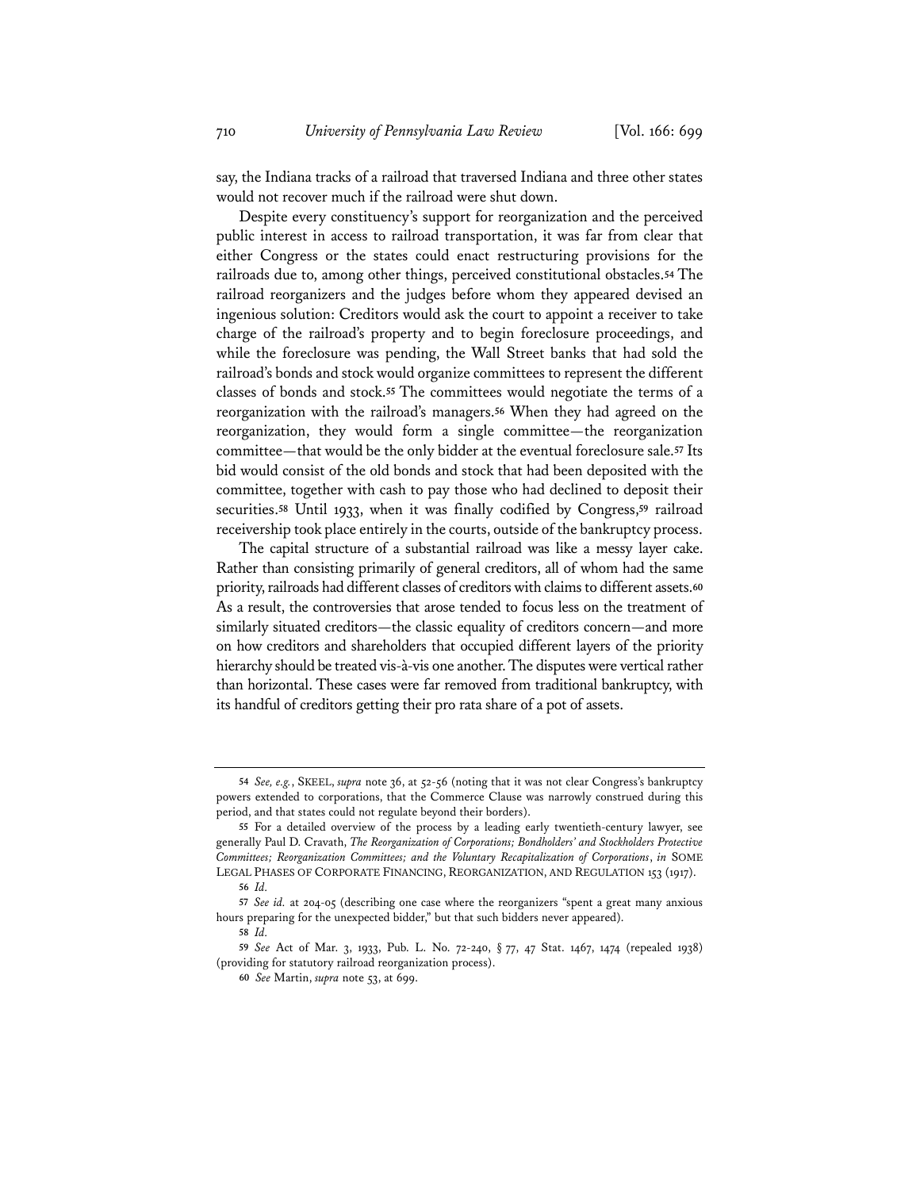say, the Indiana tracks of a railroad that traversed Indiana and three other states would not recover much if the railroad were shut down.

Despite every constituency's support for reorganization and the perceived public interest in access to railroad transportation, it was far from clear that either Congress or the states could enact restructuring provisions for the railroads due to, among other things, perceived constitutional obstacles.[54] The railroad reorganizers and the judges before whom they appeared devised an ingenious solution: Creditors would ask the court to appoint a receiver to take charge of the railroad's property and to begin foreclosure proceedings, and while the foreclosure was pending, the Wall Street banks that had sold the railroad's bonds and stock would organize committees to represent the different classes of bonds and stock.[55] The committees would negotiate the terms of a reorganization with the railroad's managers.[56] When they had agreed on the reorganization, they would form a single committee—the reorganization committee—that would be the only bidder at the eventual foreclosure sale.[57] Its bid would consist of the old bonds and stock that had been deposited with the committee, together with cash to pay those who had declined to deposit their securities.[58] Until 1933, when it was finally codified by Congress,[59] railroad receivership took place entirely in the courts, outside of the bankruptcy process.

The capital structure of a substantial railroad was like a messy layer cake. Rather than consisting primarily of general creditors, all of whom had the same priority, railroads had different classes of creditors with claims to different assets.[60] As a result, the controversies that arose tended to focus less on the treatment of similarly situated creditors—the classic equality of creditors concern—and more on how creditors and shareholders that occupied different layers of the priority hierarchy should be treated vis-à-vis one another. The disputes were vertical rather than horizontal. These cases were far removed from traditional bankruptcy, with its handful of creditors getting their pro rata share of a pot of assets.

---

[54] *See, e.g.*, SKEEL, *supra* note 36, at 52-56 (noting that it was not clear Congress's bankruptcy powers extended to corporations, that the Commerce Clause was narrowly construed during this period, and that states could not regulate beyond their borders).

[55] For a detailed overview of the process by a leading early twentieth-century lawyer, see generally Paul D. Cravath, *The Reorganization of Corporations; Bondholders' and Stockholders Protective Committees; Reorganization Committees; and the Voluntary Recapitalization of Corporations*, *in* SOME LEGAL PHASES OF CORPORATE FINANCING, REORGANIZATION, AND REGULATION 153 (1917).

[56] *Id.*

[57] *See id.* at 204-05 (describing one case where the reorganizers "spent a great many anxious hours preparing for the unexpected bidder," but that such bidders never appeared).

[58] *Id.*

[59] *See* Act of Mar. 3, 1933, Pub. L. No. 72-240, § 77, 47 Stat. 1467, 1474 (repealed 1938) (providing for statutory railroad reorganization process).

[60] *See* Martin, *supra* note 53, at 699.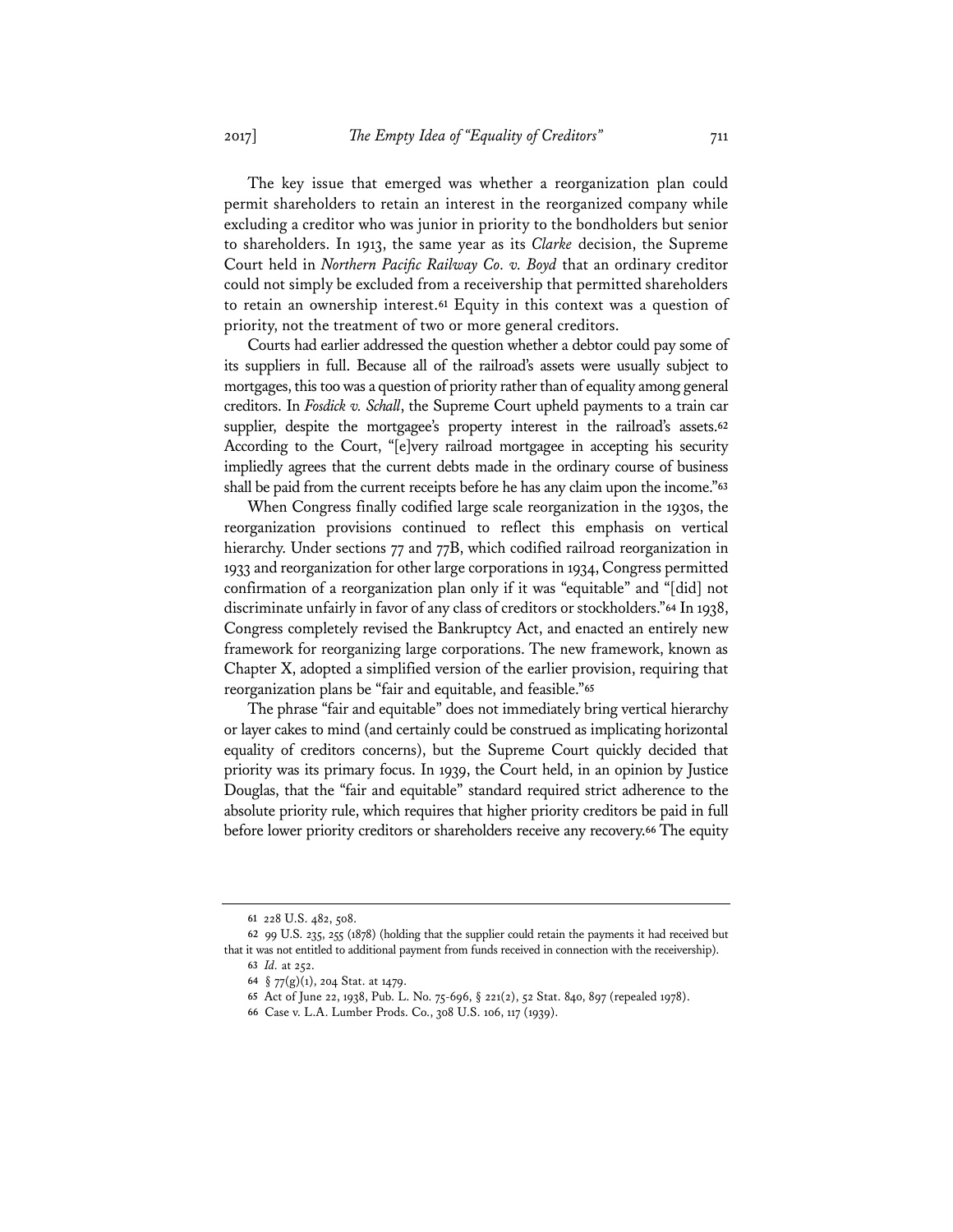The key issue that emerged was whether a reorganization plan could permit shareholders to retain an interest in the reorganized company while excluding a creditor who was junior in priority to the bondholders but senior to shareholders. In 1913, the same year as its *Clarke* decision, the Supreme Court held in *Northern Pacific Railway Co. v. Boyd* that an ordinary creditor could not simply be excluded from a receivership that permitted shareholders to retain an ownership interest.[61] Equity in this context was a question of priority, not the treatment of two or more general creditors.

Courts had earlier addressed the question whether a debtor could pay some of its suppliers in full. Because all of the railroad's assets were usually subject to mortgages, this too was a question of priority rather than of equality among general creditors. In *Fosdick v. Schall*, the Supreme Court upheld payments to a train car supplier, despite the mortgagee's property interest in the railroad's assets.[62] According to the Court, "[e]very railroad mortgagee in accepting his security impliedly agrees that the current debts made in the ordinary course of business shall be paid from the current receipts before he has any claim upon the income."[63]

When Congress finally codified large scale reorganization in the 1930s, the reorganization provisions continued to reflect this emphasis on vertical hierarchy. Under sections 77 and 77B, which codified railroad reorganization in 1933 and reorganization for other large corporations in 1934, Congress permitted confirmation of a reorganization plan only if it was "equitable" and "[did] not discriminate unfairly in favor of any class of creditors or stockholders."[64] In 1938, Congress completely revised the Bankruptcy Act, and enacted an entirely new framework for reorganizing large corporations. The new framework, known as Chapter X, adopted a simplified version of the earlier provision, requiring that reorganization plans be "fair and equitable, and feasible."[65]

The phrase "fair and equitable" does not immediately bring vertical hierarchy or layer cakes to mind (and certainly could be construed as implicating horizontal equality of creditors concerns), but the Supreme Court quickly decided that priority was its primary focus. In 1939, the Court held, in an opinion by Justice Douglas, that the "fair and equitable" standard required strict adherence to the absolute priority rule, which requires that higher priority creditors be paid in full before lower priority creditors or shareholders receive any recovery.[66] The equity

---

61 228 U.S. 482, 508.

62 99 U.S. 235, 255 (1878) (holding that the supplier could retain the payments it had received but that it was not entitled to additional payment from funds received in connection with the receivership).

63 *Id.* at 252.

64 § 77(g)(1), 204 Stat. at 1479.

65 Act of June 22, 1938, Pub. L. No. 75-696, § 221(2), 52 Stat. 840, 897 (repealed 1978).

66 Case v. L.A. Lumber Prods. Co., 308 U.S. 106, 117 (1939).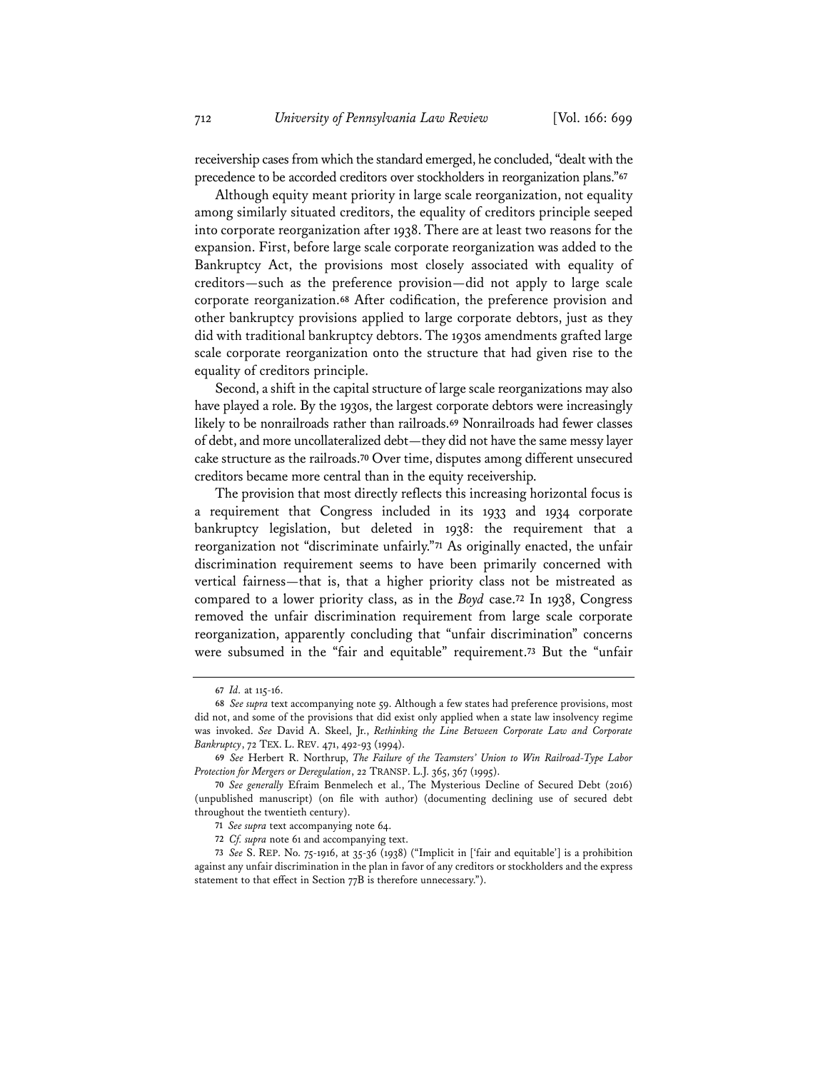receivership cases from which the standard emerged, he concluded, "dealt with the precedence to be accorded creditors over stockholders in reorganization plans."[67]

Although equity meant priority in large scale reorganization, not equality among similarly situated creditors, the equality of creditors principle seeped into corporate reorganization after 1938. There are at least two reasons for the expansion. First, before large scale corporate reorganization was added to the Bankruptcy Act, the provisions most closely associated with equality of creditors—such as the preference provision—did not apply to large scale corporate reorganization.[68] After codification, the preference provision and other bankruptcy provisions applied to large corporate debtors, just as they did with traditional bankruptcy debtors. The 1930s amendments grafted large scale corporate reorganization onto the structure that had given rise to the equality of creditors principle.

Second, a shift in the capital structure of large scale reorganizations may also have played a role. By the 1930s, the largest corporate debtors were increasingly likely to be nonrailroads rather than railroads.[69] Nonrailroads had fewer classes of debt, and more uncollateralized debt—they did not have the same messy layer cake structure as the railroads.[70] Over time, disputes among different unsecured creditors became more central than in the equity receivership.

The provision that most directly reflects this increasing horizontal focus is a requirement that Congress included in its 1933 and 1934 corporate bankruptcy legislation, but deleted in 1938: the requirement that a reorganization not "discriminate unfairly."[71] As originally enacted, the unfair discrimination requirement seems to have been primarily concerned with vertical fairness—that is, that a higher priority class not be mistreated as compared to a lower priority class, as in the *Boyd* case.[72] In 1938, Congress removed the unfair discrimination requirement from large scale corporate reorganization, apparently concluding that "unfair discrimination" concerns were subsumed in the "fair and equitable" requirement.[73] But the "unfair

---

67 *Id.* at 115-16.

68 *See supra* text accompanying note 59. Although a few states had preference provisions, most did not, and some of the provisions that did exist only applied when a state law insolvency regime was invoked. *See* David A. Skeel, Jr., *Rethinking the Line Between Corporate Law and Corporate Bankruptcy*, 72 TEX. L. REV. 471, 492-93 (1994).

69 *See* Herbert R. Northrup, *The Failure of the Teamsters' Union to Win Railroad-Type Labor Protection for Mergers or Deregulation*, 22 TRANSP. L.J. 365, 367 (1995).

70 *See generally* Efraim Benmelech et al., The Mysterious Decline of Secured Debt (2016) (unpublished manuscript) (on file with author) (documenting declining use of secured debt throughout the twentieth century).

71 *See supra* text accompanying note 64.

72 *Cf. supra* note 61 and accompanying text.

73 *See* S. REP. No. 75-1916, at 35-36 (1938) ("Implicit in ['fair and equitable'] is a prohibition against any unfair discrimination in the plan in favor of any creditors or stockholders and the express statement to that effect in Section 77B is therefore unnecessary.").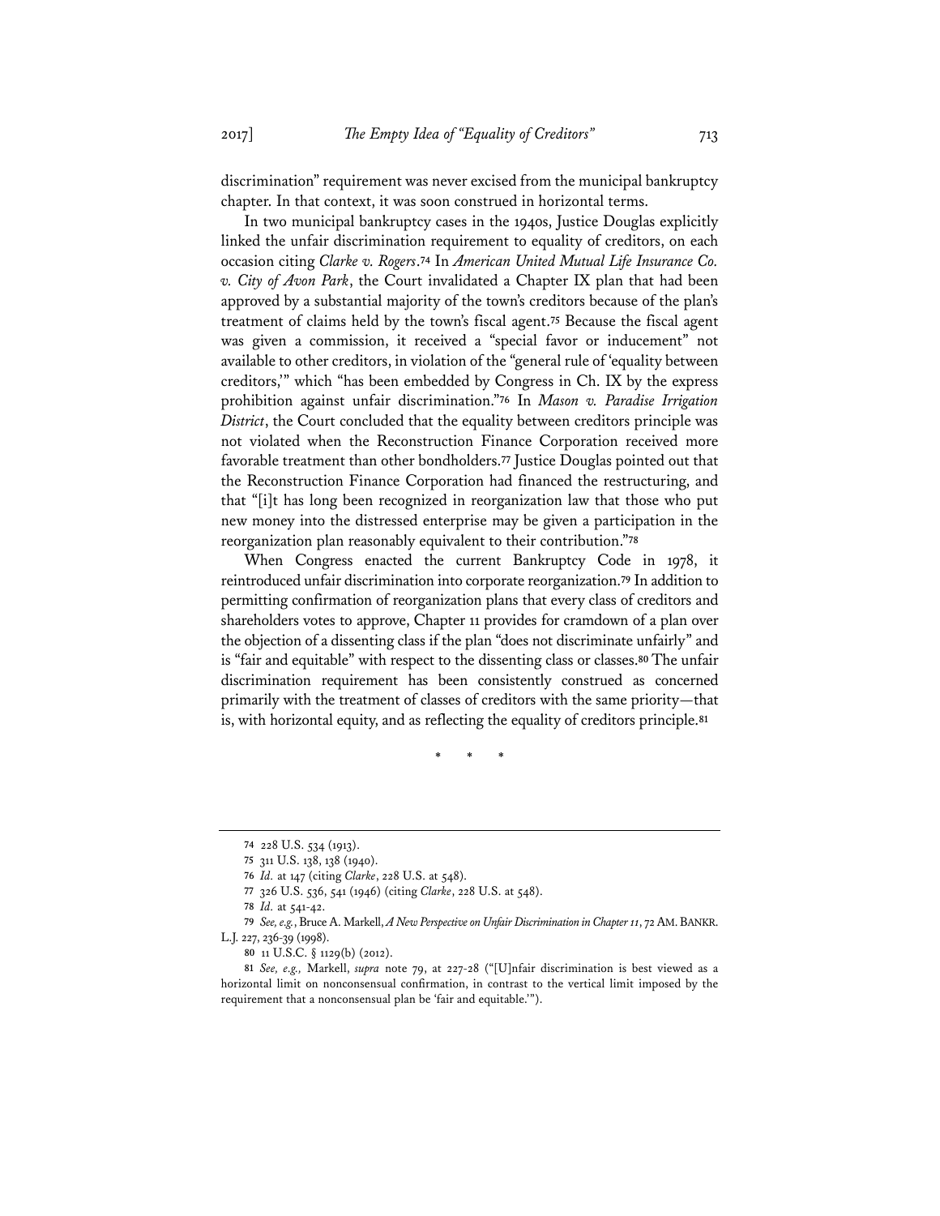discrimination" requirement was never excised from the municipal bankruptcy chapter. In that context, it was soon construed in horizontal terms.

In two municipal bankruptcy cases in the 1940s, Justice Douglas explicitly linked the unfair discrimination requirement to equality of creditors, on each occasion citing *Clarke v. Rogers*.[74] In *American United Mutual Life Insurance Co. v. City of Avon Park*, the Court invalidated a Chapter IX plan that had been approved by a substantial majority of the town's creditors because of the plan's treatment of claims held by the town's fiscal agent.[75] Because the fiscal agent was given a commission, it received a "special favor or inducement" not available to other creditors, in violation of the "general rule of 'equality between creditors,'" which "has been embedded by Congress in Ch. IX by the express prohibition against unfair discrimination."[76] In *Mason v. Paradise Irrigation District*, the Court concluded that the equality between creditors principle was not violated when the Reconstruction Finance Corporation received more favorable treatment than other bondholders.[77] Justice Douglas pointed out that the Reconstruction Finance Corporation had financed the restructuring, and that "[i]t has long been recognized in reorganization law that those who put new money into the distressed enterprise may be given a participation in the reorganization plan reasonably equivalent to their contribution."[78]

When Congress enacted the current Bankruptcy Code in 1978, it reintroduced unfair discrimination into corporate reorganization.[79] In addition to permitting confirmation of reorganization plans that every class of creditors and shareholders votes to approve, Chapter 11 provides for cramdown of a plan over the objection of a dissenting class if the plan "does not discriminate unfairly" and is "fair and equitable" with respect to the dissenting class or classes.[80] The unfair discrimination requirement has been consistently construed as concerned primarily with the treatment of classes of creditors with the same priority—that is, with horizontal equity, and as reflecting the equality of creditors principle.[81]

\* \* \*

---

74 228 U.S. 534 (1913).

75 311 U.S. 138, 138 (1940).

76 *Id.* at 147 (citing *Clarke*, 228 U.S. at 548).

77 326 U.S. 536, 541 (1946) (citing *Clarke*, 228 U.S. at 548).

78 *Id.* at 541-42.

79 *See, e.g.*, Bruce A. Markell, *A New Perspective on Unfair Discrimination in Chapter 11*, 72 AM. BANKR. L.J. 227, 236-39 (1998).

80 11 U.S.C. § 1129(b) (2012).

81 *See, e.g.,* Markell, *supra* note 79, at 227-28 ("[U]nfair discrimination is best viewed as a horizontal limit on nonconsensual confirmation, in contrast to the vertical limit imposed by the requirement that a nonconsensual plan be 'fair and equitable.'").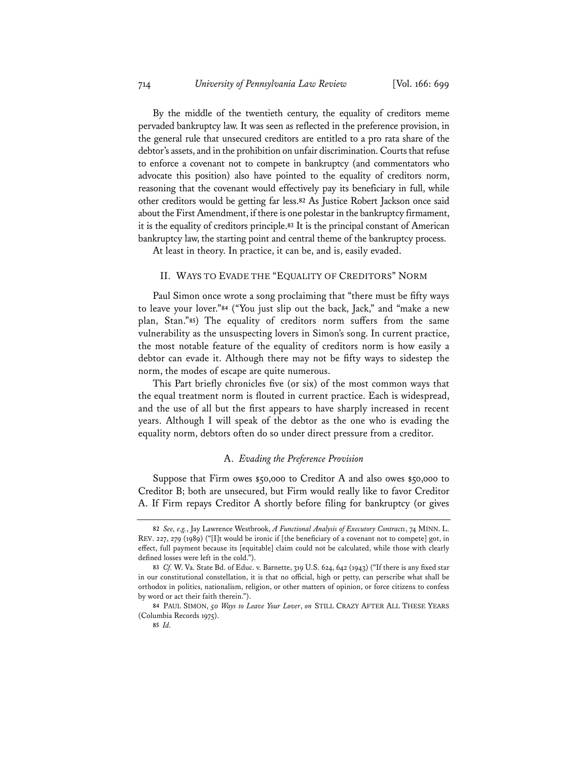By the middle of the twentieth century, the equality of creditors meme pervaded bankruptcy law. It was seen as reflected in the preference provision, in the general rule that unsecured creditors are entitled to a pro rata share of the debtor's assets, and in the prohibition on unfair discrimination. Courts that refuse to enforce a covenant not to compete in bankruptcy (and commentators who advocate this position) also have pointed to the equality of creditors norm, reasoning that the covenant would effectively pay its beneficiary in full, while other creditors would be getting far less.[82] As Justice Robert Jackson once said about the First Amendment, if there is one polestar in the bankruptcy firmament, it is the equality of creditors principle.[83] It is the principal constant of American bankruptcy law, the starting point and central theme of the bankruptcy process.

At least in theory. In practice, it can be, and is, easily evaded.

## II. WAYS TO EVADE THE "EQUALITY OF CREDITORS" NORM

Paul Simon once wrote a song proclaiming that "there must be fifty ways to leave your lover."[84] ("You just slip out the back, Jack," and "make a new plan, Stan."[85]) The equality of creditors norm suffers from the same vulnerability as the unsuspecting lovers in Simon's song. In current practice, the most notable feature of the equality of creditors norm is how easily a debtor can evade it. Although there may not be fifty ways to sidestep the norm, the modes of escape are quite numerous.

This Part briefly chronicles five (or six) of the most common ways that the equal treatment norm is flouted in current practice. Each is widespread, and the use of all but the first appears to have sharply increased in recent years. Although I will speak of the debtor as the one who is evading the equality norm, debtors often do so under direct pressure from a creditor.

### A. *Evading the Preference Provision*

Suppose that Firm owes $50,000 to Creditor A and also owes $50,000 to Creditor B; both are unsecured, but Firm would really like to favor Creditor A. If Firm repays Creditor A shortly before filing for bankruptcy (or gives

---

[82] *See, e.g.*, Jay Lawrence Westbrook, *A Functional Analysis of Executory Contracts*, 74 MINN. L. REV. 227, 279 (1989) ("[I]t would be ironic if [the beneficiary of a covenant not to compete] got, in effect, full payment because its [equitable] claim could not be calculated, while those with clearly defined losses were left in the cold.").

[83] *Cf.* W. Va. State Bd. of Educ. v. Barnette, 319 U.S. 624, 642 (1943) ("If there is any fixed star in our constitutional constellation, it is that no official, high or petty, can perscribe what shall be orthodox in politics, nationalism, religion, or other matters of opinion, or force citizens to confess by word or act their faith therein.").

[84] PAUL SIMON, *50 Ways to Leave Your Lover*, *on* STILL CRAZY AFTER ALL THESE YEARS (Columbia Records 1975).

[85] *Id.*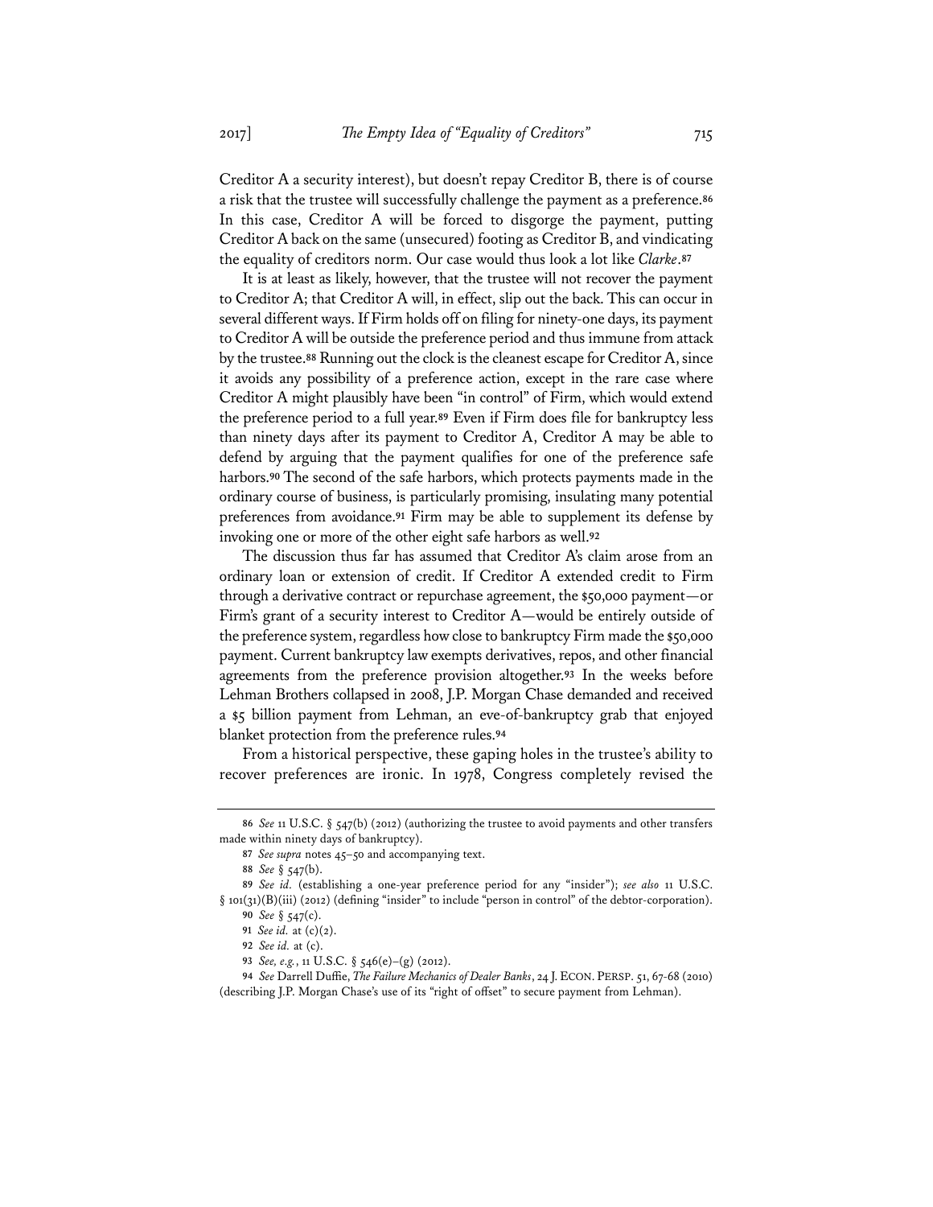Creditor A a security interest), but doesn't repay Creditor B, there is of course a risk that the trustee will successfully challenge the payment as a preference.[86] In this case, Creditor A will be forced to disgorge the payment, putting Creditor A back on the same (unsecured) footing as Creditor B, and vindicating the equality of creditors norm. Our case would thus look a lot like *Clarke*.[87]

It is at least as likely, however, that the trustee will not recover the payment to Creditor A; that Creditor A will, in effect, slip out the back. This can occur in several different ways. If Firm holds off on filing for ninety-one days, its payment to Creditor A will be outside the preference period and thus immune from attack by the trustee.[88] Running out the clock is the cleanest escape for Creditor A, since it avoids any possibility of a preference action, except in the rare case where Creditor A might plausibly have been "in control" of Firm, which would extend the preference period to a full year.[89] Even if Firm does file for bankruptcy less than ninety days after its payment to Creditor A, Creditor A may be able to defend by arguing that the payment qualifies for one of the preference safe harbors.[90] The second of the safe harbors, which protects payments made in the ordinary course of business, is particularly promising, insulating many potential preferences from avoidance.[91] Firm may be able to supplement its defense by invoking one or more of the other eight safe harbors as well.[92]

The discussion thus far has assumed that Creditor A's claim arose from an ordinary loan or extension of credit. If Creditor A extended credit to Firm through a derivative contract or repurchase agreement, the $50,000 payment—or Firm's grant of a security interest to Creditor A—would be entirely outside of the preference system, regardless how close to bankruptcy Firm made the $50,000 payment. Current bankruptcy law exempts derivatives, repos, and other financial agreements from the preference provision altogether.[93] In the weeks before Lehman Brothers collapsed in 2008, J.P. Morgan Chase demanded and received a $5 billion payment from Lehman, an eve-of-bankruptcy grab that enjoyed blanket protection from the preference rules.[94]

From a historical perspective, these gaping holes in the trustee's ability to recover preferences are ironic. In 1978, Congress completely revised the

---

86 *See* 11 U.S.C. § 547(b) (2012) (authorizing the trustee to avoid payments and other transfers made within ninety days of bankruptcy).

87 *See supra* notes 45–50 and accompanying text.

88 *See* § 547(b).

89 *See id.* (establishing a one-year preference period for any "insider"); *see also* 11 U.S.C. § 101(31)(B)(iii) (2012) (defining "insider" to include "person in control" of the debtor-corporation).

90 *See* § 547(c).

91 *See id.* at (c)(2).

92 *See id.* at (c).

93 *See, e.g.*, 11 U.S.C. § 546(e)–(g) (2012).

94 *See* Darrell Duffie, *The Failure Mechanics of Dealer Banks*, 24 J. ECON. PERSP. 51, 67-68 (2010) (describing J.P. Morgan Chase's use of its "right of offset" to secure payment from Lehman).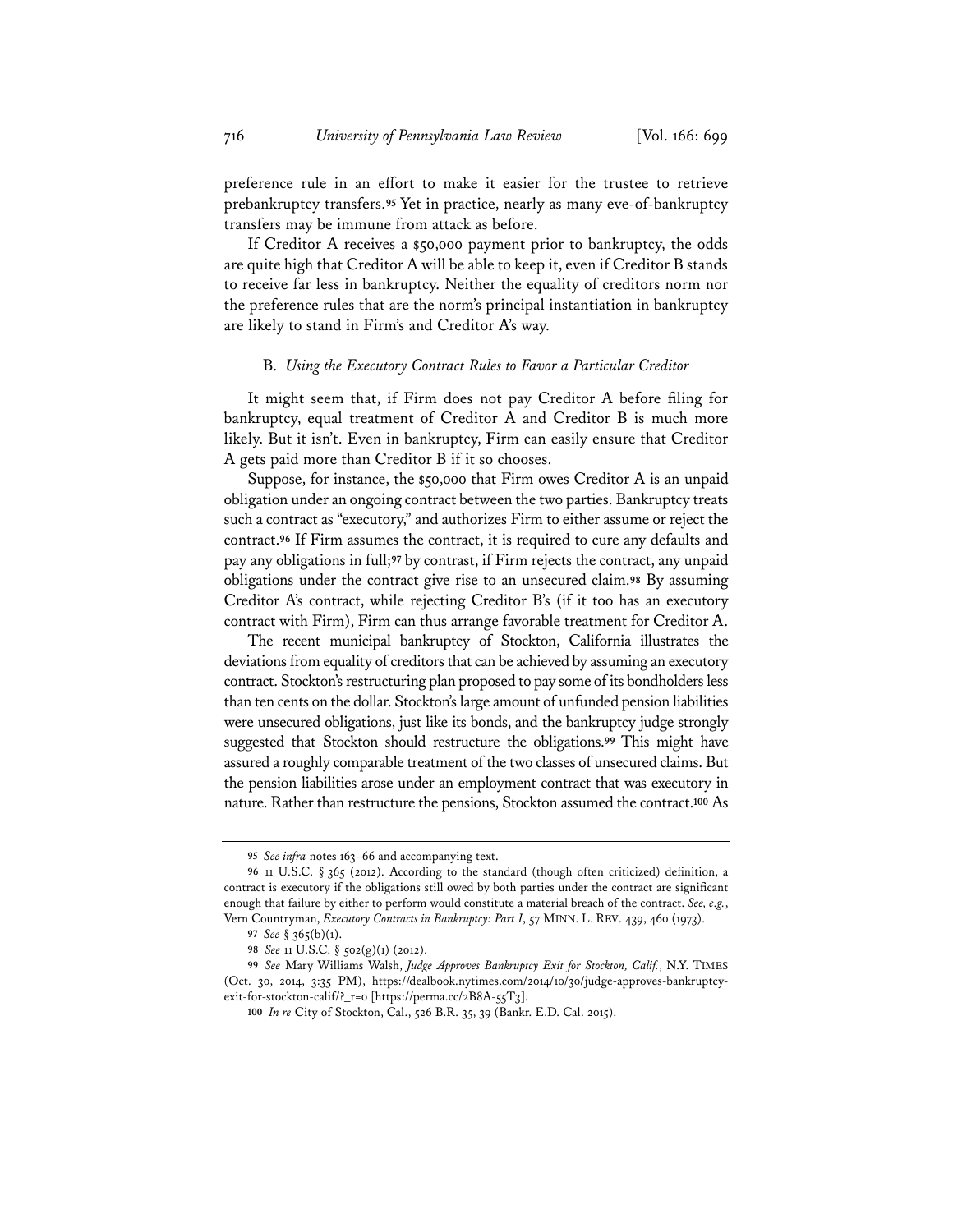preference rule in an effort to make it easier for the trustee to retrieve prebankruptcy transfers.[95] Yet in practice, nearly as many eve-of-bankruptcy transfers may be immune from attack as before.

If Creditor A receives a $50,000 payment prior to bankruptcy, the odds are quite high that Creditor A will be able to keep it, even if Creditor B stands to receive far less in bankruptcy. Neither the equality of creditors norm nor the preference rules that are the norm's principal instantiation in bankruptcy are likely to stand in Firm's and Creditor A's way.

### B. *Using the Executory Contract Rules to Favor a Particular Creditor*

It might seem that, if Firm does not pay Creditor A before filing for bankruptcy, equal treatment of Creditor A and Creditor B is much more likely. But it isn't. Even in bankruptcy, Firm can easily ensure that Creditor A gets paid more than Creditor B if it so chooses.

Suppose, for instance, the $50,000 that Firm owes Creditor A is an unpaid obligation under an ongoing contract between the two parties. Bankruptcy treats such a contract as "executory," and authorizes Firm to either assume or reject the contract.[96] If Firm assumes the contract, it is required to cure any defaults and pay any obligations in full;[97] by contrast, if Firm rejects the contract, any unpaid obligations under the contract give rise to an unsecured claim.[98] By assuming Creditor A's contract, while rejecting Creditor B's (if it too has an executory contract with Firm), Firm can thus arrange favorable treatment for Creditor A.

The recent municipal bankruptcy of Stockton, California illustrates the deviations from equality of creditors that can be achieved by assuming an executory contract. Stockton's restructuring plan proposed to pay some of its bondholders less than ten cents on the dollar. Stockton's large amount of unfunded pension liabilities were unsecured obligations, just like its bonds, and the bankruptcy judge strongly suggested that Stockton should restructure the obligations.[99] This might have assured a roughly comparable treatment of the two classes of unsecured claims. But the pension liabilities arose under an employment contract that was executory in nature. Rather than restructure the pensions, Stockton assumed the contract.[100] As

---

95 *See infra* notes 163–66 and accompanying text.

96 11 U.S.C. § 365 (2012). According to the standard (though often criticized) definition, a contract is executory if the obligations still owed by both parties under the contract are significant enough that failure by either to perform would constitute a material breach of the contract. *See, e.g.*, Vern Countryman, *Executory Contracts in Bankruptcy: Part I*, 57 MINN. L. REV. 439, 460 (1973).

97 *See* § 365(b)(1).

98 *See* 11 U.S.C. § 502(g)(1) (2012).

99 *See* Mary Williams Walsh, *Judge Approves Bankruptcy Exit for Stockton, Calif.*, N.Y. TIMES (Oct. 30, 2014, 3:35 PM), https://dealbook.nytimes.com/2014/10/30/judge-approves-bankruptcy-exit-for-stockton-calif/?_r=0 [https://perma.cc/2B8A-55T3].

100 *In re* City of Stockton, Cal., 526 B.R. 35, 39 (Bankr. E.D. Cal. 2015).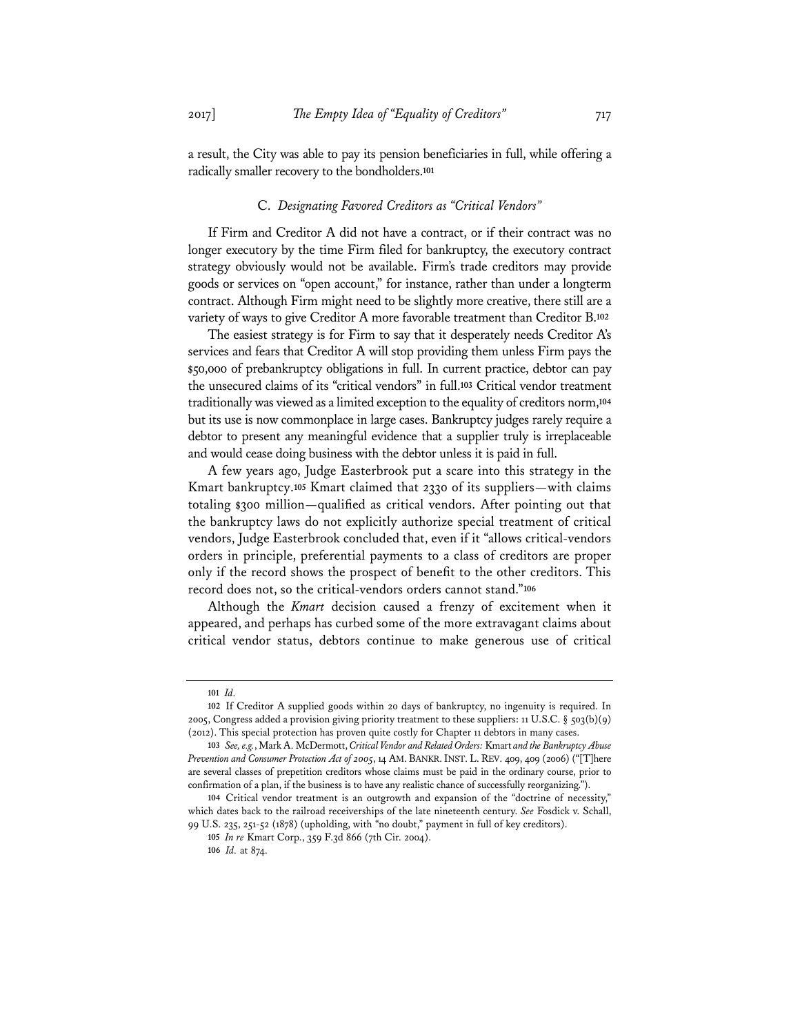a result, the City was able to pay its pension beneficiaries in full, while offering a radically smaller recovery to the bondholders.[101]

### C. *Designating Favored Creditors as "Critical Vendors"*

If Firm and Creditor A did not have a contract, or if their contract was no longer executory by the time Firm filed for bankruptcy, the executory contract strategy obviously would not be available. Firm's trade creditors may provide goods or services on "open account," for instance, rather than under a longterm contract. Although Firm might need to be slightly more creative, there still are a variety of ways to give Creditor A more favorable treatment than Creditor B.[102]

The easiest strategy is for Firm to say that it desperately needs Creditor A's services and fears that Creditor A will stop providing them unless Firm pays the $50,000 of prebankruptcy obligations in full. In current practice, debtor can pay the unsecured claims of its "critical vendors" in full.[103] Critical vendor treatment traditionally was viewed as a limited exception to the equality of creditors norm,[104] but its use is now commonplace in large cases. Bankruptcy judges rarely require a debtor to present any meaningful evidence that a supplier truly is irreplaceable and would cease doing business with the debtor unless it is paid in full.

A few years ago, Judge Easterbrook put a scare into this strategy in the Kmart bankruptcy.[105] Kmart claimed that 2330 of its suppliers—with claims totaling $300 million—qualified as critical vendors. After pointing out that the bankruptcy laws do not explicitly authorize special treatment of critical vendors, Judge Easterbrook concluded that, even if it "allows critical-vendors orders in principle, preferential payments to a class of creditors are proper only if the record shows the prospect of benefit to the other creditors. This record does not, so the critical-vendors orders cannot stand."[106]

Although the *Kmart* decision caused a frenzy of excitement when it appeared, and perhaps has curbed some of the more extravagant claims about critical vendor status, debtors continue to make generous use of critical

---

[101] *Id.*

[102] If Creditor A supplied goods within 20 days of bankruptcy, no ingenuity is required. In 2005, Congress added a provision giving priority treatment to these suppliers: 11 U.S.C. § 503(b)(9) (2012). This special protection has proven quite costly for Chapter 11 debtors in many cases.

[103] *See, e.g.*, Mark A. McDermott, *Critical Vendor and Related Orders:* Kmart *and the Bankruptcy Abuse Prevention and Consumer Protection Act of 2005*, 14 AM. BANKR. INST. L. REV. 409, 409 (2006) ("[T]here are several classes of prepetition creditors whose claims must be paid in the ordinary course, prior to confirmation of a plan, if the business is to have any realistic chance of successfully reorganizing.").

[104] Critical vendor treatment is an outgrowth and expansion of the "doctrine of necessity," which dates back to the railroad receiverships of the late nineteenth century. *See* Fosdick v. Schall, 99 U.S. 235, 251-52 (1878) (upholding, with "no doubt," payment in full of key creditors).

[105] *In re* Kmart Corp., 359 F.3d 866 (7th Cir. 2004).

[106] *Id.* at 874.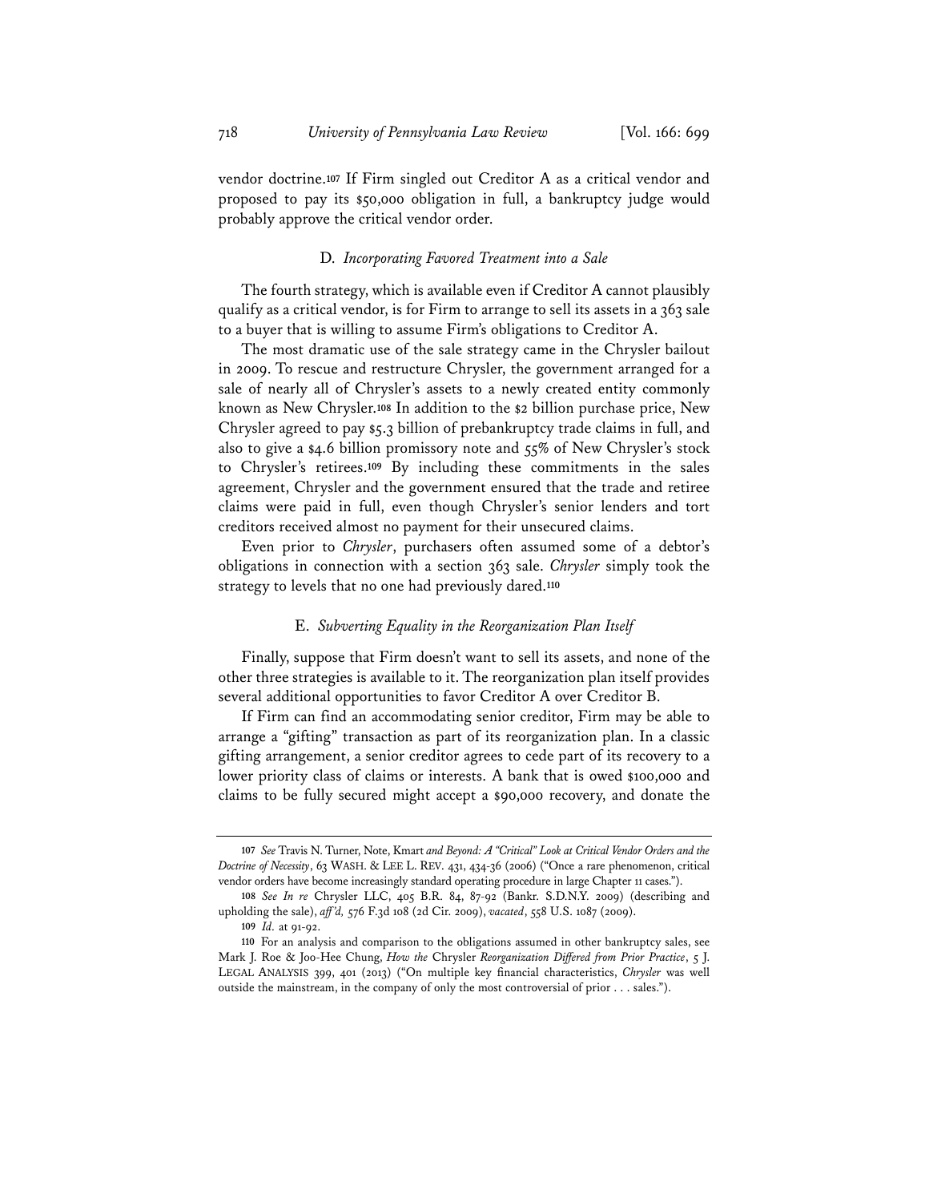vendor doctrine.[107] If Firm singled out Creditor A as a critical vendor and proposed to pay its $50,000 obligation in full, a bankruptcy judge would probably approve the critical vendor order.

### D. *Incorporating Favored Treatment into a Sale*

The fourth strategy, which is available even if Creditor A cannot plausibly qualify as a critical vendor, is for Firm to arrange to sell its assets in a 363 sale to a buyer that is willing to assume Firm's obligations to Creditor A.

The most dramatic use of the sale strategy came in the Chrysler bailout in 2009. To rescue and restructure Chrysler, the government arranged for a sale of nearly all of Chrysler's assets to a newly created entity commonly known as New Chrysler.[108] In addition to the $2 billion purchase price, New Chrysler agreed to pay $5.3 billion of prebankruptcy trade claims in full, and also to give a $4.6 billion promissory note and 55% of New Chrysler's stock to Chrysler's retirees.[109] By including these commitments in the sales agreement, Chrysler and the government ensured that the trade and retiree claims were paid in full, even though Chrysler's senior lenders and tort creditors received almost no payment for their unsecured claims.

Even prior to *Chrysler*, purchasers often assumed some of a debtor's obligations in connection with a section 363 sale. *Chrysler* simply took the strategy to levels that no one had previously dared.[110]

### E. *Subverting Equality in the Reorganization Plan Itself*

Finally, suppose that Firm doesn't want to sell its assets, and none of the other three strategies is available to it. The reorganization plan itself provides several additional opportunities to favor Creditor A over Creditor B.

If Firm can find an accommodating senior creditor, Firm may be able to arrange a "gifting" transaction as part of its reorganization plan. In a classic gifting arrangement, a senior creditor agrees to cede part of its recovery to a lower priority class of claims or interests. A bank that is owed $100,000 and claims to be fully secured might accept a $90,000 recovery, and donate the

---

[107] *See* Travis N. Turner, Note, Kmart *and Beyond: A "Critical" Look at Critical Vendor Orders and the Doctrine of Necessity*, 63 WASH. & LEE L. REV. 431, 434-36 (2006) ("Once a rare phenomenon, critical vendor orders have become increasingly standard operating procedure in large Chapter 11 cases.").

[108] *See In re* Chrysler LLC, 405 B.R. 84, 87-92 (Bankr. S.D.N.Y. 2009) (describing and upholding the sale), *aff'd,* 576 F.3d 108 (2d Cir. 2009), *vacated*, 558 U.S. 1087 (2009).

[109] *Id.* at 91-92.

[110] For an analysis and comparison to the obligations assumed in other bankruptcy sales, see Mark J. Roe & Joo-Hee Chung, *How the* Chrysler *Reorganization Differed from Prior Practice*, 5 J. LEGAL ANALYSIS 399, 401 (2013) ("On multiple key financial characteristics, *Chrysler* was well outside the mainstream, in the company of only the most controversial of prior . . . sales.").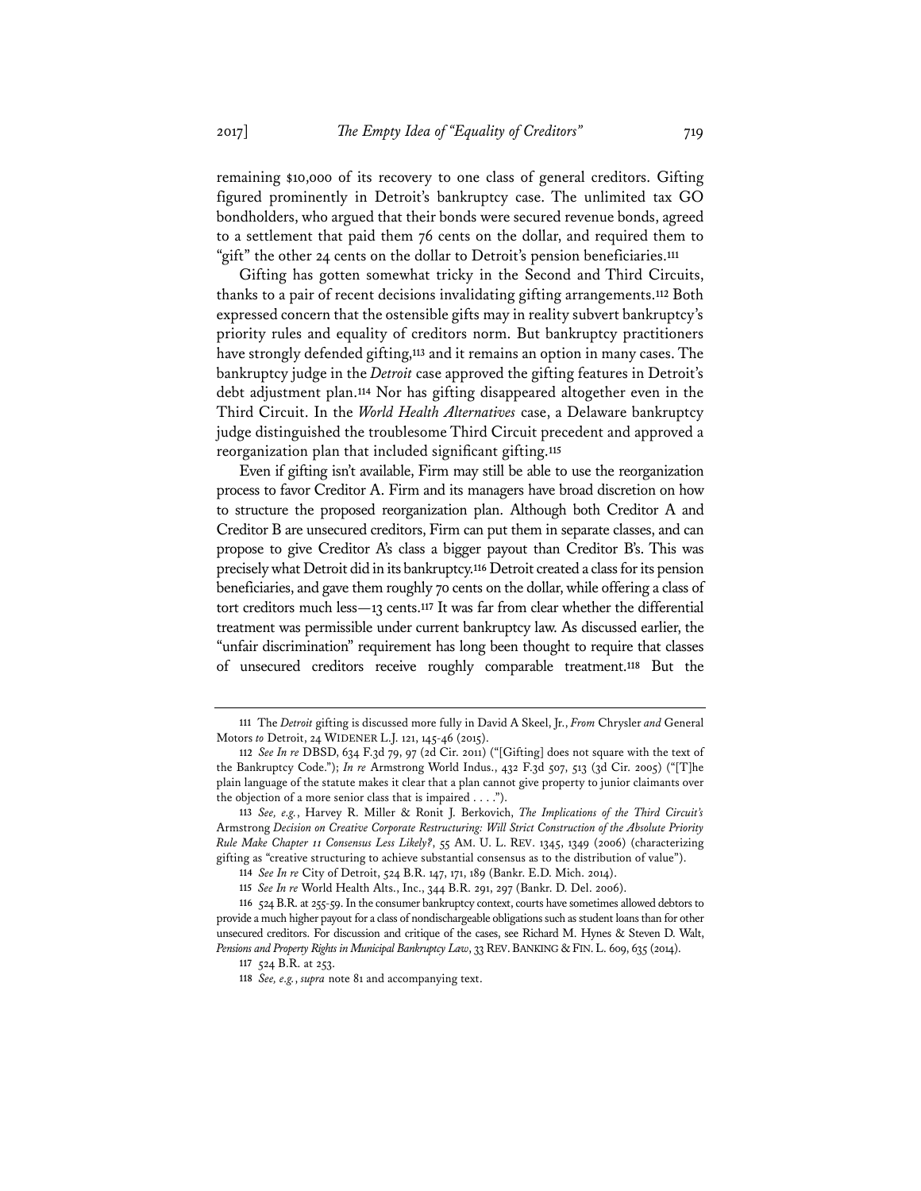remaining $10,000 of its recovery to one class of general creditors. Gifting figured prominently in Detroit's bankruptcy case. The unlimited tax GO bondholders, who argued that their bonds were secured revenue bonds, agreed to a settlement that paid them 76 cents on the dollar, and required them to "gift" the other 24 cents on the dollar to Detroit's pension beneficiaries.[111]

Gifting has gotten somewhat tricky in the Second and Third Circuits, thanks to a pair of recent decisions invalidating gifting arrangements.[112] Both expressed concern that the ostensible gifts may in reality subvert bankruptcy's priority rules and equality of creditors norm. But bankruptcy practitioners have strongly defended gifting,[113] and it remains an option in many cases. The bankruptcy judge in the *Detroit* case approved the gifting features in Detroit's debt adjustment plan.[114] Nor has gifting disappeared altogether even in the Third Circuit. In the *World Health Alternatives* case, a Delaware bankruptcy judge distinguished the troublesome Third Circuit precedent and approved a reorganization plan that included significant gifting.[115]

Even if gifting isn't available, Firm may still be able to use the reorganization process to favor Creditor A. Firm and its managers have broad discretion on how to structure the proposed reorganization plan. Although both Creditor A and Creditor B are unsecured creditors, Firm can put them in separate classes, and can propose to give Creditor A's class a bigger payout than Creditor B's. This was precisely what Detroit did in its bankruptcy.[116] Detroit created a class for its pension beneficiaries, and gave them roughly 70 cents on the dollar, while offering a class of tort creditors much less—13 cents.[117] It was far from clear whether the differential treatment was permissible under current bankruptcy law. As discussed earlier, the "unfair discrimination" requirement has long been thought to require that classes of unsecured creditors receive roughly comparable treatment.[118] But the

---

111 The *Detroit* gifting is discussed more fully in David A Skeel, Jr., *From* Chrysler *and* General Motors *to* Detroit, 24 WIDENER L.J. 121, 145-46 (2015).

112 *See In re* DBSD, 634 F.3d 79, 97 (2d Cir. 2011) ("[Gifting] does not square with the text of the Bankruptcy Code."); *In re* Armstrong World Indus., 432 F.3d 507, 513 (3d Cir. 2005) ("[T]he plain language of the statute makes it clear that a plan cannot give property to junior claimants over the objection of a more senior class that is impaired . . . .").

113 *See, e.g.*, Harvey R. Miller & Ronit J. Berkovich, *The Implications of the Third Circuit's* Armstrong *Decision on Creative Corporate Restructuring: Will Strict Construction of the Absolute Priority Rule Make Chapter 11 Consensus Less Likely?*, 55 AM. U. L. REV. 1345, 1349 (2006) (characterizing gifting as "creative structuring to achieve substantial consensus as to the distribution of value").

114 *See In re* City of Detroit, 524 B.R. 147, 171, 189 (Bankr. E.D. Mich. 2014).

115 *See In re* World Health Alts., Inc., 344 B.R. 291, 297 (Bankr. D. Del. 2006).

116 524 B.R. at 255-59. In the consumer bankruptcy context, courts have sometimes allowed debtors to provide a much higher payout for a class of nondischargeable obligations such as student loans than for other unsecured creditors. For discussion and critique of the cases, see Richard M. Hynes & Steven D. Walt, *Pensions and Property Rights in Municipal Bankruptcy Law*, 33 REV. BANKING & FIN. L. 609, 635 (2014).

117 524 B.R. at 253.

118 *See, e.g.*, *supra* note 81 and accompanying text.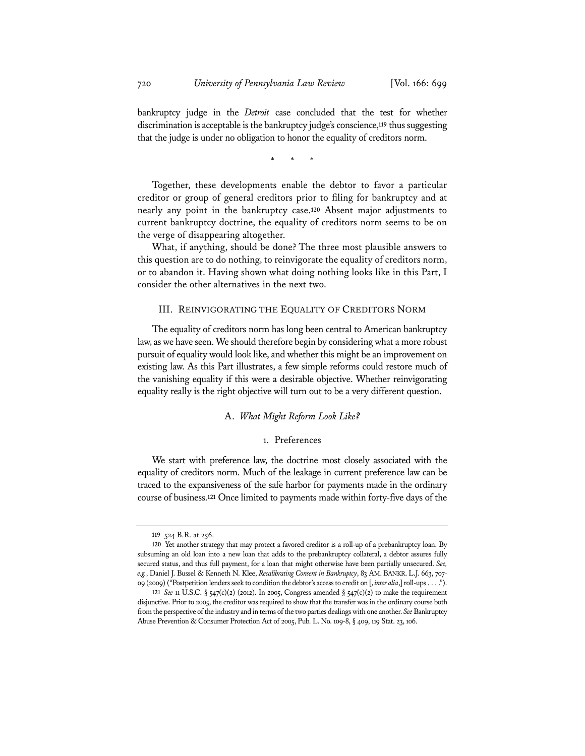bankruptcy judge in the *Detroit* case concluded that the test for whether discrimination is acceptable is the bankruptcy judge's conscience,[119] thus suggesting that the judge is under no obligation to honor the equality of creditors norm.

\* \* \*

Together, these developments enable the debtor to favor a particular creditor or group of general creditors prior to filing for bankruptcy and at nearly any point in the bankruptcy case.[120] Absent major adjustments to current bankruptcy doctrine, the equality of creditors norm seems to be on the verge of disappearing altogether.

What, if anything, should be done? The three most plausible answers to this question are to do nothing, to reinvigorate the equality of creditors norm, or to abandon it. Having shown what doing nothing looks like in this Part, I consider the other alternatives in the next two.

## III. Reinvigorating the Equality of Creditors Norm

The equality of creditors norm has long been central to American bankruptcy law, as we have seen. We should therefore begin by considering what a more robust pursuit of equality would look like, and whether this might be an improvement on existing law. As this Part illustrates, a few simple reforms could restore much of the vanishing equality if this were a desirable objective. Whether reinvigorating equality really is the right objective will turn out to be a very different question.

### A. *What Might Reform Look Like?*

#### 1. Preferences

We start with preference law, the doctrine most closely associated with the equality of creditors norm. Much of the leakage in current preference law can be traced to the expansiveness of the safe harbor for payments made in the ordinary course of business.[121] Once limited to payments made within forty-five days of the

---

119 524 B.R. at 256.

120 Yet another strategy that may protect a favored creditor is a roll-up of a prebankruptcy loan. By subsuming an old loan into a new loan that adds to the prebankruptcy collateral, a debtor assures fully secured status, and thus full payment, for a loan that might otherwise have been partially unsecured. *See, e.g.*, Daniel J. Bussel & Kenneth N. Klee, *Recalibrating Consent in Bankruptcy*, 83 AM. BANKR. L.J. 663, 707-09 (2009) ("Postpetition lenders seek to condition the debtor's access to credit on [, *inter alia*,] roll-ups . . . .").

121 *See* 11 U.S.C. § 547(c)(2) (2012). In 2005, Congress amended § 547(c)(2) to make the requirement disjunctive. Prior to 2005, the creditor was required to show that the transfer was in the ordinary course both from the perspective of the industry and in terms of the two parties dealings with one another. *See* Bankruptcy Abuse Prevention & Consumer Protection Act of 2005, Pub. L. No. 109-8, § 409, 119 Stat. 23, 106.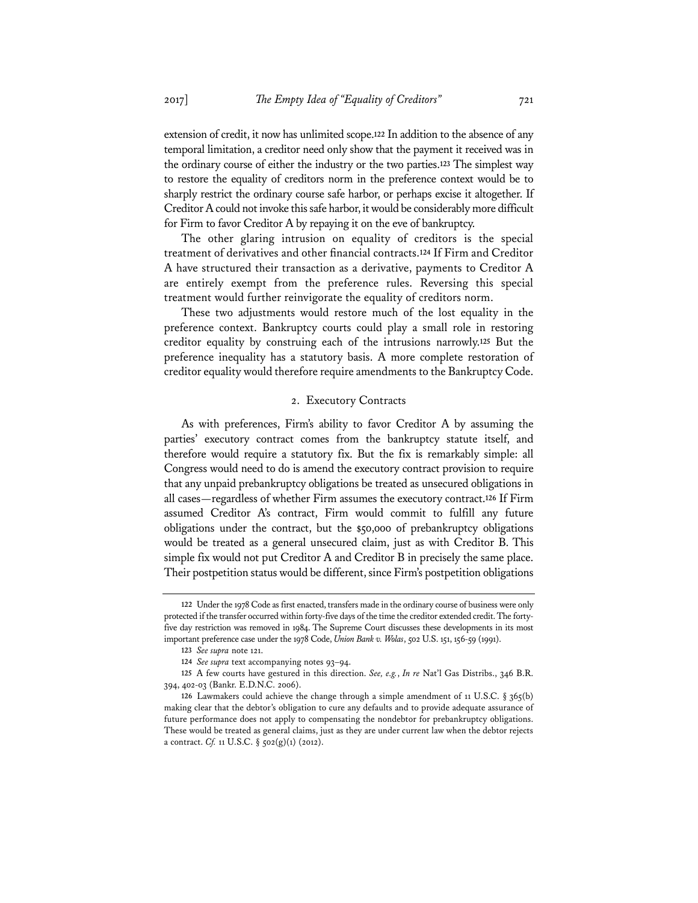extension of credit, it now has unlimited scope.[122] In addition to the absence of any temporal limitation, a creditor need only show that the payment it received was in the ordinary course of either the industry or the two parties.[123] The simplest way to restore the equality of creditors norm in the preference context would be to sharply restrict the ordinary course safe harbor, or perhaps excise it altogether. If Creditor A could not invoke this safe harbor, it would be considerably more difficult for Firm to favor Creditor A by repaying it on the eve of bankruptcy.

The other glaring intrusion on equality of creditors is the special treatment of derivatives and other financial contracts.[124] If Firm and Creditor A have structured their transaction as a derivative, payments to Creditor A are entirely exempt from the preference rules. Reversing this special treatment would further reinvigorate the equality of creditors norm.

These two adjustments would restore much of the lost equality in the preference context. Bankruptcy courts could play a small role in restoring creditor equality by construing each of the intrusions narrowly.[125] But the preference inequality has a statutory basis. A more complete restoration of creditor equality would therefore require amendments to the Bankruptcy Code.

### 2. Executory Contracts

As with preferences, Firm's ability to favor Creditor A by assuming the parties' executory contract comes from the bankruptcy statute itself, and therefore would require a statutory fix. But the fix is remarkably simple: all Congress would need to do is amend the executory contract provision to require that any unpaid prebankruptcy obligations be treated as unsecured obligations in all cases—regardless of whether Firm assumes the executory contract.[126] If Firm assumed Creditor A's contract, Firm would commit to fulfill any future obligations under the contract, but the $50,000 of prebankruptcy obligations would be treated as a general unsecured claim, just as with Creditor B. This simple fix would not put Creditor A and Creditor B in precisely the same place. Their postpetition status would be different, since Firm's postpetition obligations

---

122 Under the 1978 Code as first enacted, transfers made in the ordinary course of business were only protected if the transfer occurred within forty-five days of the time the creditor extended credit. The forty-five day restriction was removed in 1984. The Supreme Court discusses these developments in its most important preference case under the 1978 Code, *Union Bank v. Wolas*, 502 U.S. 151, 156-59 (1991).

123 *See supra* note 121.

124 *See supra* text accompanying notes 93–94.

125 A few courts have gestured in this direction. *See, e.g.*, *In re* Nat'l Gas Distribs., 346 B.R. 394, 402-03 (Bankr. E.D.N.C. 2006).

126 Lawmakers could achieve the change through a simple amendment of 11 U.S.C. § 365(b) making clear that the debtor's obligation to cure any defaults and to provide adequate assurance of future performance does not apply to compensating the nondebtor for prebankruptcy obligations. These would be treated as general claims, just as they are under current law when the debtor rejects a contract. *Cf.* 11 U.S.C. § 502(g)(1) (2012).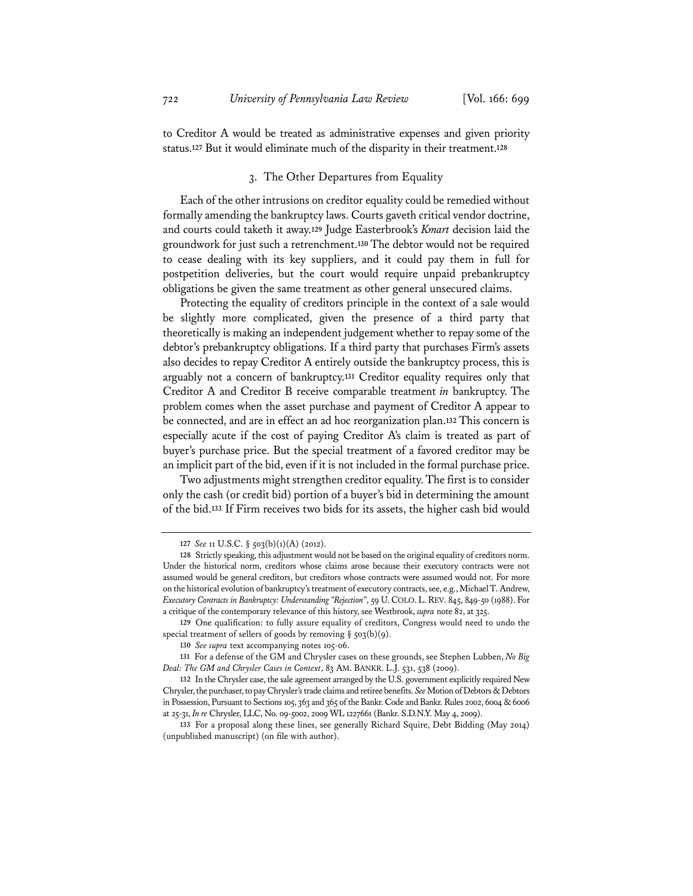to Creditor A would be treated as administrative expenses and given priority status.[127] But it would eliminate much of the disparity in their treatment.[128]

### 3. The Other Departures from Equality

Each of the other intrusions on creditor equality could be remedied without formally amending the bankruptcy laws. Courts gaveth critical vendor doctrine, and courts could taketh it away.[129] Judge Easterbrook's *Kmart* decision laid the groundwork for just such a retrenchment.[130] The debtor would not be required to cease dealing with its key suppliers, and it could pay them in full for postpetition deliveries, but the court would require unpaid prebankruptcy obligations be given the same treatment as other general unsecured claims.

Protecting the equality of creditors principle in the context of a sale would be slightly more complicated, given the presence of a third party that theoretically is making an independent judgement whether to repay some of the debtor's prebankruptcy obligations. If a third party that purchases Firm's assets also decides to repay Creditor A entirely outside the bankruptcy process, this is arguably not a concern of bankruptcy.[131] Creditor equality requires only that Creditor A and Creditor B receive comparable treatment *in* bankruptcy. The problem comes when the asset purchase and payment of Creditor A appear to be connected, and are in effect an ad hoc reorganization plan.[132] This concern is especially acute if the cost of paying Creditor A's claim is treated as part of buyer's purchase price. But the special treatment of a favored creditor may be an implicit part of the bid, even if it is not included in the formal purchase price.

Two adjustments might strengthen creditor equality. The first is to consider only the cash (or credit bid) portion of a buyer's bid in determining the amount of the bid.[133] If Firm receives two bids for its assets, the higher cash bid would

---

127 *See* 11 U.S.C. § 503(b)(1)(A) (2012).

128 Strictly speaking, this adjustment would not be based on the original equality of creditors norm. Under the historical norm, creditors whose claims arose because their executory contracts were not assumed would be general creditors, but creditors whose contracts were assumed would not. For more on the historical evolution of bankruptcy's treatment of executory contracts, see, e.g., Michael T. Andrew, *Executory Contracts in Bankruptcy: Understanding "Rejection"*, 59 U. COLO. L. REV. 845, 849-50 (1988). For a critique of the contemporary relevance of this history, see Westbrook, *supra* note 82, at 325.

129 One qualification: to fully assure equality of creditors, Congress would need to undo the special treatment of sellers of goods by removing § 503(b)(9).

130 *See supra* text accompanying notes 105-06.

131 For a defense of the GM and Chrysler cases on these grounds, see Stephen Lubben, *No Big Deal: The GM and Chrysler Cases in Context*, 83 AM. BANKR. L.J. 531, 538 (2009).

132 In the Chrysler case, the sale agreement arranged by the U.S. government explicitly required New Chrysler, the purchaser, to pay Chrysler's trade claims and retiree benefits. *See* Motion of Debtors & Debtors in Possession, Pursuant to Sections 105, 363 and 365 of the Bankr. Code and Bankr. Rules 2002, 6004 & 6006 at 25-31, *In re* Chrysler, LLC, No. 09-5002, 2009 WL 1227661 (Bankr. S.D.N.Y. May 4, 2009).

133 For a proposal along these lines, see generally Richard Squire, Debt Bidding (May 2014) (unpublished manuscript) (on file with author).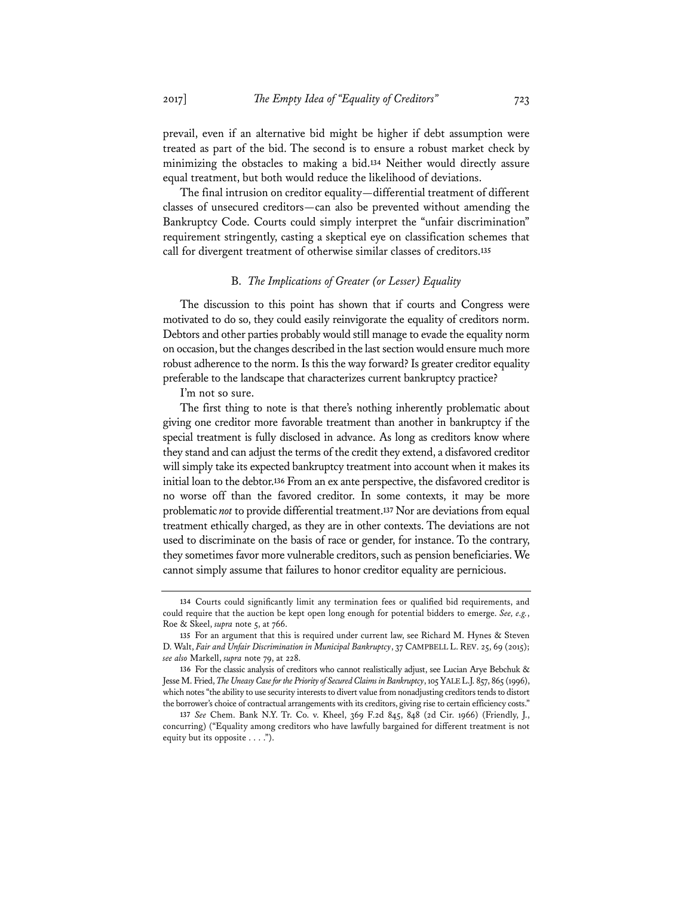prevail, even if an alternative bid might be higher if debt assumption were treated as part of the bid. The second is to ensure a robust market check by minimizing the obstacles to making a bid.[134] Neither would directly assure equal treatment, but both would reduce the likelihood of deviations.

The final intrusion on creditor equality—differential treatment of different classes of unsecured creditors—can also be prevented without amending the Bankruptcy Code. Courts could simply interpret the "unfair discrimination" requirement stringently, casting a skeptical eye on classification schemes that call for divergent treatment of otherwise similar classes of creditors.[135]

### B. *The Implications of Greater (or Lesser) Equality*

The discussion to this point has shown that if courts and Congress were motivated to do so, they could easily reinvigorate the equality of creditors norm. Debtors and other parties probably would still manage to evade the equality norm on occasion, but the changes described in the last section would ensure much more robust adherence to the norm. Is this the way forward? Is greater creditor equality preferable to the landscape that characterizes current bankruptcy practice?

I'm not so sure.

The first thing to note is that there's nothing inherently problematic about giving one creditor more favorable treatment than another in bankruptcy if the special treatment is fully disclosed in advance. As long as creditors know where they stand and can adjust the terms of the credit they extend, a disfavored creditor will simply take its expected bankruptcy treatment into account when it makes its initial loan to the debtor.[136] From an ex ante perspective, the disfavored creditor is no worse off than the favored creditor. In some contexts, it may be more problematic *not* to provide differential treatment.[137] Nor are deviations from equal treatment ethically charged, as they are in other contexts. The deviations are not used to discriminate on the basis of race or gender, for instance. To the contrary, they sometimes favor more vulnerable creditors, such as pension beneficiaries. We cannot simply assume that failures to honor creditor equality are pernicious.

---

[134] Courts could significantly limit any termination fees or qualified bid requirements, and could require that the auction be kept open long enough for potential bidders to emerge. *See, e.g.*, Roe & Skeel, *supra* note 5, at 766.

[135] For an argument that this is required under current law, see Richard M. Hynes & Steven D. Walt, *Fair and Unfair Discrimination in Municipal Bankruptcy*, 37 CAMPBELL L. REV. 25, 69 (2015); *see also* Markell, *supra* note 79, at 228.

[136] For the classic analysis of creditors who cannot realistically adjust, see Lucian Arye Bebchuk & Jesse M. Fried, *The Uneasy Case for the Priority of Secured Claims in Bankruptcy*, 105 YALE L.J. 857, 865 (1996), which notes "the ability to use security interests to divert value from nonadjusting creditors tends to distort the borrower's choice of contractual arrangements with its creditors, giving rise to certain efficiency costs."

[137] *See* Chem. Bank N.Y. Tr. Co. v. Kheel, 369 F.2d 845, 848 (2d Cir. 1966) (Friendly, J., concurring) ("Equality among creditors who have lawfully bargained for different treatment is not equity but its opposite . . . .").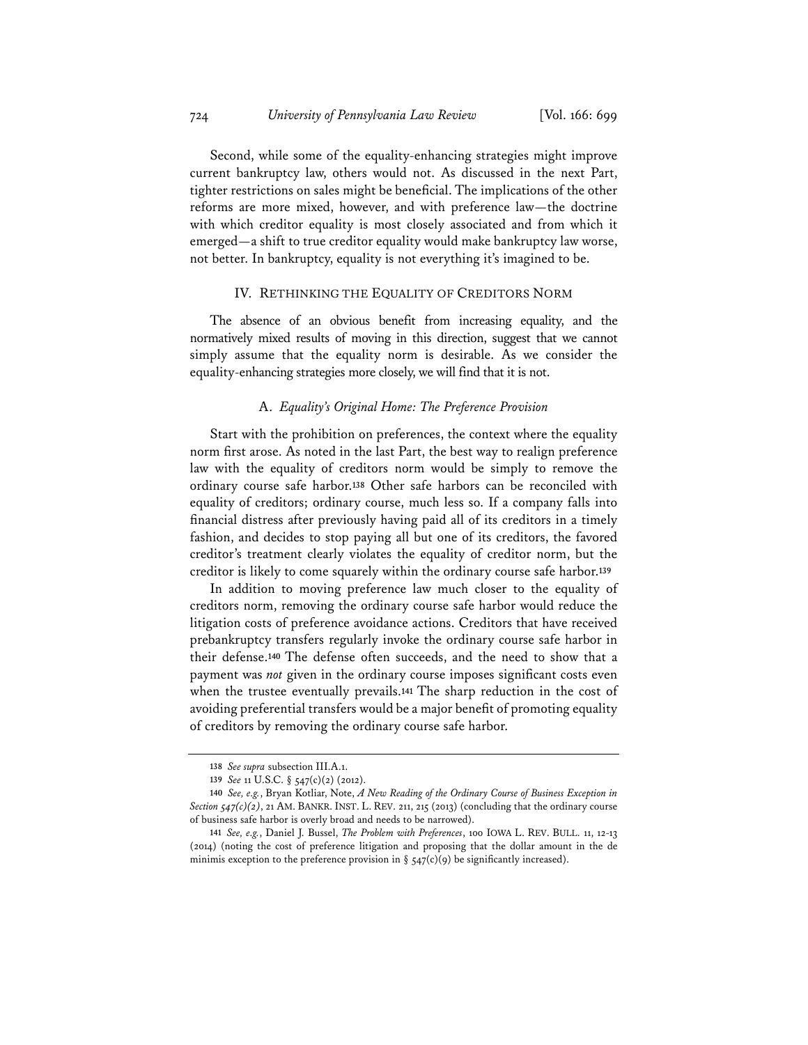Second, while some of the equality-enhancing strategies might improve current bankruptcy law, others would not. As discussed in the next Part, tighter restrictions on sales might be beneficial. The implications of the other reforms are more mixed, however, and with preference law—the doctrine with which creditor equality is most closely associated and from which it emerged—a shift to true creditor equality would make bankruptcy law worse, not better. In bankruptcy, equality is not everything it's imagined to be.

## IV. RETHINKING THE EQUALITY OF CREDITORS NORM

The absence of an obvious benefit from increasing equality, and the normatively mixed results of moving in this direction, suggest that we cannot simply assume that the equality norm is desirable. As we consider the equality-enhancing strategies more closely, we will find that it is not.

### A. *Equality's Original Home: The Preference Provision*

Start with the prohibition on preferences, the context where the equality norm first arose. As noted in the last Part, the best way to realign preference law with the equality of creditors norm would be simply to remove the ordinary course safe harbor.[138] Other safe harbors can be reconciled with equality of creditors; ordinary course, much less so. If a company falls into financial distress after previously having paid all of its creditors in a timely fashion, and decides to stop paying all but one of its creditors, the favored creditor's treatment clearly violates the equality of creditor norm, but the creditor is likely to come squarely within the ordinary course safe harbor.[139]

In addition to moving preference law much closer to the equality of creditors norm, removing the ordinary course safe harbor would reduce the litigation costs of preference avoidance actions. Creditors that have received prebankruptcy transfers regularly invoke the ordinary course safe harbor in their defense.[140] The defense often succeeds, and the need to show that a payment was *not* given in the ordinary course imposes significant costs even when the trustee eventually prevails.[141] The sharp reduction in the cost of avoiding preferential transfers would be a major benefit of promoting equality of creditors by removing the ordinary course safe harbor.

---

138 *See supra* subsection III.A.1.

139 *See* 11 U.S.C. § 547(c)(2) (2012).

140 *See, e.g.*, Bryan Kotliar, Note, *A New Reading of the Ordinary Course of Business Exception in Section 547(c)(2)*, 21 AM. BANKR. INST. L. REV. 211, 215 (2013) (concluding that the ordinary course of business safe harbor is overly broad and needs to be narrowed).

141 *See, e.g.*, Daniel J. Bussel, *The Problem with Preferences*, 100 IOWA L. REV. BULL. 11, 12-13 (2014) (noting the cost of preference litigation and proposing that the dollar amount in the de minimis exception to the preference provision in § 547(c)(9) be significantly increased).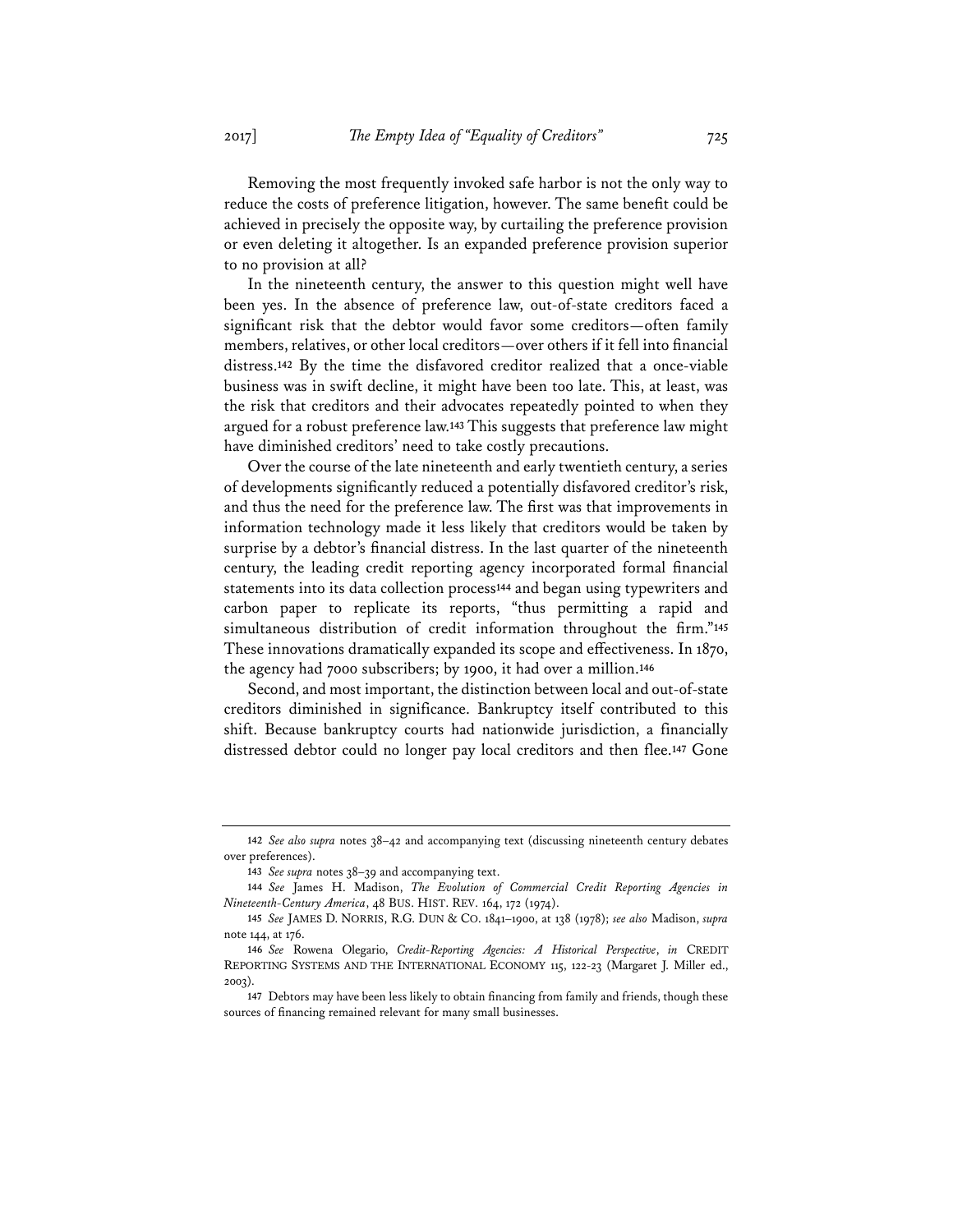Removing the most frequently invoked safe harbor is not the only way to reduce the costs of preference litigation, however. The same benefit could be achieved in precisely the opposite way, by curtailing the preference provision or even deleting it altogether. Is an expanded preference provision superior to no provision at all?

In the nineteenth century, the answer to this question might well have been yes. In the absence of preference law, out-of-state creditors faced a significant risk that the debtor would favor some creditors—often family members, relatives, or other local creditors—over others if it fell into financial distress.[142] By the time the disfavored creditor realized that a once-viable business was in swift decline, it might have been too late. This, at least, was the risk that creditors and their advocates repeatedly pointed to when they argued for a robust preference law.[143] This suggests that preference law might have diminished creditors' need to take costly precautions.

Over the course of the late nineteenth and early twentieth century, a series of developments significantly reduced a potentially disfavored creditor's risk, and thus the need for the preference law. The first was that improvements in information technology made it less likely that creditors would be taken by surprise by a debtor's financial distress. In the last quarter of the nineteenth century, the leading credit reporting agency incorporated formal financial statements into its data collection process[144] and began using typewriters and carbon paper to replicate its reports, "thus permitting a rapid and simultaneous distribution of credit information throughout the firm."[145] These innovations dramatically expanded its scope and effectiveness. In 1870, the agency had 7000 subscribers; by 1900, it had over a million.[146]

Second, and most important, the distinction between local and out-of-state creditors diminished in significance. Bankruptcy itself contributed to this shift. Because bankruptcy courts had nationwide jurisdiction, a financially distressed debtor could no longer pay local creditors and then flee.[147] Gone

---

142 *See also supra* notes 38–42 and accompanying text (discussing nineteenth century debates over preferences).

143 *See supra* notes 38–39 and accompanying text.

144 *See* James H. Madison, *The Evolution of Commercial Credit Reporting Agencies in Nineteenth-Century America*, 48 BUS. HIST. REV. 164, 172 (1974).

145 *See* JAMES D. NORRIS, R.G. DUN & CO. 1841–1900, at 138 (1978); *see also* Madison, *supra* note 144, at 176.

146 *See* Rowena Olegario, *Credit-Reporting Agencies: A Historical Perspective*, *in* CREDIT REPORTING SYSTEMS AND THE INTERNATIONAL ECONOMY 115, 122-23 (Margaret J. Miller ed., 2003).

147 Debtors may have been less likely to obtain financing from family and friends, though these sources of financing remained relevant for many small businesses.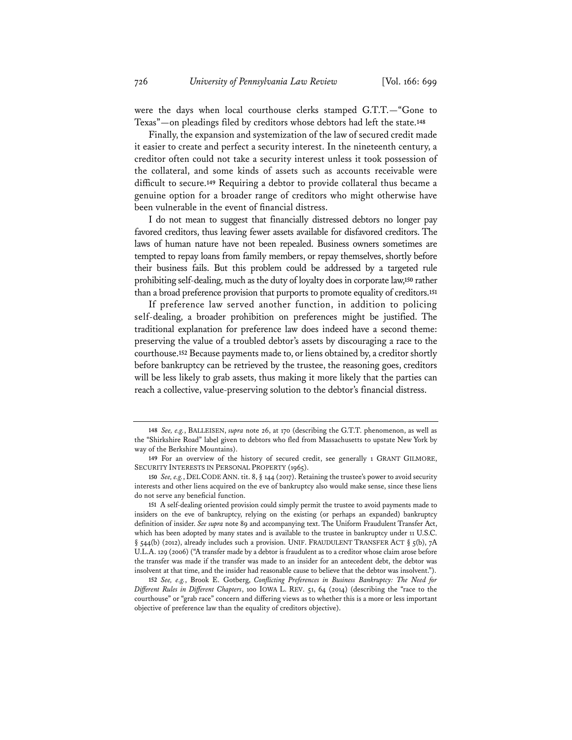were the days when local courthouse clerks stamped G.T.T.—"Gone to Texas"—on pleadings filed by creditors whose debtors had left the state.[148]

Finally, the expansion and systemization of the law of secured credit made it easier to create and perfect a security interest. In the nineteenth century, a creditor often could not take a security interest unless it took possession of the collateral, and some kinds of assets such as accounts receivable were difficult to secure.[149] Requiring a debtor to provide collateral thus became a genuine option for a broader range of creditors who might otherwise have been vulnerable in the event of financial distress.

I do not mean to suggest that financially distressed debtors no longer pay favored creditors, thus leaving fewer assets available for disfavored creditors. The laws of human nature have not been repealed. Business owners sometimes are tempted to repay loans from family members, or repay themselves, shortly before their business fails. But this problem could be addressed by a targeted rule prohibiting self-dealing, much as the duty of loyalty does in corporate law,[150] rather than a broad preference provision that purports to promote equality of creditors.[151]

If preference law served another function, in addition to policing self-dealing, a broader prohibition on preferences might be justified. The traditional explanation for preference law does indeed have a second theme: preserving the value of a troubled debtor's assets by discouraging a race to the courthouse.[152] Because payments made to, or liens obtained by, a creditor shortly before bankruptcy can be retrieved by the trustee, the reasoning goes, creditors will be less likely to grab assets, thus making it more likely that the parties can reach a collective, value-preserving solution to the debtor's financial distress.

---

148 *See, e.g.*, BALLEISEN, *supra* note 26, at 170 (describing the G.T.T. phenomenon, as well as the "Shirkshire Road" label given to debtors who fled from Massachusetts to upstate New York by way of the Berkshire Mountains).

149 For an overview of the history of secured credit, see generally 1 GRANT GILMORE, SECURITY INTERESTS IN PERSONAL PROPERTY (1965).

150 *See, e.g.*, DEL CODE ANN. tit. 8, § 144 (2017). Retaining the trustee's power to avoid security interests and other liens acquired on the eve of bankruptcy also would make sense, since these liens do not serve any beneficial function.

151 A self-dealing oriented provision could simply permit the trustee to avoid payments made to insiders on the eve of bankruptcy, relying on the existing (or perhaps an expanded) bankruptcy definition of insider. *See supra* note 89 and accompanying text. The Uniform Fraudulent Transfer Act, which has been adopted by many states and is available to the trustee in bankruptcy under 11 U.S.C. § 544(b) (2012), already includes such a provision. UNIF. FRAUDULENT TRANSFER ACT § 5(b), 7A U.L.A. 129 (2006) ("A transfer made by a debtor is fraudulent as to a creditor whose claim arose before the transfer was made if the transfer was made to an insider for an antecedent debt, the debtor was insolvent at that time, and the insider had reasonable cause to believe that the debtor was insolvent.").

152 *See, e.g.*, Brook E. Gotberg, *Conflicting Preferences in Business Bankruptcy: The Need for Different Rules in Different Chapters*, 100 IOWA L. REV. 51, 64 (2014) (describing the "race to the courthouse" or "grab race" concern and differing views as to whether this is a more or less important objective of preference law than the equality of creditors objective).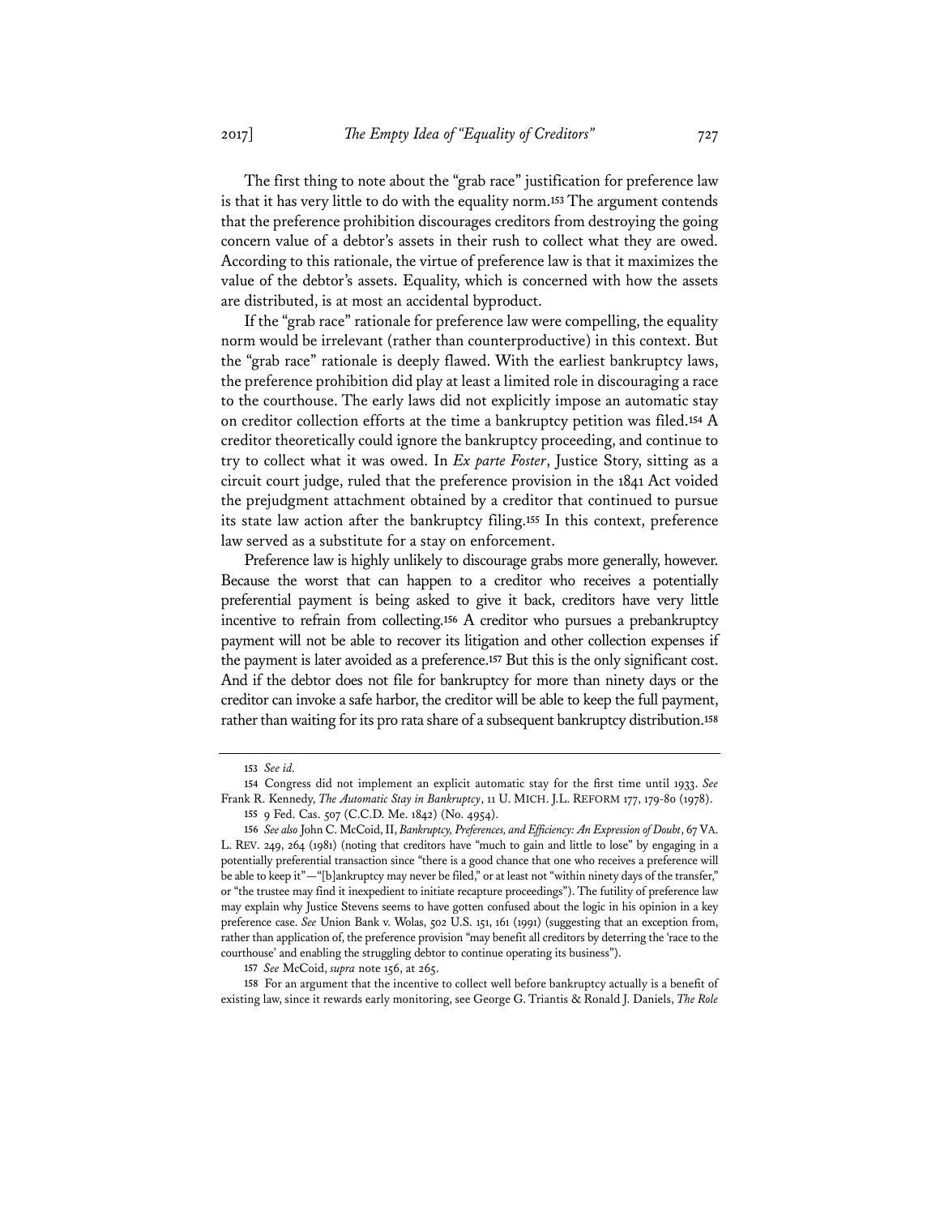The first thing to note about the "grab race" justification for preference law is that it has very little to do with the equality norm.[153] The argument contends that the preference prohibition discourages creditors from destroying the going concern value of a debtor's assets in their rush to collect what they are owed. According to this rationale, the virtue of preference law is that it maximizes the value of the debtor's assets. Equality, which is concerned with how the assets are distributed, is at most an accidental byproduct.

If the "grab race" rationale for preference law were compelling, the equality norm would be irrelevant (rather than counterproductive) in this context. But the "grab race" rationale is deeply flawed. With the earliest bankruptcy laws, the preference prohibition did play at least a limited role in discouraging a race to the courthouse. The early laws did not explicitly impose an automatic stay on creditor collection efforts at the time a bankruptcy petition was filed.[154] A creditor theoretically could ignore the bankruptcy proceeding, and continue to try to collect what it was owed. In *Ex parte Foster*, Justice Story, sitting as a circuit court judge, ruled that the preference provision in the 1841 Act voided the prejudgment attachment obtained by a creditor that continued to pursue its state law action after the bankruptcy filing.[155] In this context, preference law served as a substitute for a stay on enforcement.

Preference law is highly unlikely to discourage grabs more generally, however. Because the worst that can happen to a creditor who receives a potentially preferential payment is being asked to give it back, creditors have very little incentive to refrain from collecting.[156] A creditor who pursues a prebankruptcy payment will not be able to recover its litigation and other collection expenses if the payment is later avoided as a preference.[157] But this is the only significant cost. And if the debtor does not file for bankruptcy for more than ninety days or the creditor can invoke a safe harbor, the creditor will be able to keep the full payment, rather than waiting for its pro rata share of a subsequent bankruptcy distribution.[158]

---

153 *See id.*

154 Congress did not implement an explicit automatic stay for the first time until 1933. *See* Frank R. Kennedy, *The Automatic Stay in Bankruptcy*, 11 U. MICH. J.L. REFORM 177, 179-80 (1978).

155 9 Fed. Cas. 507 (C.C.D. Me. 1842) (No. 4954).

156 *See also* John C. McCoid, II, *Bankruptcy, Preferences, and Efficiency: An Expression of Doubt*, 67 VA. L. REV. 249, 264 (1981) (noting that creditors have "much to gain and little to lose" by engaging in a potentially preferential transaction since "there is a good chance that one who receives a preference will be able to keep it"—"[b]ankruptcy may never be filed," or at least not "within ninety days of the transfer," or "the trustee may find it inexpedient to initiate recapture proceedings"). The futility of preference law may explain why Justice Stevens seems to have gotten confused about the logic in his opinion in a key preference case. *See* Union Bank v. Wolas, 502 U.S. 151, 161 (1991) (suggesting that an exception from, rather than application of, the preference provision "may benefit all creditors by deterring the 'race to the courthouse' and enabling the struggling debtor to continue operating its business").

157 *See* McCoid, *supra* note 156, at 265.

158 For an argument that the incentive to collect well before bankruptcy actually is a benefit of existing law, since it rewards early monitoring, see George G. Triantis & Ronald J. Daniels, *The Role*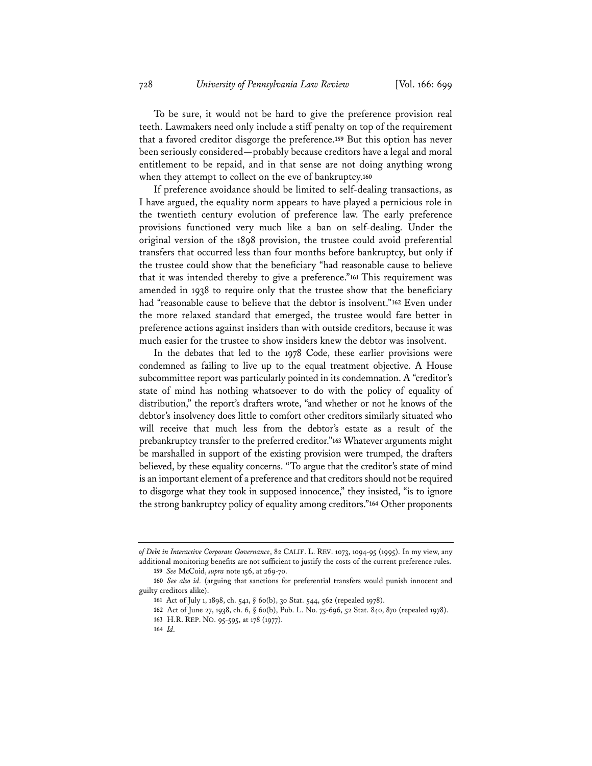To be sure, it would not be hard to give the preference provision real teeth. Lawmakers need only include a stiff penalty on top of the requirement that a favored creditor disgorge the preference.[159] But this option has never been seriously considered—probably because creditors have a legal and moral entitlement to be repaid, and in that sense are not doing anything wrong when they attempt to collect on the eve of bankruptcy.[160]

If preference avoidance should be limited to self-dealing transactions, as I have argued, the equality norm appears to have played a pernicious role in the twentieth century evolution of preference law. The early preference provisions functioned very much like a ban on self-dealing. Under the original version of the 1898 provision, the trustee could avoid preferential transfers that occurred less than four months before bankruptcy, but only if the trustee could show that the beneficiary "had reasonable cause to believe that it was intended thereby to give a preference."[161] This requirement was amended in 1938 to require only that the trustee show that the beneficiary had "reasonable cause to believe that the debtor is insolvent."[162] Even under the more relaxed standard that emerged, the trustee would fare better in preference actions against insiders than with outside creditors, because it was much easier for the trustee to show insiders knew the debtor was insolvent.

In the debates that led to the 1978 Code, these earlier provisions were condemned as failing to live up to the equal treatment objective. A House subcommittee report was particularly pointed in its condemnation. A "creditor's state of mind has nothing whatsoever to do with the policy of equality of distribution," the report's drafters wrote, "and whether or not he knows of the debtor's insolvency does little to comfort other creditors similarly situated who will receive that much less from the debtor's estate as a result of the prebankruptcy transfer to the preferred creditor."[163] Whatever arguments might be marshalled in support of the existing provision were trumped, the drafters believed, by these equality concerns. "To argue that the creditor's state of mind is an important element of a preference and that creditors should not be required to disgorge what they took in supposed innocence," they insisted, "is to ignore the strong bankruptcy policy of equality among creditors."[164] Other proponents

---

*of Debt in Interactive Corporate Governance*, 82 CALIF. L. REV. 1073, 1094-95 (1995). In my view, any additional monitoring benefits are not sufficient to justify the costs of the current preference rules.

159 *See* McCoid, *supra* note 156, at 269-70.

160 *See also id.* (arguing that sanctions for preferential transfers would punish innocent and guilty creditors alike).

161 Act of July 1, 1898, ch. 541, § 60(b), 30 Stat. 544, 562 (repealed 1978).

162 Act of June 27, 1938, ch. 6, § 60(b), Pub. L. No. 75-696, 52 Stat. 840, 870 (repealed 1978).

163 H.R. REP. NO. 95-595, at 178 (1977).

164 *Id.*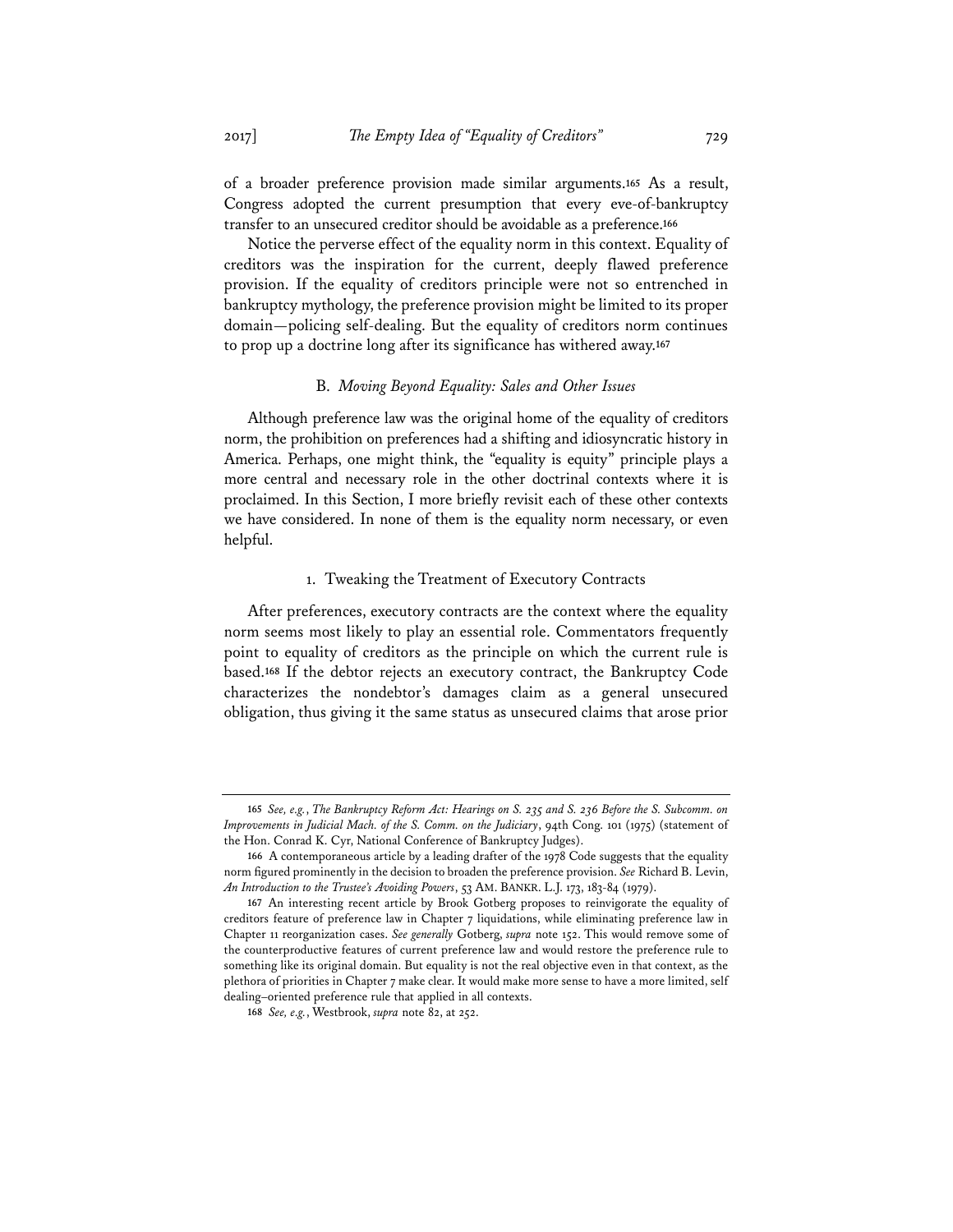of a broader preference provision made similar arguments.[165] As a result, Congress adopted the current presumption that every eve-of-bankruptcy transfer to an unsecured creditor should be avoidable as a preference.[166]

Notice the perverse effect of the equality norm in this context. Equality of creditors was the inspiration for the current, deeply flawed preference provision. If the equality of creditors principle were not so entrenched in bankruptcy mythology, the preference provision might be limited to its proper domain—policing self-dealing. But the equality of creditors norm continues to prop up a doctrine long after its significance has withered away.[167]

### B. *Moving Beyond Equality: Sales and Other Issues*

Although preference law was the original home of the equality of creditors norm, the prohibition on preferences had a shifting and idiosyncratic history in America. Perhaps, one might think, the "equality is equity" principle plays a more central and necessary role in the other doctrinal contexts where it is proclaimed. In this Section, I more briefly revisit each of these other contexts we have considered. In none of them is the equality norm necessary, or even helpful.

#### 1. Tweaking the Treatment of Executory Contracts

After preferences, executory contracts are the context where the equality norm seems most likely to play an essential role. Commentators frequently point to equality of creditors as the principle on which the current rule is based.[168] If the debtor rejects an executory contract, the Bankruptcy Code characterizes the nondebtor's damages claim as a general unsecured obligation, thus giving it the same status as unsecured claims that arose prior

---

[165] *See, e.g.*, *The Bankruptcy Reform Act: Hearings on S. 235 and S. 236 Before the S. Subcomm. on Improvements in Judicial Mach. of the S. Comm. on the Judiciary*, 94th Cong. 101 (1975) (statement of the Hon. Conrad K. Cyr, National Conference of Bankruptcy Judges).

[166] A contemporaneous article by a leading drafter of the 1978 Code suggests that the equality norm figured prominently in the decision to broaden the preference provision. *See* Richard B. Levin, *An Introduction to the Trustee's Avoiding Powers*, 53 AM. BANKR. L.J. 173, 183-84 (1979).

[167] An interesting recent article by Brook Gotberg proposes to reinvigorate the equality of creditors feature of preference law in Chapter 7 liquidations, while eliminating preference law in Chapter 11 reorganization cases. *See generally* Gotberg, *supra* note 152. This would remove some of the counterproductive features of current preference law and would restore the preference rule to something like its original domain. But equality is not the real objective even in that context, as the plethora of priorities in Chapter 7 make clear. It would make more sense to have a more limited, self dealing–oriented preference rule that applied in all contexts.

[168] *See, e.g.*, Westbrook, *supra* note 82, at 252.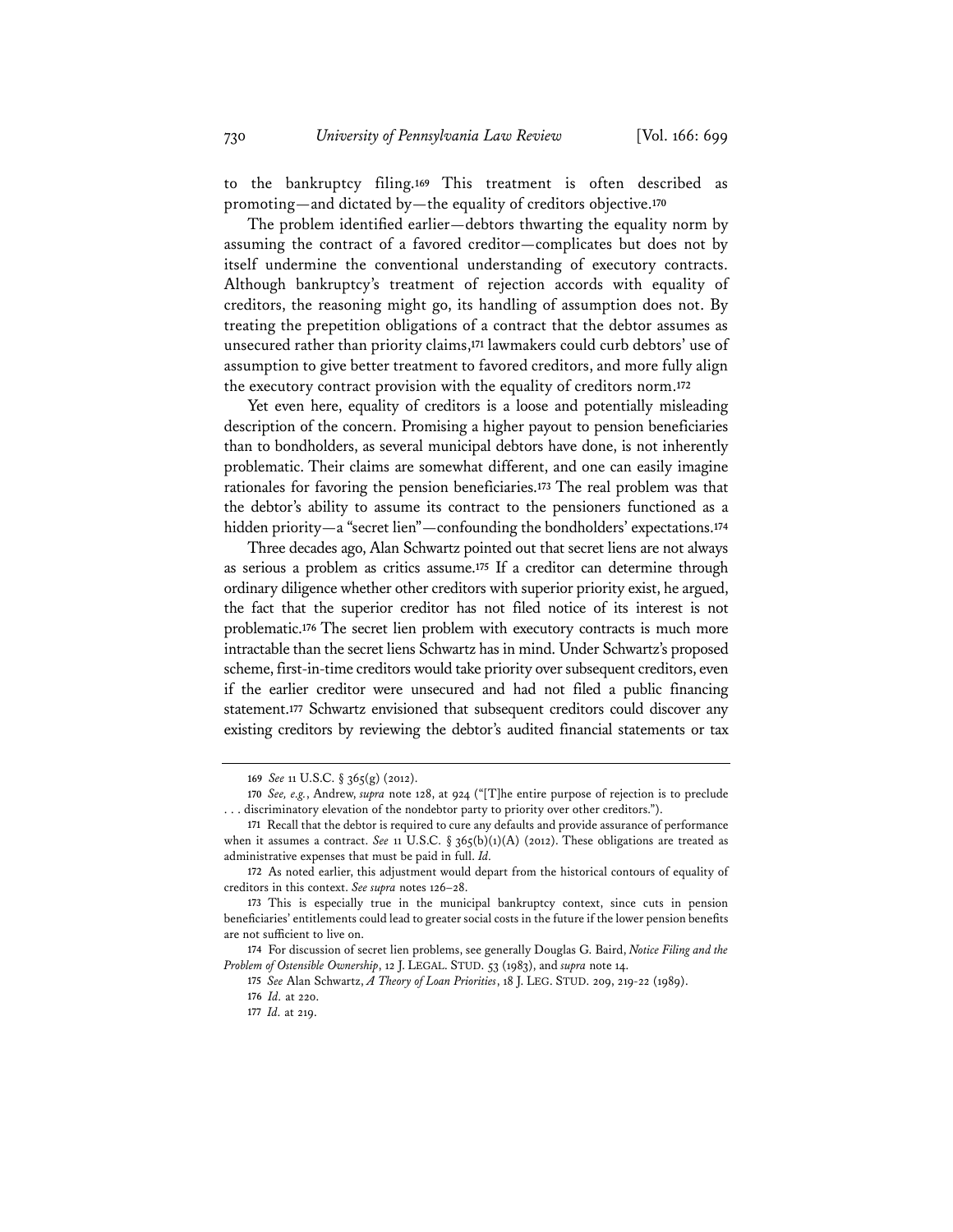to the bankruptcy filing.[169] This treatment is often described as promoting—and dictated by—the equality of creditors objective.[170]

The problem identified earlier—debtors thwarting the equality norm by assuming the contract of a favored creditor—complicates but does not by itself undermine the conventional understanding of executory contracts. Although bankruptcy's treatment of rejection accords with equality of creditors, the reasoning might go, its handling of assumption does not. By treating the prepetition obligations of a contract that the debtor assumes as unsecured rather than priority claims,[171] lawmakers could curb debtors' use of assumption to give better treatment to favored creditors, and more fully align the executory contract provision with the equality of creditors norm.[172]

Yet even here, equality of creditors is a loose and potentially misleading description of the concern. Promising a higher payout to pension beneficiaries than to bondholders, as several municipal debtors have done, is not inherently problematic. Their claims are somewhat different, and one can easily imagine rationales for favoring the pension beneficiaries.[173] The real problem was that the debtor's ability to assume its contract to the pensioners functioned as a hidden priority—a "secret lien"—confounding the bondholders' expectations.[174]

Three decades ago, Alan Schwartz pointed out that secret liens are not always as serious a problem as critics assume.[175] If a creditor can determine through ordinary diligence whether other creditors with superior priority exist, he argued, the fact that the superior creditor has not filed notice of its interest is not problematic.[176] The secret lien problem with executory contracts is much more intractable than the secret liens Schwartz has in mind. Under Schwartz's proposed scheme, first-in-time creditors would take priority over subsequent creditors, even if the earlier creditor were unsecured and had not filed a public financing statement.[177] Schwartz envisioned that subsequent creditors could discover any existing creditors by reviewing the debtor's audited financial statements or tax

---

169 *See* 11 U.S.C. § 365(g) (2012).

170 *See, e.g.*, Andrew, *supra* note 128, at 924 ("[T]he entire purpose of rejection is to preclude . . . discriminatory elevation of the nondebtor party to priority over other creditors.").

171 Recall that the debtor is required to cure any defaults and provide assurance of performance when it assumes a contract. *See* 11 U.S.C. § 365(b)(1)(A) (2012). These obligations are treated as administrative expenses that must be paid in full. *Id.*

172 As noted earlier, this adjustment would depart from the historical contours of equality of creditors in this context. *See supra* notes 126–28.

173 This is especially true in the municipal bankruptcy context, since cuts in pension beneficiaries' entitlements could lead to greater social costs in the future if the lower pension benefits are not sufficient to live on.

174 For discussion of secret lien problems, see generally Douglas G. Baird, *Notice Filing and the Problem of Ostensible Ownership*, 12 J. LEGAL. STUD. 53 (1983), and *supra* note 14.

175 *See* Alan Schwartz, *A Theory of Loan Priorities*, 18 J. LEG. STUD. 209, 219-22 (1989).

176 *Id.* at 220.

177 *Id.* at 219.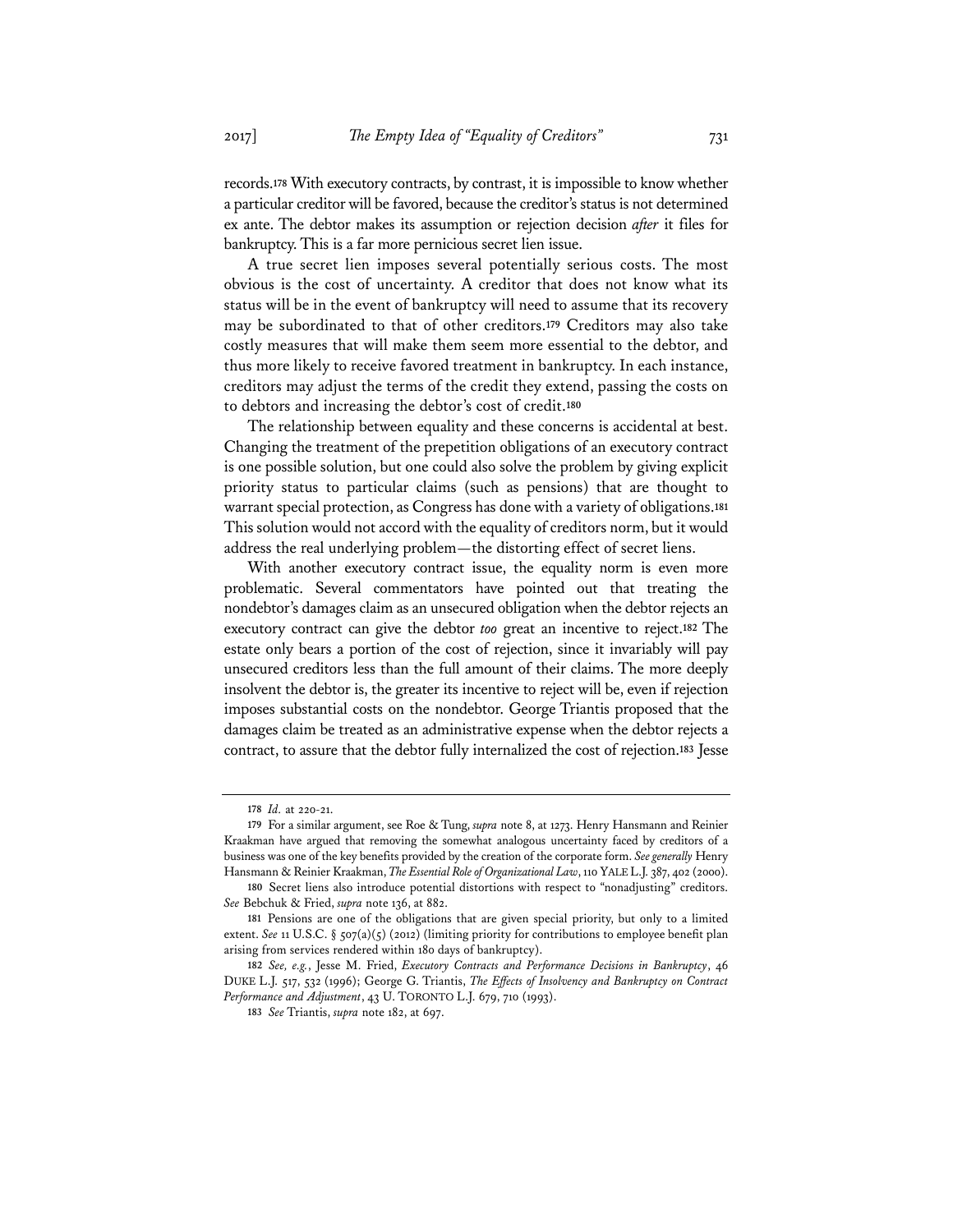records.[178] With executory contracts, by contrast, it is impossible to know whether a particular creditor will be favored, because the creditor's status is not determined ex ante. The debtor makes its assumption or rejection decision *after* it files for bankruptcy. This is a far more pernicious secret lien issue.

A true secret lien imposes several potentially serious costs. The most obvious is the cost of uncertainty. A creditor that does not know what its status will be in the event of bankruptcy will need to assume that its recovery may be subordinated to that of other creditors.[179] Creditors may also take costly measures that will make them seem more essential to the debtor, and thus more likely to receive favored treatment in bankruptcy. In each instance, creditors may adjust the terms of the credit they extend, passing the costs on to debtors and increasing the debtor's cost of credit.[180]

The relationship between equality and these concerns is accidental at best. Changing the treatment of the prepetition obligations of an executory contract is one possible solution, but one could also solve the problem by giving explicit priority status to particular claims (such as pensions) that are thought to warrant special protection, as Congress has done with a variety of obligations.[181] This solution would not accord with the equality of creditors norm, but it would address the real underlying problem—the distorting effect of secret liens.

With another executory contract issue, the equality norm is even more problematic. Several commentators have pointed out that treating the nondebtor's damages claim as an unsecured obligation when the debtor rejects an executory contract can give the debtor *too* great an incentive to reject.[182] The estate only bears a portion of the cost of rejection, since it invariably will pay unsecured creditors less than the full amount of their claims. The more deeply insolvent the debtor is, the greater its incentive to reject will be, even if rejection imposes substantial costs on the nondebtor. George Triantis proposed that the damages claim be treated as an administrative expense when the debtor rejects a contract, to assure that the debtor fully internalized the cost of rejection.[183] Jesse

---

178 *Id.* at 220-21.

179 For a similar argument, see Roe & Tung, *supra* note 8, at 1273. Henry Hansmann and Reinier Kraakman have argued that removing the somewhat analogous uncertainty faced by creditors of a business was one of the key benefits provided by the creation of the corporate form. *See generally* Henry Hansmann & Reinier Kraakman, *The Essential Role of Organizational Law*, 110 YALE L.J. 387, 402 (2000).

180 Secret liens also introduce potential distortions with respect to "nonadjusting" creditors. *See* Bebchuk & Fried, *supra* note 136, at 882.

181 Pensions are one of the obligations that are given special priority, but only to a limited extent. *See* 11 U.S.C. § 507(a)(5) (2012) (limiting priority for contributions to employee benefit plan arising from services rendered within 180 days of bankruptcy).

182 *See, e.g.*, Jesse M. Fried, *Executory Contracts and Performance Decisions in Bankruptcy*, 46 DUKE L.J. 517, 532 (1996); George G. Triantis, *The Effects of Insolvency and Bankruptcy on Contract Performance and Adjustment*, 43 U. TORONTO L.J. 679, 710 (1993).

183 *See* Triantis, *supra* note 182, at 697.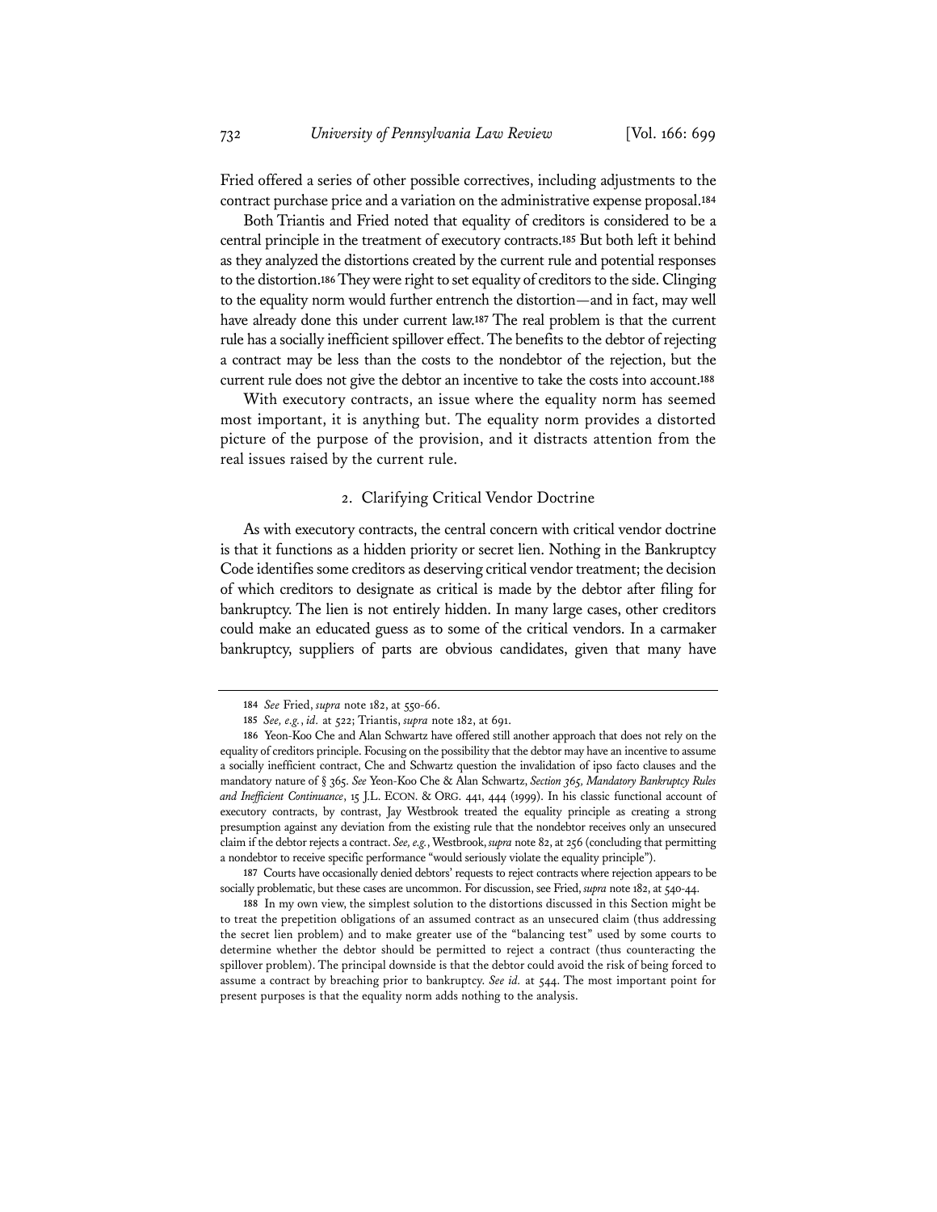Fried offered a series of other possible correctives, including adjustments to the contract purchase price and a variation on the administrative expense proposal.[184]

Both Triantis and Fried noted that equality of creditors is considered to be a central principle in the treatment of executory contracts.[185] But both left it behind as they analyzed the distortions created by the current rule and potential responses to the distortion.[186] They were right to set equality of creditors to the side. Clinging to the equality norm would further entrench the distortion—and in fact, may well have already done this under current law.[187] The real problem is that the current rule has a socially inefficient spillover effect. The benefits to the debtor of rejecting a contract may be less than the costs to the nondebtor of the rejection, but the current rule does not give the debtor an incentive to take the costs into account.[188]

With executory contracts, an issue where the equality norm has seemed most important, it is anything but. The equality norm provides a distorted picture of the purpose of the provision, and it distracts attention from the real issues raised by the current rule.

### 2. Clarifying Critical Vendor Doctrine

As with executory contracts, the central concern with critical vendor doctrine is that it functions as a hidden priority or secret lien. Nothing in the Bankruptcy Code identifies some creditors as deserving critical vendor treatment; the decision of which creditors to designate as critical is made by the debtor after filing for bankruptcy. The lien is not entirely hidden. In many large cases, other creditors could make an educated guess as to some of the critical vendors. In a carmaker bankruptcy, suppliers of parts are obvious candidates, given that many have

---

184 *See* Fried, *supra* note 182, at 550-66.

185 *See, e.g.*, *id.* at 522; Triantis, *supra* note 182, at 691.

186 Yeon-Koo Che and Alan Schwartz have offered still another approach that does not rely on the equality of creditors principle. Focusing on the possibility that the debtor may have an incentive to assume a socially inefficient contract, Che and Schwartz question the invalidation of ipso facto clauses and the mandatory nature of § 365. *See* Yeon-Koo Che & Alan Schwartz, *Section 365, Mandatory Bankruptcy Rules and Inefficient Continuance*, 15 J.L. ECON. & ORG. 441, 444 (1999). In his classic functional account of executory contracts, by contrast, Jay Westbrook treated the equality principle as creating a strong presumption against any deviation from the existing rule that the nondebtor receives only an unsecured claim if the debtor rejects a contract. *See, e.g.*, Westbrook, *supra* note 82, at 256 (concluding that permitting a nondebtor to receive specific performance "would seriously violate the equality principle").

187 Courts have occasionally denied debtors' requests to reject contracts where rejection appears to be socially problematic, but these cases are uncommon. For discussion, see Fried, *supra* note 182, at 540-44.

188 In my own view, the simplest solution to the distortions discussed in this Section might be to treat the prepetition obligations of an assumed contract as an unsecured claim (thus addressing the secret lien problem) and to make greater use of the "balancing test" used by some courts to determine whether the debtor should be permitted to reject a contract (thus counteracting the spillover problem). The principal downside is that the debtor could avoid the risk of being forced to assume a contract by breaching prior to bankruptcy. *See id.* at 544. The most important point for present purposes is that the equality norm adds nothing to the analysis.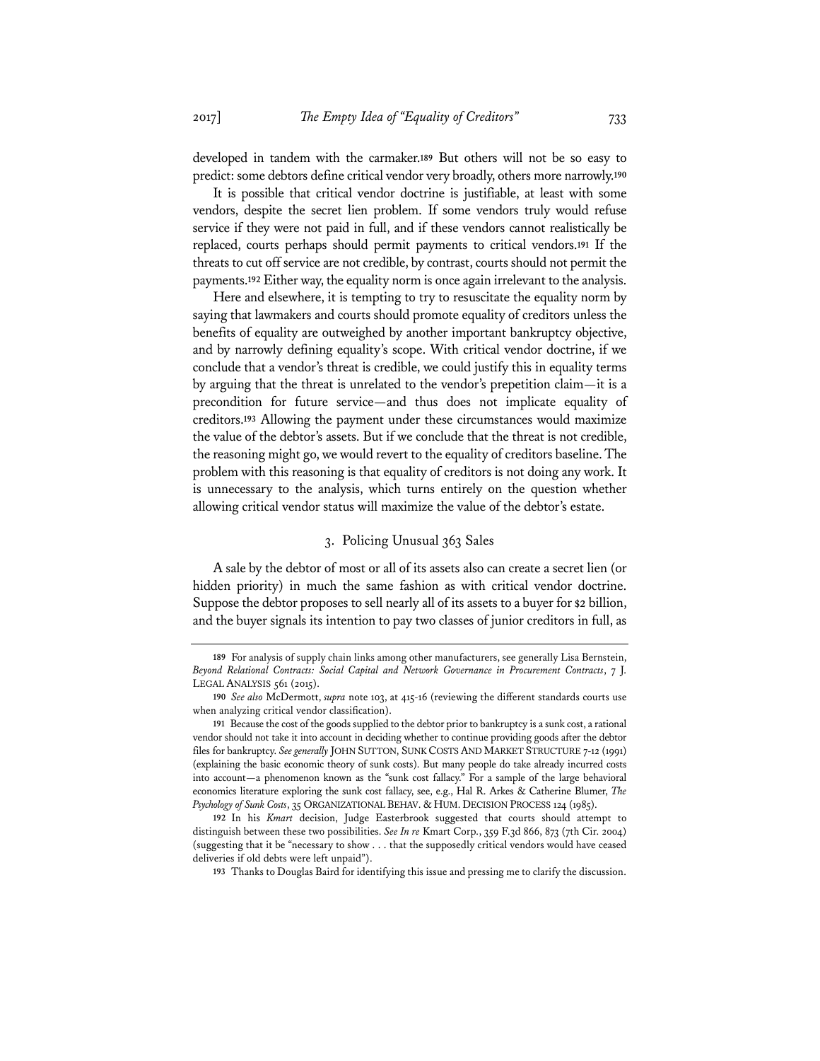developed in tandem with the carmaker.[189] But others will not be so easy to predict: some debtors define critical vendor very broadly, others more narrowly.[190]

It is possible that critical vendor doctrine is justifiable, at least with some vendors, despite the secret lien problem. If some vendors truly would refuse service if they were not paid in full, and if these vendors cannot realistically be replaced, courts perhaps should permit payments to critical vendors.[191] If the threats to cut off service are not credible, by contrast, courts should not permit the payments.[192] Either way, the equality norm is once again irrelevant to the analysis.

Here and elsewhere, it is tempting to try to resuscitate the equality norm by saying that lawmakers and courts should promote equality of creditors unless the benefits of equality are outweighed by another important bankruptcy objective, and by narrowly defining equality's scope. With critical vendor doctrine, if we conclude that a vendor's threat is credible, we could justify this in equality terms by arguing that the threat is unrelated to the vendor's prepetition claim—it is a precondition for future service—and thus does not implicate equality of creditors.[193] Allowing the payment under these circumstances would maximize the value of the debtor's assets. But if we conclude that the threat is not credible, the reasoning might go, we would revert to the equality of creditors baseline. The problem with this reasoning is that equality of creditors is not doing any work. It is unnecessary to the analysis, which turns entirely on the question whether allowing critical vendor status will maximize the value of the debtor's estate.

### 3. Policing Unusual 363 Sales

A sale by the debtor of most or all of its assets also can create a secret lien (or hidden priority) in much the same fashion as with critical vendor doctrine. Suppose the debtor proposes to sell nearly all of its assets to a buyer for $2 billion, and the buyer signals its intention to pay two classes of junior creditors in full, as

---

[189] For analysis of supply chain links among other manufacturers, see generally Lisa Bernstein, *Beyond Relational Contracts: Social Capital and Network Governance in Procurement Contracts*, 7 J. LEGAL ANALYSIS 561 (2015).

[190] *See also* McDermott, *supra* note 103, at 415-16 (reviewing the different standards courts use when analyzing critical vendor classification).

[191] Because the cost of the goods supplied to the debtor prior to bankruptcy is a sunk cost, a rational vendor should not take it into account in deciding whether to continue providing goods after the debtor files for bankruptcy. *See generally* JOHN SUTTON, SUNK COSTS AND MARKET STRUCTURE 7-12 (1991) (explaining the basic economic theory of sunk costs). But many people do take already incurred costs into account—a phenomenon known as the "sunk cost fallacy." For a sample of the large behavioral economics literature exploring the sunk cost fallacy, see, e.g., Hal R. Arkes & Catherine Blumer, *The Psychology of Sunk Costs*, 35 ORGANIZATIONAL BEHAV. & HUM. DECISION PROCESS 124 (1985).

[192] In his *Kmart* decision, Judge Easterbrook suggested that courts should attempt to distinguish between these two possibilities. *See In re* Kmart Corp., 359 F.3d 866, 873 (7th Cir. 2004) (suggesting that it be "necessary to show . . . that the supposedly critical vendors would have ceased deliveries if old debts were left unpaid").

[193] Thanks to Douglas Baird for identifying this issue and pressing me to clarify the discussion.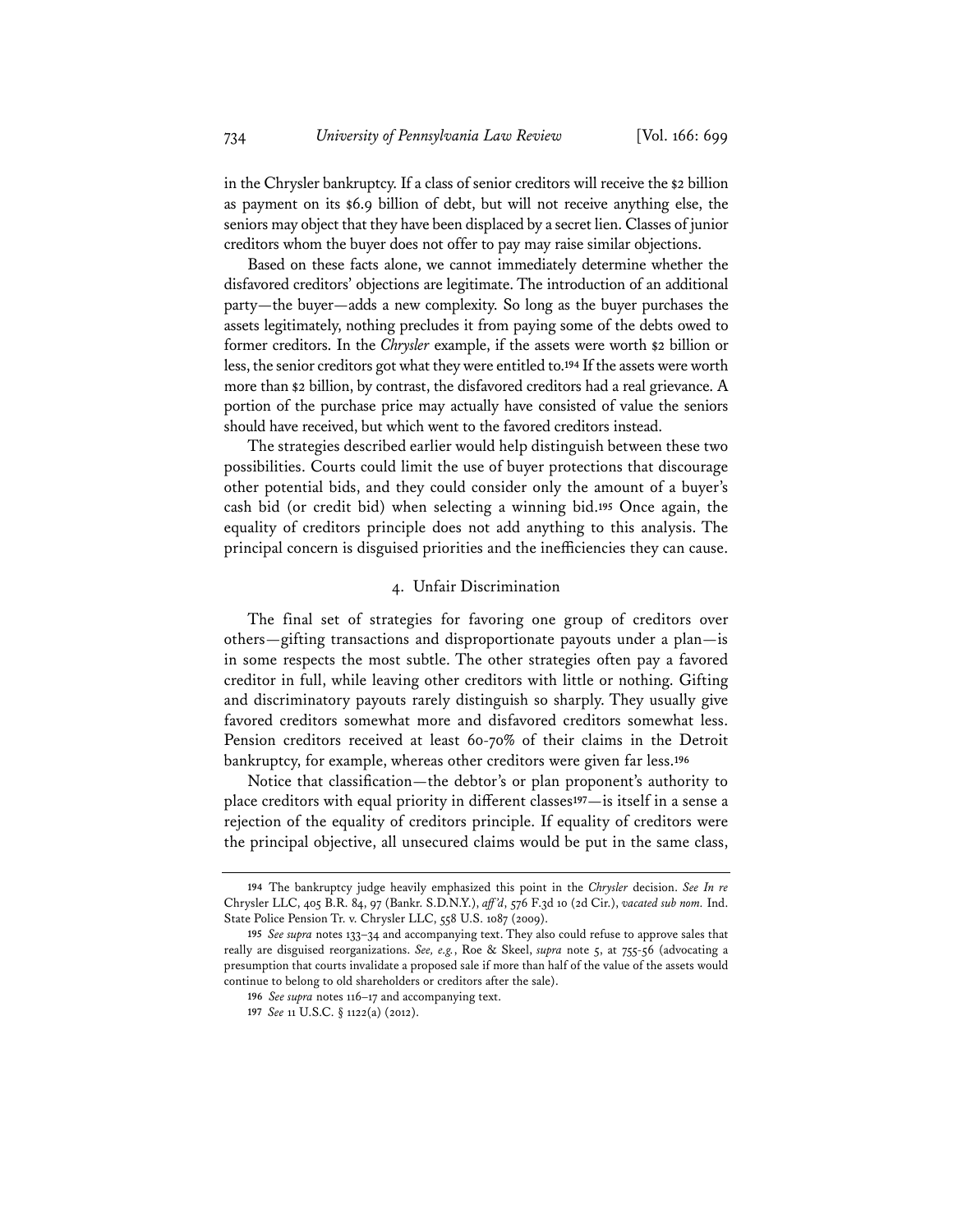in the Chrysler bankruptcy. If a class of senior creditors will receive the $2 billion as payment on its $6.9 billion of debt, but will not receive anything else, the seniors may object that they have been displaced by a secret lien. Classes of junior creditors whom the buyer does not offer to pay may raise similar objections.

Based on these facts alone, we cannot immediately determine whether the disfavored creditors' objections are legitimate. The introduction of an additional party—the buyer—adds a new complexity. So long as the buyer purchases the assets legitimately, nothing precludes it from paying some of the debts owed to former creditors. In the *Chrysler* example, if the assets were worth $2 billion or less, the senior creditors got what they were entitled to.[194] If the assets were worth more than $2 billion, by contrast, the disfavored creditors had a real grievance. A portion of the purchase price may actually have consisted of value the seniors should have received, but which went to the favored creditors instead.

The strategies described earlier would help distinguish between these two possibilities. Courts could limit the use of buyer protections that discourage other potential bids, and they could consider only the amount of a buyer's cash bid (or credit bid) when selecting a winning bid.[195] Once again, the equality of creditors principle does not add anything to this analysis. The principal concern is disguised priorities and the inefficiencies they can cause.

### 4. Unfair Discrimination

The final set of strategies for favoring one group of creditors over others—gifting transactions and disproportionate payouts under a plan—is in some respects the most subtle. The other strategies often pay a favored creditor in full, while leaving other creditors with little or nothing. Gifting and discriminatory payouts rarely distinguish so sharply. They usually give favored creditors somewhat more and disfavored creditors somewhat less. Pension creditors received at least 60-70% of their claims in the Detroit bankruptcy, for example, whereas other creditors were given far less.[196]

Notice that classification—the debtor's or plan proponent's authority to place creditors with equal priority in different classes[197]—is itself in a sense a rejection of the equality of creditors principle. If equality of creditors were the principal objective, all unsecured claims would be put in the same class,

---

194 The bankruptcy judge heavily emphasized this point in the *Chrysler* decision. *See In re* Chrysler LLC, 405 B.R. 84, 97 (Bankr. S.D.N.Y.), *aff'd*, 576 F.3d 10 (2d Cir.), *vacated sub nom.* Ind. State Police Pension Tr. v. Chrysler LLC, 558 U.S. 1087 (2009).

195 *See supra* notes 133–34 and accompanying text. They also could refuse to approve sales that really are disguised reorganizations. *See, e.g.*, Roe & Skeel, *supra* note 5, at 755-56 (advocating a presumption that courts invalidate a proposed sale if more than half of the value of the assets would continue to belong to old shareholders or creditors after the sale).

196 *See supra* notes 116–17 and accompanying text.

197 *See* 11 U.S.C. § 1122(a) (2012).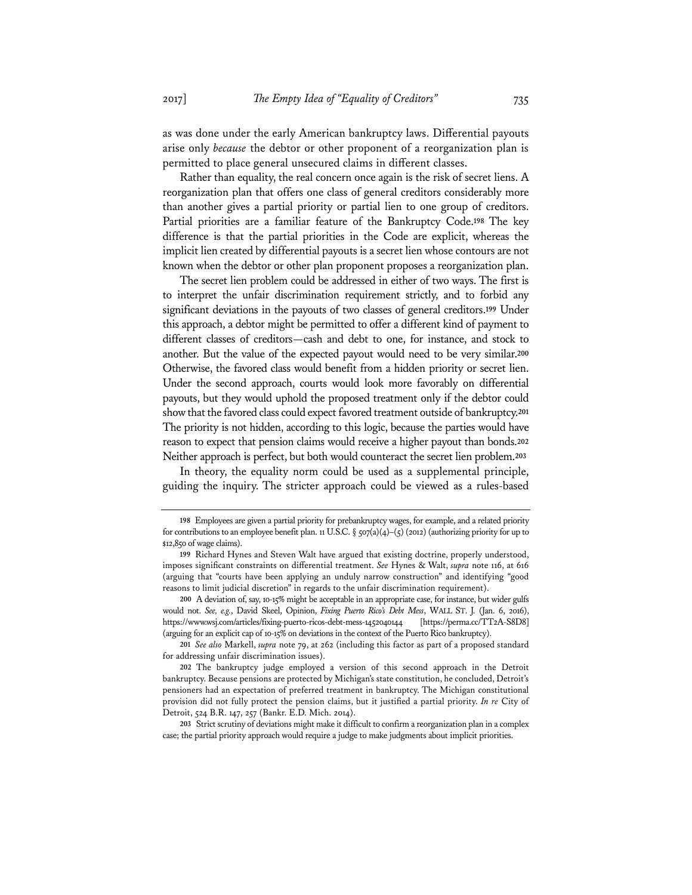as was done under the early American bankruptcy laws. Differential payouts arise only *because* the debtor or other proponent of a reorganization plan is permitted to place general unsecured claims in different classes.

Rather than equality, the real concern once again is the risk of secret liens. A reorganization plan that offers one class of general creditors considerably more than another gives a partial priority or partial lien to one group of creditors. Partial priorities are a familiar feature of the Bankruptcy Code.[198] The key difference is that the partial priorities in the Code are explicit, whereas the implicit lien created by differential payouts is a secret lien whose contours are not known when the debtor or other plan proponent proposes a reorganization plan.

The secret lien problem could be addressed in either of two ways. The first is to interpret the unfair discrimination requirement strictly, and to forbid any significant deviations in the payouts of two classes of general creditors.[199] Under this approach, a debtor might be permitted to offer a different kind of payment to different classes of creditors—cash and debt to one, for instance, and stock to another. But the value of the expected payout would need to be very similar.[200] Otherwise, the favored class would benefit from a hidden priority or secret lien. Under the second approach, courts would look more favorably on differential payouts, but they would uphold the proposed treatment only if the debtor could show that the favored class could expect favored treatment outside of bankruptcy.[201] The priority is not hidden, according to this logic, because the parties would have reason to expect that pension claims would receive a higher payout than bonds.[202] Neither approach is perfect, but both would counteract the secret lien problem.[203]

In theory, the equality norm could be used as a supplemental principle, guiding the inquiry. The stricter approach could be viewed as a rules-based

---

198 Employees are given a partial priority for prebankruptcy wages, for example, and a related priority for contributions to an employee benefit plan. 11 U.S.C. § 507(a)(4)–(5) (2012) (authorizing priority for up to $12,850 of wage claims).

199 Richard Hynes and Steven Walt have argued that existing doctrine, properly understood, imposes significant constraints on differential treatment. *See* Hynes & Walt, *supra* note 116, at 616 (arguing that "courts have been applying an unduly narrow construction" and identifying "good reasons to limit judicial discretion" in regards to the unfair discrimination requirement).

200 A deviation of, say, 10-15% might be acceptable in an appropriate case, for instance, but wider gulfs would not. *See, e.g.*, David Skeel, Opinion, *Fixing Puerto Rico's Debt Mess*, WALL ST. J. (Jan. 6, 2016), https://www.wsj.com/articles/fixing-puerto-ricos-debt-mess-1452040144 [https://perma.cc/TT2A-S8D8] (arguing for an explicit cap of 10-15% on deviations in the context of the Puerto Rico bankruptcy).

201 *See also* Markell, *supra* note 79, at 262 (including this factor as part of a proposed standard for addressing unfair discrimination issues).

202 The bankruptcy judge employed a version of this second approach in the Detroit bankruptcy. Because pensions are protected by Michigan's state constitution, he concluded, Detroit's pensioners had an expectation of preferred treatment in bankruptcy. The Michigan constitutional provision did not fully protect the pension claims, but it justified a partial priority. *In re* City of Detroit, 524 B.R. 147, 257 (Bankr. E.D. Mich. 2014).

203 Strict scrutiny of deviations might make it difficult to confirm a reorganization plan in a complex case; the partial priority approach would require a judge to make judgments about implicit priorities.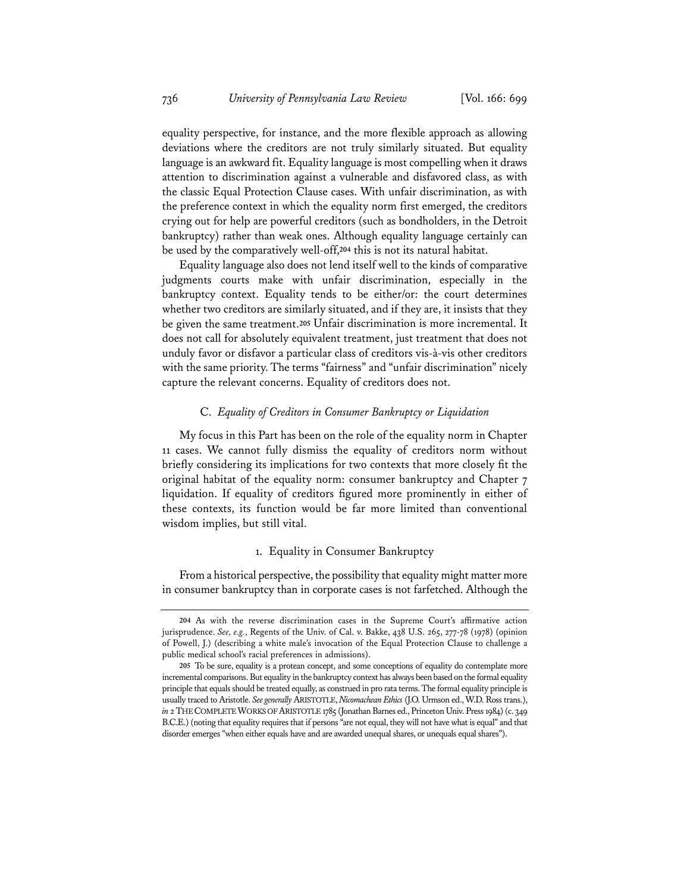equality perspective, for instance, and the more flexible approach as allowing deviations where the creditors are not truly similarly situated. But equality language is an awkward fit. Equality language is most compelling when it draws attention to discrimination against a vulnerable and disfavored class, as with the classic Equal Protection Clause cases. With unfair discrimination, as with the preference context in which the equality norm first emerged, the creditors crying out for help are powerful creditors (such as bondholders, in the Detroit bankruptcy) rather than weak ones. Although equality language certainly can be used by the comparatively well-off,[204] this is not its natural habitat.

Equality language also does not lend itself well to the kinds of comparative judgments courts make with unfair discrimination, especially in the bankruptcy context. Equality tends to be either/or: the court determines whether two creditors are similarly situated, and if they are, it insists that they be given the same treatment.[205] Unfair discrimination is more incremental. It does not call for absolutely equivalent treatment, just treatment that does not unduly favor or disfavor a particular class of creditors vis-à-vis other creditors with the same priority. The terms "fairness" and "unfair discrimination" nicely capture the relevant concerns. Equality of creditors does not.

### C. *Equality of Creditors in Consumer Bankruptcy or Liquidation*

My focus in this Part has been on the role of the equality norm in Chapter 11 cases. We cannot fully dismiss the equality of creditors norm without briefly considering its implications for two contexts that more closely fit the original habitat of the equality norm: consumer bankruptcy and Chapter 7 liquidation. If equality of creditors figured more prominently in either of these contexts, its function would be far more limited than conventional wisdom implies, but still vital.

#### 1. Equality in Consumer Bankruptcy

From a historical perspective, the possibility that equality might matter more in consumer bankruptcy than in corporate cases is not farfetched. Although the

---

204 As with the reverse discrimination cases in the Supreme Court's affirmative action jurisprudence. *See, e.g.*, Regents of the Univ. of Cal. v. Bakke, 438 U.S. 265, 277-78 (1978) (opinion of Powell, J.) (describing a white male's invocation of the Equal Protection Clause to challenge a public medical school's racial preferences in admissions).

205 To be sure, equality is a protean concept, and some conceptions of equality do contemplate more incremental comparisons. But equality in the bankruptcy context has always been based on the formal equality principle that equals should be treated equally, as construed in pro rata terms. The formal equality principle is usually traced to Aristotle. *See generally* ARISTOTLE, *Nicomachean Ethics* (J.O. Urmson ed., W.D. Ross trans.), *in* 2 THE COMPLETE WORKS OF ARISTOTLE 1785 (Jonathan Barnes ed., Princeton Univ. Press 1984) (c. 349 B.C.E.) (noting that equality requires that if persons "are not equal, they will not have what is equal" and that disorder emerges "when either equals have and are awarded unequal shares, or unequals equal shares").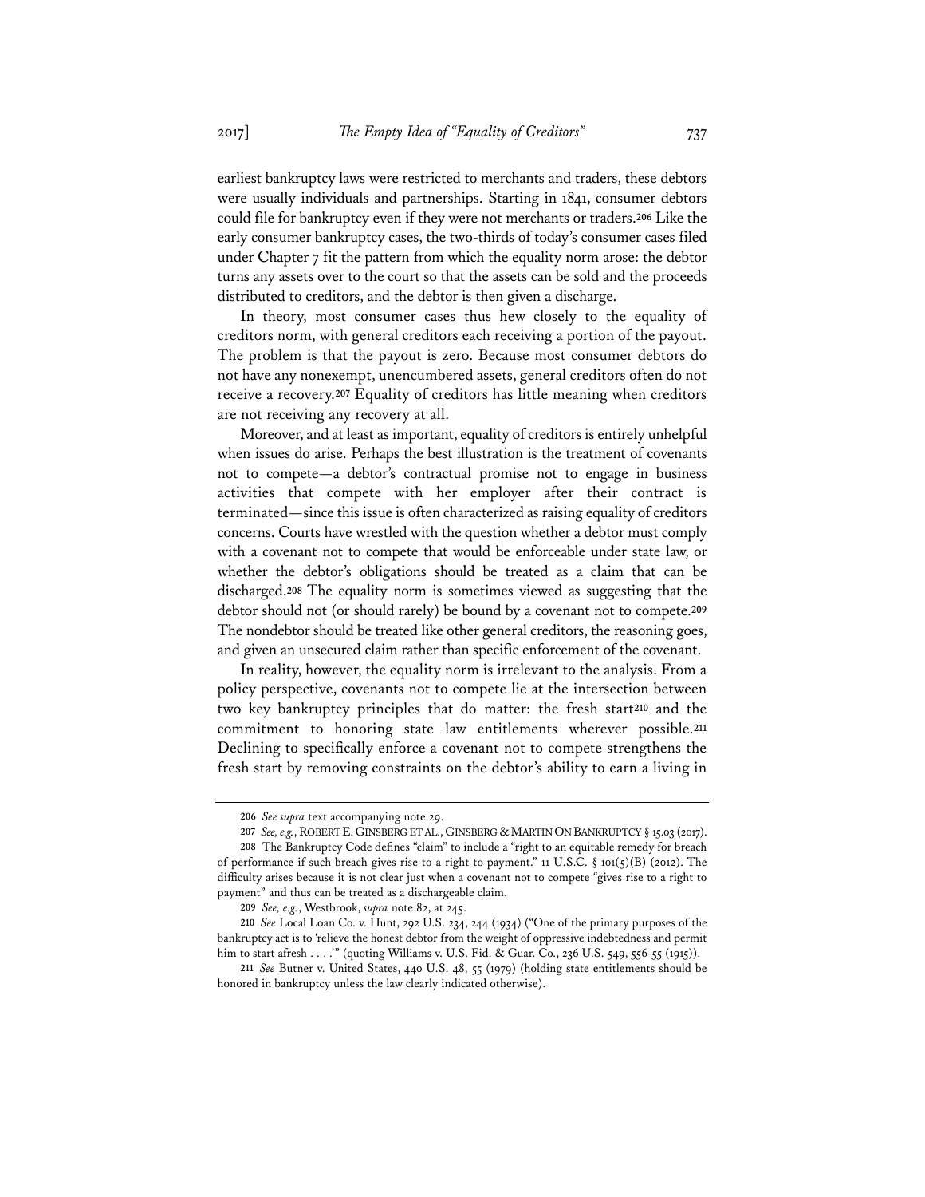earliest bankruptcy laws were restricted to merchants and traders, these debtors were usually individuals and partnerships. Starting in 1841, consumer debtors could file for bankruptcy even if they were not merchants or traders.[206] Like the early consumer bankruptcy cases, the two-thirds of today's consumer cases filed under Chapter 7 fit the pattern from which the equality norm arose: the debtor turns any assets over to the court so that the assets can be sold and the proceeds distributed to creditors, and the debtor is then given a discharge.

In theory, most consumer cases thus hew closely to the equality of creditors norm, with general creditors each receiving a portion of the payout. The problem is that the payout is zero. Because most consumer debtors do not have any nonexempt, unencumbered assets, general creditors often do not receive a recovery.[207] Equality of creditors has little meaning when creditors are not receiving any recovery at all.

Moreover, and at least as important, equality of creditors is entirely unhelpful when issues do arise. Perhaps the best illustration is the treatment of covenants not to compete—a debtor's contractual promise not to engage in business activities that compete with her employer after their contract is terminated—since this issue is often characterized as raising equality of creditors concerns. Courts have wrestled with the question whether a debtor must comply with a covenant not to compete that would be enforceable under state law, or whether the debtor's obligations should be treated as a claim that can be discharged.[208] The equality norm is sometimes viewed as suggesting that the debtor should not (or should rarely) be bound by a covenant not to compete.[209] The nondebtor should be treated like other general creditors, the reasoning goes, and given an unsecured claim rather than specific enforcement of the covenant.

In reality, however, the equality norm is irrelevant to the analysis. From a policy perspective, covenants not to compete lie at the intersection between two key bankruptcy principles that do matter: the fresh start[210] and the commitment to honoring state law entitlements wherever possible.[211] Declining to specifically enforce a covenant not to compete strengthens the fresh start by removing constraints on the debtor's ability to earn a living in

---

[206] *See supra* text accompanying note 29.

[207] *See, e.g.*, ROBERT E. GINSBERG ET AL., GINSBERG & MARTIN ON BANKRUPTCY § 15.03 (2017).

[208] The Bankruptcy Code defines "claim" to include a "right to an equitable remedy for breach of performance if such breach gives rise to a right to payment." 11 U.S.C. § 101(5)(B) (2012). The difficulty arises because it is not clear just when a covenant not to compete "gives rise to a right to payment" and thus can be treated as a dischargeable claim.

[209] *See, e.g.*, Westbrook, *supra* note 82, at 245.

[210] *See* Local Loan Co. v. Hunt, 292 U.S. 234, 244 (1934) ("One of the primary purposes of the bankruptcy act is to 'relieve the honest debtor from the weight of oppressive indebtedness and permit him to start afresh . . . .'" (quoting Williams v. U.S. Fid. & Guar. Co., 236 U.S. 549, 556-55 (1915)).

[211] *See* Butner v. United States, 440 U.S. 48, 55 (1979) (holding state entitlements should be honored in bankruptcy unless the law clearly indicated otherwise).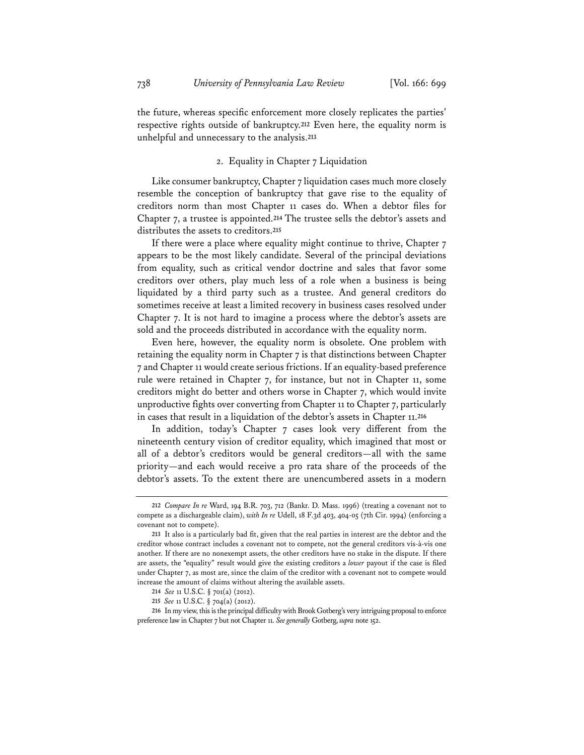the future, whereas specific enforcement more closely replicates the parties' respective rights outside of bankruptcy.[212] Even here, the equality norm is unhelpful and unnecessary to the analysis.[213]

### 2. Equality in Chapter 7 Liquidation

Like consumer bankruptcy, Chapter 7 liquidation cases much more closely resemble the conception of bankruptcy that gave rise to the equality of creditors norm than most Chapter 11 cases do. When a debtor files for Chapter 7, a trustee is appointed.[214] The trustee sells the debtor's assets and distributes the assets to creditors.[215]

If there were a place where equality might continue to thrive, Chapter 7 appears to be the most likely candidate. Several of the principal deviations from equality, such as critical vendor doctrine and sales that favor some creditors over others, play much less of a role when a business is being liquidated by a third party such as a trustee. And general creditors do sometimes receive at least a limited recovery in business cases resolved under Chapter 7. It is not hard to imagine a process where the debtor's assets are sold and the proceeds distributed in accordance with the equality norm.

Even here, however, the equality norm is obsolete. One problem with retaining the equality norm in Chapter 7 is that distinctions between Chapter 7 and Chapter 11 would create serious frictions. If an equality-based preference rule were retained in Chapter 7, for instance, but not in Chapter 11, some creditors might do better and others worse in Chapter 7, which would invite unproductive fights over converting from Chapter 11 to Chapter 7, particularly in cases that result in a liquidation of the debtor's assets in Chapter 11.[216]

In addition, today's Chapter 7 cases look very different from the nineteenth century vision of creditor equality, which imagined that most or all of a debtor's creditors would be general creditors—all with the same priority—and each would receive a pro rata share of the proceeds of the debtor's assets. To the extent there are unencumbered assets in a modern

---

212 *Compare In re* Ward, 194 B.R. 703, 712 (Bankr. D. Mass. 1996) (treating a covenant not to compete as a dischargeable claim), *with In re* Udell, 18 F.3d 403, 404-05 (7th Cir. 1994) (enforcing a covenant not to compete).

213 It also is a particularly bad fit, given that the real parties in interest are the debtor and the creditor whose contract includes a covenant not to compete, not the general creditors vis-à-vis one another. If there are no nonexempt assets, the other creditors have no stake in the dispute. If there are assets, the "equality" result would give the existing creditors a *lower* payout if the case is filed under Chapter 7, as most are, since the claim of the creditor with a covenant not to compete would increase the amount of claims without altering the available assets.

214 *See* 11 U.S.C. § 701(a) (2012).

215 *See* 11 U.S.C. § 704(a) (2012).

216 In my view, this is the principal difficulty with Brook Gotberg's very intriguing proposal to enforce preference law in Chapter 7 but not Chapter 11. *See generally* Gotberg, *supra* note 152.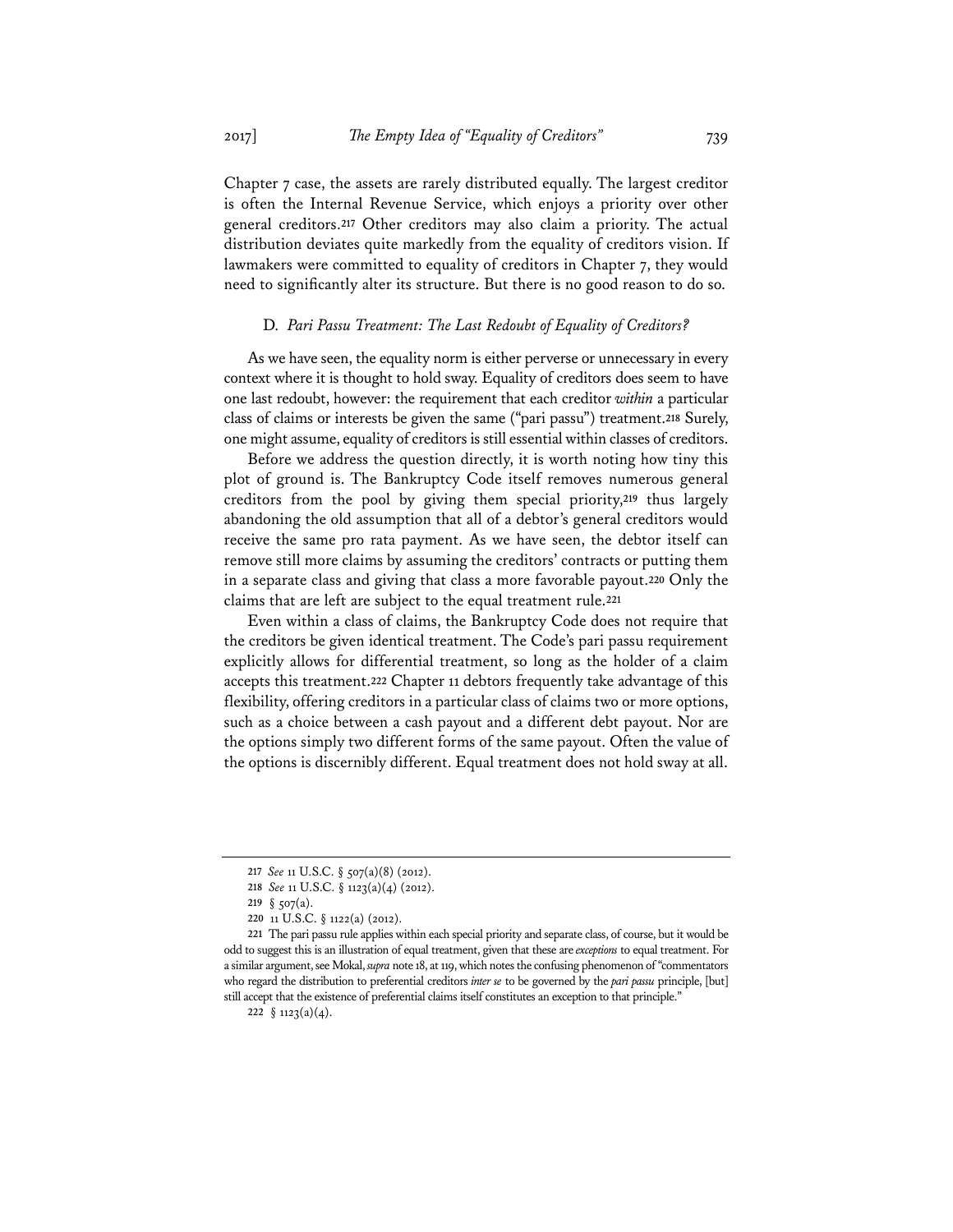Chapter 7 case, the assets are rarely distributed equally. The largest creditor is often the Internal Revenue Service, which enjoys a priority over other general creditors.[217] Other creditors may also claim a priority. The actual distribution deviates quite markedly from the equality of creditors vision. If lawmakers were committed to equality of creditors in Chapter 7, they would need to significantly alter its structure. But there is no good reason to do so.

### D. *Pari Passu Treatment: The Last Redoubt of Equality of Creditors?*

As we have seen, the equality norm is either perverse or unnecessary in every context where it is thought to hold sway. Equality of creditors does seem to have one last redoubt, however: the requirement that each creditor *within* a particular class of claims or interests be given the same ("pari passu") treatment.[218] Surely, one might assume, equality of creditors is still essential within classes of creditors.

Before we address the question directly, it is worth noting how tiny this plot of ground is. The Bankruptcy Code itself removes numerous general creditors from the pool by giving them special priority,[219] thus largely abandoning the old assumption that all of a debtor's general creditors would receive the same pro rata payment. As we have seen, the debtor itself can remove still more claims by assuming the creditors' contracts or putting them in a separate class and giving that class a more favorable payout.[220] Only the claims that are left are subject to the equal treatment rule.[221]

Even within a class of claims, the Bankruptcy Code does not require that the creditors be given identical treatment. The Code's pari passu requirement explicitly allows for differential treatment, so long as the holder of a claim accepts this treatment.[222] Chapter 11 debtors frequently take advantage of this flexibility, offering creditors in a particular class of claims two or more options, such as a choice between a cash payout and a different debt payout. Nor are the options simply two different forms of the same payout. Often the value of the options is discernibly different. Equal treatment does not hold sway at all.

---

217 *See* 11 U.S.C. § 507(a)(8) (2012).

218 *See* 11 U.S.C. § 1123(a)(4) (2012).

219 § 507(a).

220 11 U.S.C. § 1122(a) (2012).

221 The pari passu rule applies within each special priority and separate class, of course, but it would be odd to suggest this is an illustration of equal treatment, given that these are *exceptions* to equal treatment. For a similar argument, see Mokal, *supra* note 18, at 119, which notes the confusing phenomenon of "commentators who regard the distribution to preferential creditors *inter se* to be governed by the *pari passu* principle, [but] still accept that the existence of preferential claims itself constitutes an exception to that principle."

222 § 1123(a)(4).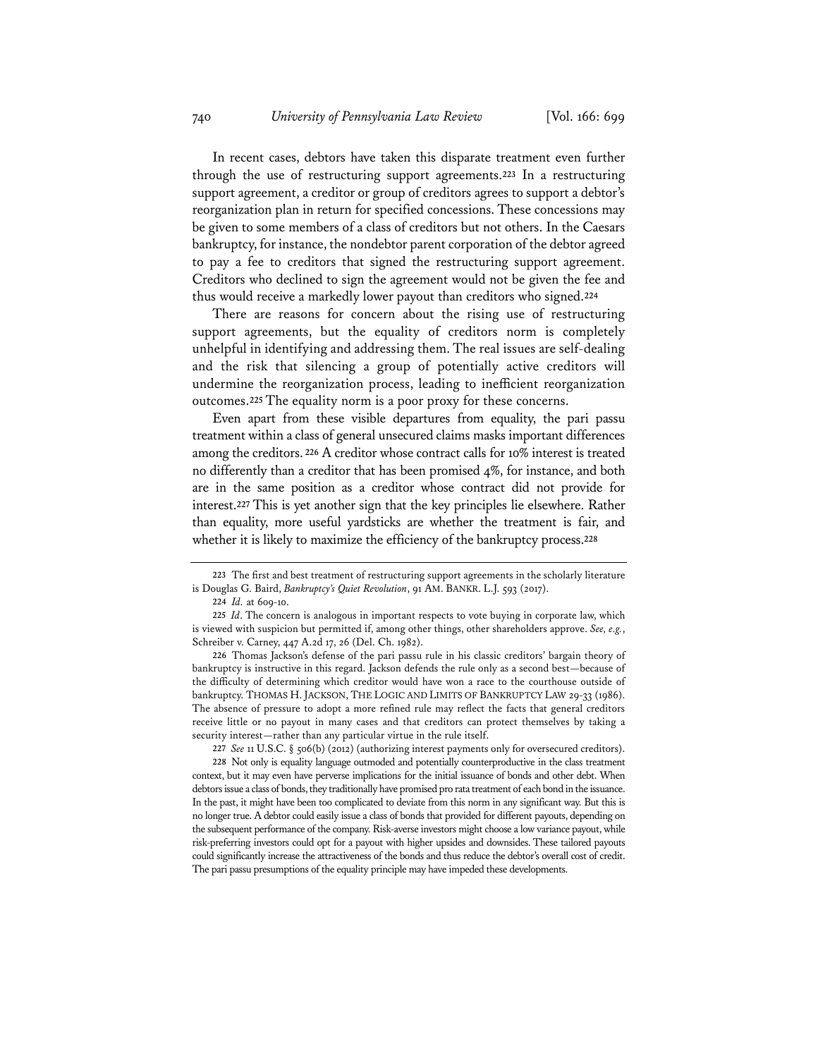In recent cases, debtors have taken this disparate treatment even further through the use of restructuring support agreements.[223] In a restructuring support agreement, a creditor or group of creditors agrees to support a debtor's reorganization plan in return for specified concessions. These concessions may be given to some members of a class of creditors but not others. In the Caesars bankruptcy, for instance, the nondebtor parent corporation of the debtor agreed to pay a fee to creditors that signed the restructuring support agreement. Creditors who declined to sign the agreement would not be given the fee and thus would receive a markedly lower payout than creditors who signed.[224]

There are reasons for concern about the rising use of restructuring support agreements, but the equality of creditors norm is completely unhelpful in identifying and addressing them. The real issues are self-dealing and the risk that silencing a group of potentially active creditors will undermine the reorganization process, leading to inefficient reorganization outcomes.[225] The equality norm is a poor proxy for these concerns.

Even apart from these visible departures from equality, the pari passu treatment within a class of general unsecured claims masks important differences among the creditors.[226] A creditor whose contract calls for 10% interest is treated no differently than a creditor that has been promised 4%, for instance, and both are in the same position as a creditor whose contract did not provide for interest.[227] This is yet another sign that the key principles lie elsewhere. Rather than equality, more useful yardsticks are whether the treatment is fair, and whether it is likely to maximize the efficiency of the bankruptcy process.[228]

---

223 The first and best treatment of restructuring support agreements in the scholarly literature is Douglas G. Baird, *Bankruptcy's Quiet Revolution*, 91 AM. BANKR. L.J. 593 (2017).

224 *Id.* at 609-10.

225 *Id*. The concern is analogous in important respects to vote buying in corporate law, which is viewed with suspicion but permitted if, among other things, other shareholders approve. *See, e.g.*, Schreiber v. Carney, 447 A.2d 17, 26 (Del. Ch. 1982).

226 Thomas Jackson's defense of the pari passu rule in his classic creditors' bargain theory of bankruptcy is instructive in this regard. Jackson defends the rule only as a second best—because of the difficulty of determining which creditor would have won a race to the courthouse outside of bankruptcy. THOMAS H. JACKSON, THE LOGIC AND LIMITS OF BANKRUPTCY LAW 29-33 (1986). The absence of pressure to adopt a more refined rule may reflect the facts that general creditors receive little or no payout in many cases and that creditors can protect themselves by taking a security interest—rather than any particular virtue in the rule itself.

227 *See* 11 U.S.C. § 506(b) (2012) (authorizing interest payments only for oversecured creditors).

228 Not only is equality language outmoded and potentially counterproductive in the class treatment context, but it may even have perverse implications for the initial issuance of bonds and other debt. When debtors issue a class of bonds, they traditionally have promised pro rata treatment of each bond in the issuance. In the past, it might have been too complicated to deviate from this norm in any significant way. But this is no longer true. A debtor could easily issue a class of bonds that provided for different payouts, depending on the subsequent performance of the company. Risk-averse investors might choose a low variance payout, while risk-preferring investors could opt for a payout with higher upsides and downsides. These tailored payouts could significantly increase the attractiveness of the bonds and thus reduce the debtor's overall cost of credit. The pari passu presumptions of the equality principle may have impeded these developments.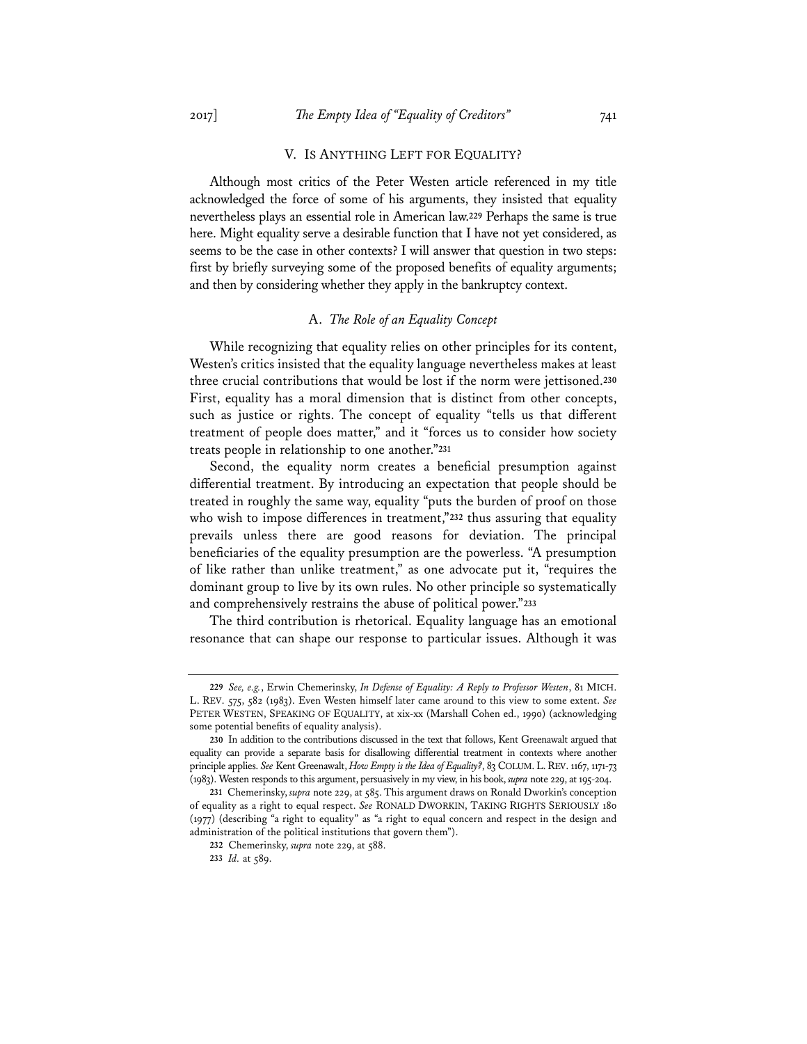## V. IS ANYTHING LEFT FOR EQUALITY?

Although most critics of the Peter Westen article referenced in my title acknowledged the force of some of his arguments, they insisted that equality nevertheless plays an essential role in American law.[229] Perhaps the same is true here. Might equality serve a desirable function that I have not yet considered, as seems to be the case in other contexts? I will answer that question in two steps: first by briefly surveying some of the proposed benefits of equality arguments; and then by considering whether they apply in the bankruptcy context.

### A. *The Role of an Equality Concept*

While recognizing that equality relies on other principles for its content, Westen's critics insisted that the equality language nevertheless makes at least three crucial contributions that would be lost if the norm were jettisoned.[230] First, equality has a moral dimension that is distinct from other concepts, such as justice or rights. The concept of equality "tells us that different treatment of people does matter," and it "forces us to consider how society treats people in relationship to one another."[231]

Second, the equality norm creates a beneficial presumption against differential treatment. By introducing an expectation that people should be treated in roughly the same way, equality "puts the burden of proof on those who wish to impose differences in treatment,"[232] thus assuring that equality prevails unless there are good reasons for deviation. The principal beneficiaries of the equality presumption are the powerless. "A presumption of like rather than unlike treatment," as one advocate put it, "requires the dominant group to live by its own rules. No other principle so systematically and comprehensively restrains the abuse of political power."[233]

The third contribution is rhetorical. Equality language has an emotional resonance that can shape our response to particular issues. Although it was

---

229 *See, e.g.*, Erwin Chemerinsky, *In Defense of Equality: A Reply to Professor Westen*, 81 MICH. L. REV. 575, 582 (1983). Even Westen himself later came around to this view to some extent. *See* PETER WESTEN, SPEAKING OF EQUALITY, at xix-xx (Marshall Cohen ed., 1990) (acknowledging some potential benefits of equality analysis).

230 In addition to the contributions discussed in the text that follows, Kent Greenawalt argued that equality can provide a separate basis for disallowing differential treatment in contexts where another principle applies. *See* Kent Greenawalt, *How Empty is the Idea of Equality?*, 83 COLUM. L. REV. 1167, 1171-73 (1983). Westen responds to this argument, persuasively in my view, in his book, *supra* note 229, at 195-204.

231 Chemerinsky, *supra* note 229, at 585. This argument draws on Ronald Dworkin's conception of equality as a right to equal respect. *See* RONALD DWORKIN, TAKING RIGHTS SERIOUSLY 180 (1977) (describing "a right to equality" as "a right to equal concern and respect in the design and administration of the political institutions that govern them").

232 Chemerinsky, *supra* note 229, at 588.

233 *Id.* at 589.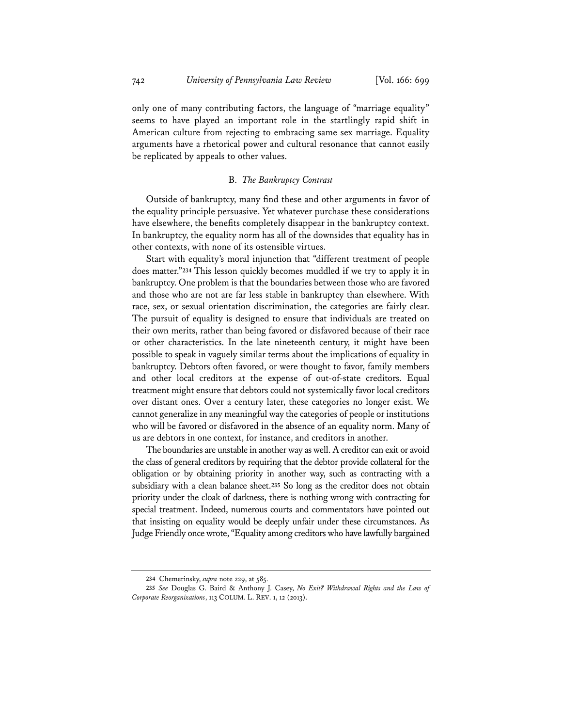only one of many contributing factors, the language of "marriage equality" seems to have played an important role in the startlingly rapid shift in American culture from rejecting to embracing same sex marriage. Equality arguments have a rhetorical power and cultural resonance that cannot easily be replicated by appeals to other values.

### B. *The Bankruptcy Contrast*

Outside of bankruptcy, many find these and other arguments in favor of the equality principle persuasive. Yet whatever purchase these considerations have elsewhere, the benefits completely disappear in the bankruptcy context. In bankruptcy, the equality norm has all of the downsides that equality has in other contexts, with none of its ostensible virtues.

Start with equality's moral injunction that "different treatment of people does matter."[234] This lesson quickly becomes muddled if we try to apply it in bankruptcy. One problem is that the boundaries between those who are favored and those who are not are far less stable in bankruptcy than elsewhere. With race, sex, or sexual orientation discrimination, the categories are fairly clear. The pursuit of equality is designed to ensure that individuals are treated on their own merits, rather than being favored or disfavored because of their race or other characteristics. In the late nineteenth century, it might have been possible to speak in vaguely similar terms about the implications of equality in bankruptcy. Debtors often favored, or were thought to favor, family members and other local creditors at the expense of out-of-state creditors. Equal treatment might ensure that debtors could not systemically favor local creditors over distant ones. Over a century later, these categories no longer exist. We cannot generalize in any meaningful way the categories of people or institutions who will be favored or disfavored in the absence of an equality norm. Many of us are debtors in one context, for instance, and creditors in another.

The boundaries are unstable in another way as well. A creditor can exit or avoid the class of general creditors by requiring that the debtor provide collateral for the obligation or by obtaining priority in another way, such as contracting with a subsidiary with a clean balance sheet.[235] So long as the creditor does not obtain priority under the cloak of darkness, there is nothing wrong with contracting for special treatment. Indeed, numerous courts and commentators have pointed out that insisting on equality would be deeply unfair under these circumstances. As Judge Friendly once wrote, "Equality among creditors who have lawfully bargained

---

234 Chemerinsky, *supra* note 229, at 585.

235 *See* Douglas G. Baird & Anthony J. Casey, *No Exit? Withdrawal Rights and the Law of Corporate Reorganizations*, 113 COLUM. L. REV. 1, 12 (2013).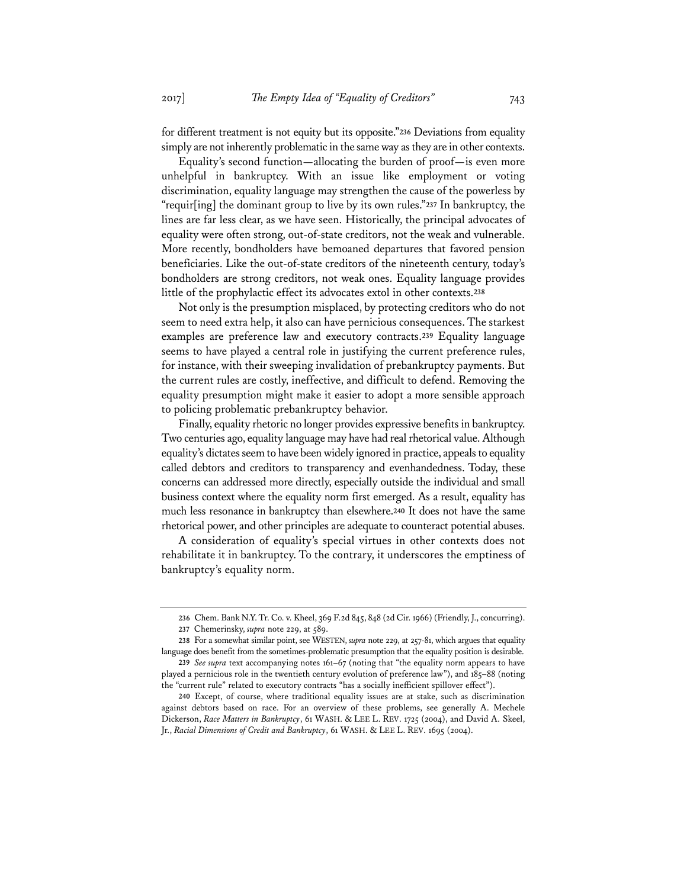for different treatment is not equity but its opposite."[236] Deviations from equality simply are not inherently problematic in the same way as they are in other contexts.

Equality's second function—allocating the burden of proof—is even more unhelpful in bankruptcy. With an issue like employment or voting discrimination, equality language may strengthen the cause of the powerless by "requir[ing] the dominant group to live by its own rules."[237] In bankruptcy, the lines are far less clear, as we have seen. Historically, the principal advocates of equality were often strong, out-of-state creditors, not the weak and vulnerable. More recently, bondholders have bemoaned departures that favored pension beneficiaries. Like the out-of-state creditors of the nineteenth century, today's bondholders are strong creditors, not weak ones. Equality language provides little of the prophylactic effect its advocates extol in other contexts.[238]

Not only is the presumption misplaced, by protecting creditors who do not seem to need extra help, it also can have pernicious consequences. The starkest examples are preference law and executory contracts.[239] Equality language seems to have played a central role in justifying the current preference rules, for instance, with their sweeping invalidation of prebankruptcy payments. But the current rules are costly, ineffective, and difficult to defend. Removing the equality presumption might make it easier to adopt a more sensible approach to policing problematic prebankruptcy behavior.

Finally, equality rhetoric no longer provides expressive benefits in bankruptcy. Two centuries ago, equality language may have had real rhetorical value. Although equality's dictates seem to have been widely ignored in practice, appeals to equality called debtors and creditors to transparency and evenhandedness. Today, these concerns can addressed more directly, especially outside the individual and small business context where the equality norm first emerged. As a result, equality has much less resonance in bankruptcy than elsewhere.[240] It does not have the same rhetorical power, and other principles are adequate to counteract potential abuses.

A consideration of equality's special virtues in other contexts does not rehabilitate it in bankruptcy. To the contrary, it underscores the emptiness of bankruptcy's equality norm.

---

236 Chem. Bank N.Y. Tr. Co. v. Kheel, 369 F.2d 845, 848 (2d Cir. 1966) (Friendly, J., concurring).

237 Chemerinsky, *supra* note 229, at 589.

238 For a somewhat similar point, see WESTEN, *supra* note 229, at 257-81, which argues that equality language does benefit from the sometimes-problematic presumption that the equality position is desirable.

239 *See supra* text accompanying notes 161–67 (noting that "the equality norm appears to have played a pernicious role in the twentieth century evolution of preference law"), and 185–88 (noting the "current rule" related to executory contracts "has a socially inefficient spillover effect").

240 Except, of course, where traditional equality issues are at stake, such as discrimination against debtors based on race. For an overview of these problems, see generally A. Mechele Dickerson, *Race Matters in Bankruptcy*, 61 WASH. & LEE L. REV. 1725 (2004), and David A. Skeel, Jr., *Racial Dimensions of Credit and Bankruptcy*, 61 WASH. & LEE L. REV. 1695 (2004).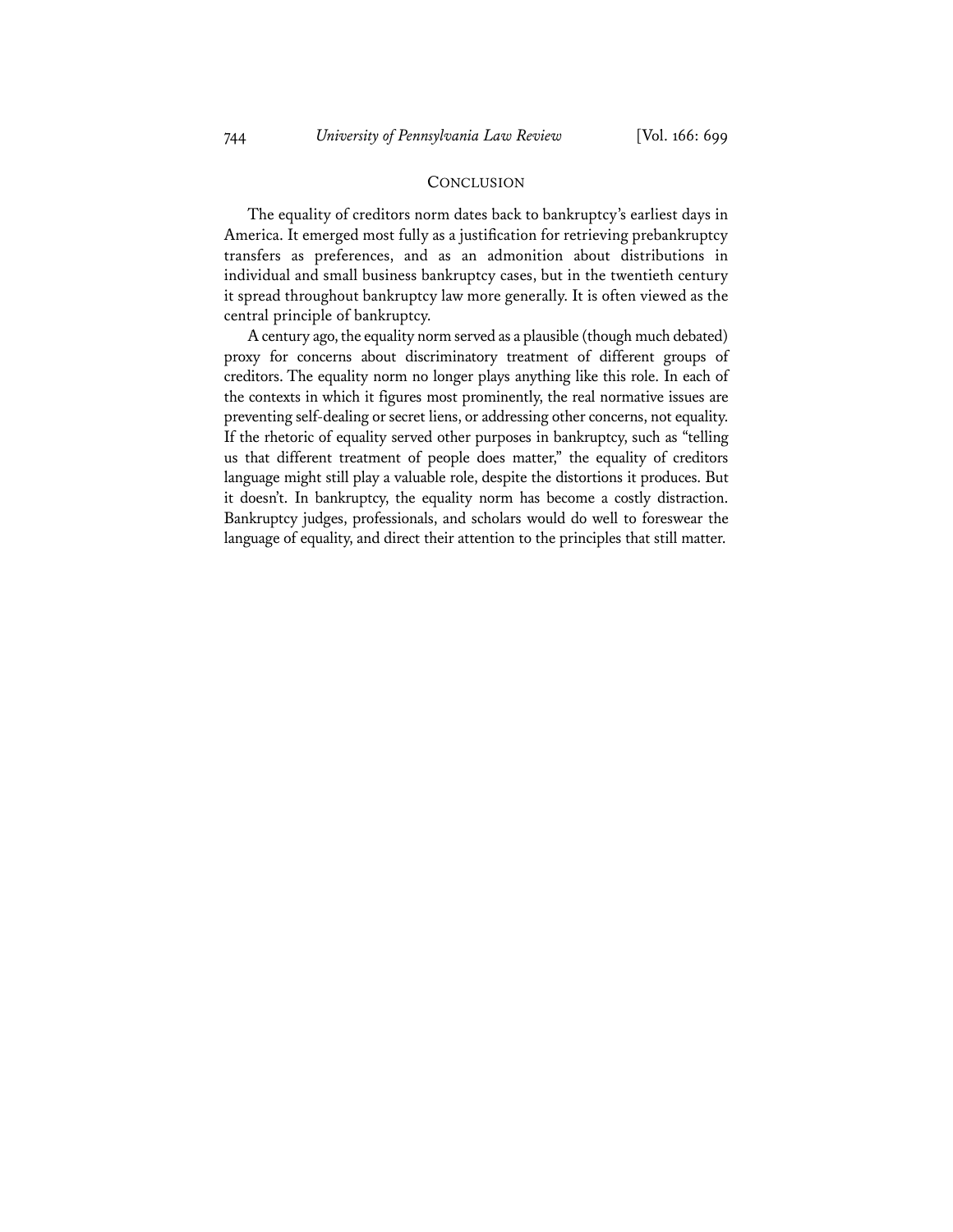## CONCLUSION

The equality of creditors norm dates back to bankruptcy's earliest days in America. It emerged most fully as a justification for retrieving prebankruptcy transfers as preferences, and as an admonition about distributions in individual and small business bankruptcy cases, but in the twentieth century it spread throughout bankruptcy law more generally. It is often viewed as the central principle of bankruptcy.

A century ago, the equality norm served as a plausible (though much debated) proxy for concerns about discriminatory treatment of different groups of creditors. The equality norm no longer plays anything like this role. In each of the contexts in which it figures most prominently, the real normative issues are preventing self-dealing or secret liens, or addressing other concerns, not equality. If the rhetoric of equality served other purposes in bankruptcy, such as "telling us that different treatment of people does matter," the equality of creditors language might still play a valuable role, despite the distortions it produces. But it doesn't. In bankruptcy, the equality norm has become a costly distraction. Bankruptcy judges, professionals, and scholars would do well to foreswear the language of equality, and direct their attention to the principles that still matter.